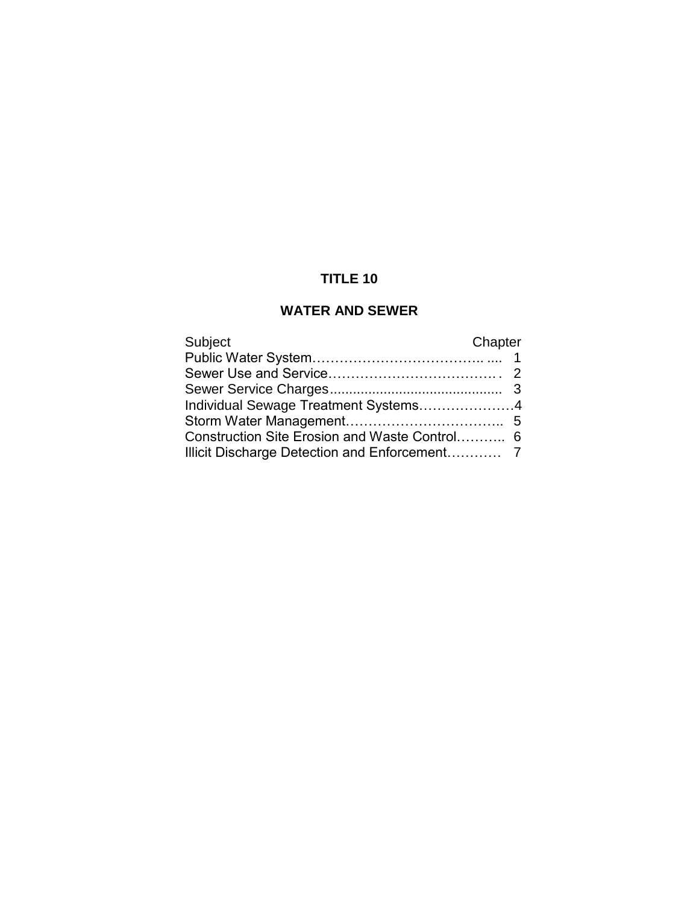# TITLE 10

## WATER AND SEWER

| Subject | Chapter |
|---|---|
| Public Water System | 1 |
| Sewer Use and Service | 2 |
| Sewer Service Charges | 3 |
| Individual Sewage Treatment Systems | 4 |
| Storm Water Management | 5 |
| Construction Site Erosion and Waste Control | 6 |
| Illicit Discharge Detection and Enforcement | 7 |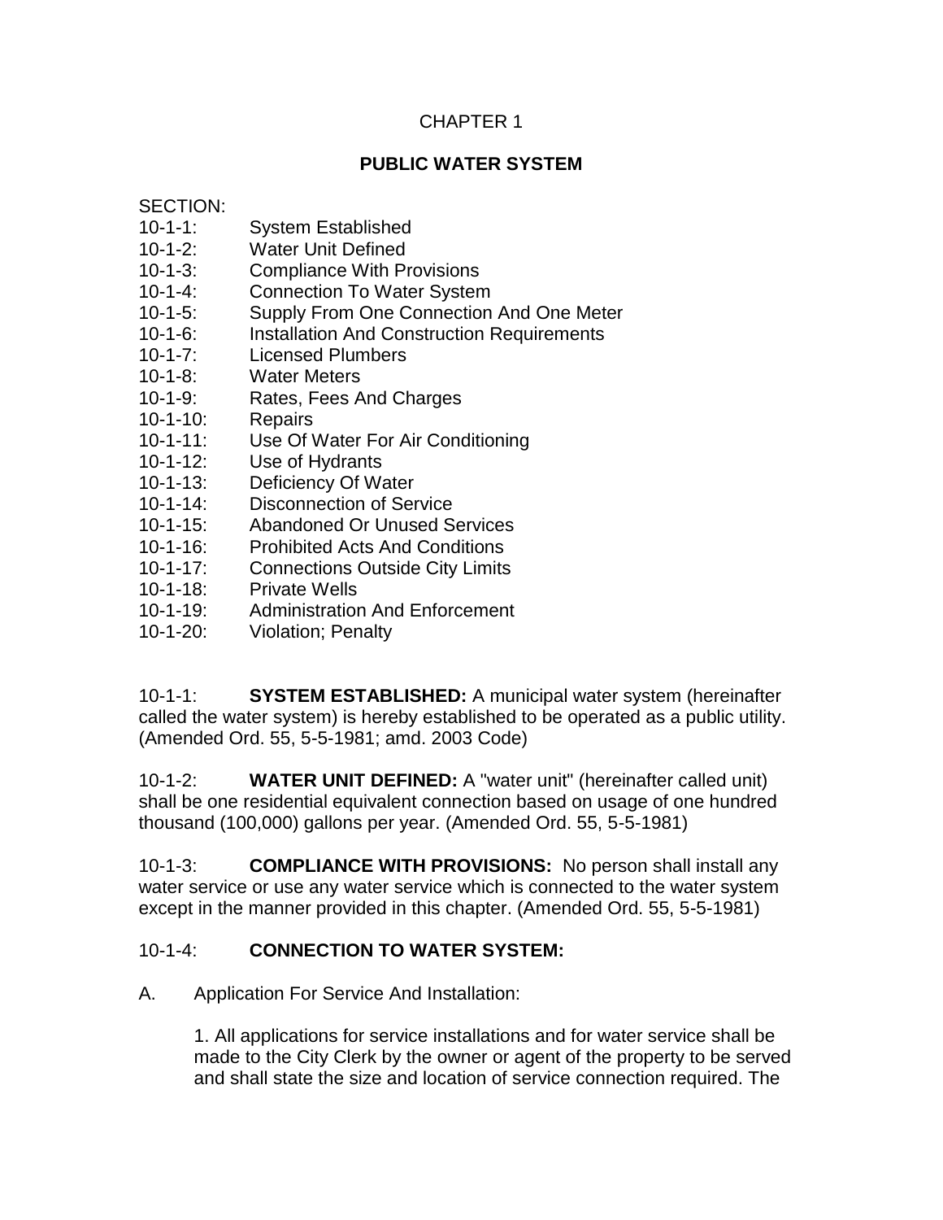# CHAPTER 1

## PUBLIC WATER SYSTEM

SECTION:

- 10-1-1: System Established
- 10-1-2: Water Unit Defined
- 10-1-3: Compliance With Provisions
- 10-1-4: Connection To Water System
- 10-1-5: Supply From One Connection And One Meter
- 10-1-6: Installation And Construction Requirements
- 10-1-7: Licensed Plumbers
- 10-1-8: Water Meters
- 10-1-9: Rates, Fees And Charges
- 10-1-10: Repairs
- 10-1-11: Use Of Water For Air Conditioning
- 10-1-12: Use of Hydrants
- 10-1-13: Deficiency Of Water
- 10-1-14: Disconnection of Service
- 10-1-15: Abandoned Or Unused Services
- 10-1-16: Prohibited Acts And Conditions
- 10-1-17: Connections Outside City Limits
- 10-1-18: Private Wells
- 10-1-19: Administration And Enforcement
- 10-1-20: Violation; Penalty

10-1-1: **SYSTEM ESTABLISHED:** A municipal water system (hereinafter called the water system) is hereby established to be operated as a public utility. (Amended Ord. 55, 5-5-1981; amd. 2003 Code)

10-1-2: **WATER UNIT DEFINED:** A "water unit" (hereinafter called unit) shall be one residential equivalent connection based on usage of one hundred thousand (100,000) gallons per year. (Amended Ord. 55, 5-5-1981)

10-1-3: **COMPLIANCE WITH PROVISIONS:** No person shall install any water service or use any water service which is connected to the water system except in the manner provided in this chapter. (Amended Ord. 55, 5-5-1981)

10-1-4: **CONNECTION TO WATER SYSTEM:**

A. Application For Service And Installation:

1. All applications for service installations and for water service shall be made to the City Clerk by the owner or agent of the property to be served and shall state the size and location of service connection required. The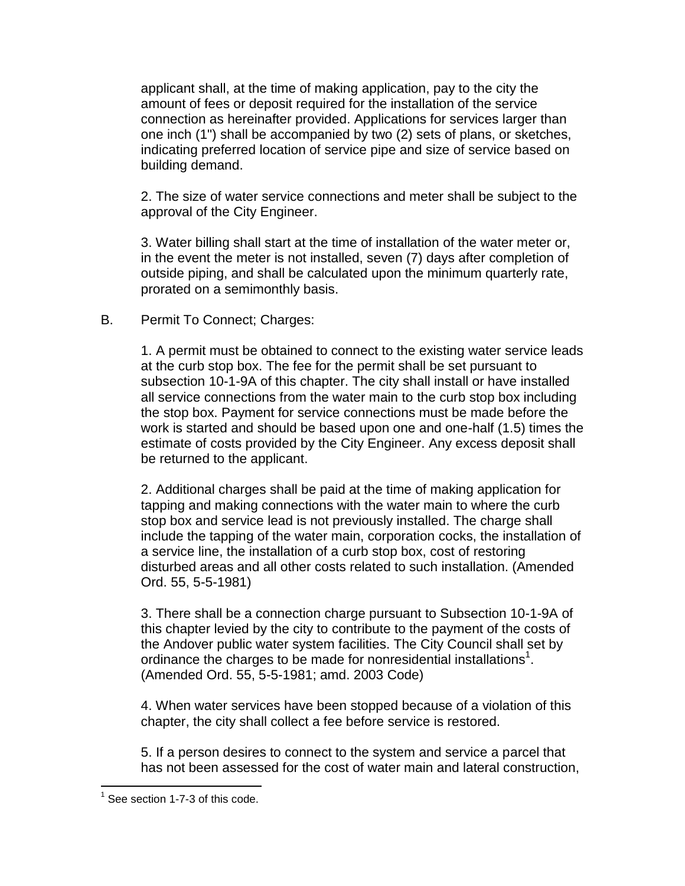applicant shall, at the time of making application, pay to the city the amount of fees or deposit required for the installation of the service connection as hereinafter provided. Applications for services larger than one inch (1") shall be accompanied by two (2) sets of plans, or sketches, indicating preferred location of service pipe and size of service based on building demand.

2. The size of water service connections and meter shall be subject to the approval of the City Engineer.

3. Water billing shall start at the time of installation of the water meter or, in the event the meter is not installed, seven (7) days after completion of outside piping, and shall be calculated upon the minimum quarterly rate, prorated on a semimonthly basis.

B. Permit To Connect; Charges:

1. A permit must be obtained to connect to the existing water service leads at the curb stop box. The fee for the permit shall be set pursuant to subsection 10-1-9A of this chapter. The city shall install or have installed all service connections from the water main to the curb stop box including the stop box. Payment for service connections must be made before the work is started and should be based upon one and one-half (1.5) times the estimate of costs provided by the City Engineer. Any excess deposit shall be returned to the applicant.

2. Additional charges shall be paid at the time of making application for tapping and making connections with the water main to where the curb stop box and service lead is not previously installed. The charge shall include the tapping of the water main, corporation cocks, the installation of a service line, the installation of a curb stop box, cost of restoring disturbed areas and all other costs related to such installation. (Amended Ord. 55, 5-5-1981)

3. There shall be a connection charge pursuant to Subsection 10-1-9A of this chapter levied by the city to contribute to the payment of the costs of the Andover public water system facilities. The City Council shall set by ordinance the charges to be made for nonresidential installations[1]. (Amended Ord. 55, 5-5-1981; amd. 2003 Code)

4. When water services have been stopped because of a violation of this chapter, the city shall collect a fee before service is restored.

5. If a person desires to connect to the system and service a parcel that has not been assessed for the cost of water main and lateral construction,

---

[1] See section 1-7-3 of this code.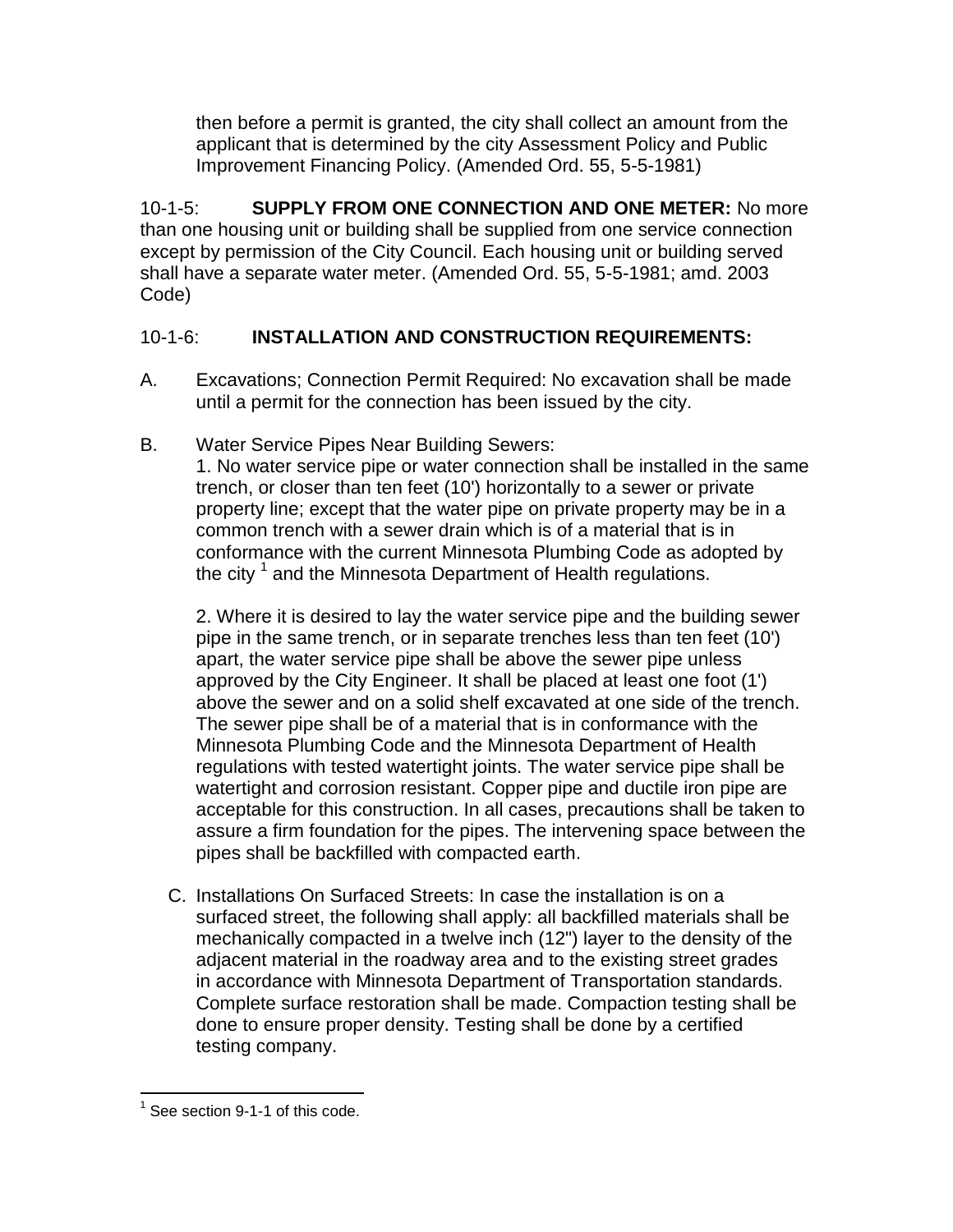then before a permit is granted, the city shall collect an amount from the applicant that is determined by the city Assessment Policy and Public Improvement Financing Policy. (Amended Ord. 55, 5-5-1981)

10-1-5: **SUPPLY FROM ONE CONNECTION AND ONE METER:** No more than one housing unit or building shall be supplied from one service connection except by permission of the City Council. Each housing unit or building served shall have a separate water meter. (Amended Ord. 55, 5-5-1981; amd. 2003 Code)

10-1-6: **INSTALLATION AND CONSTRUCTION REQUIREMENTS:**

A. Excavations; Connection Permit Required: No excavation shall be made until a permit for the connection has been issued by the city.

B. Water Service Pipes Near Building Sewers:

1. No water service pipe or water connection shall be installed in the same trench, or closer than ten feet (10') horizontally to a sewer or private property line; except that the water pipe on private property may be in a common trench with a sewer drain which is of a material that is in conformance with the current Minnesota Plumbing Code as adopted by the city [1] and the Minnesota Department of Health regulations.

2. Where it is desired to lay the water service pipe and the building sewer pipe in the same trench, or in separate trenches less than ten feet (10') apart, the water service pipe shall be above the sewer pipe unless approved by the City Engineer. It shall be placed at least one foot (1') above the sewer and on a solid shelf excavated at one side of the trench. The sewer pipe shall be of a material that is in conformance with the Minnesota Plumbing Code and the Minnesota Department of Health regulations with tested watertight joints. The water service pipe shall be watertight and corrosion resistant. Copper pipe and ductile iron pipe are acceptable for this construction. In all cases, precautions shall be taken to assure a firm foundation for the pipes. The intervening space between the pipes shall be backfilled with compacted earth.

C. Installations On Surfaced Streets: In case the installation is on a surfaced street, the following shall apply: all backfilled materials shall be mechanically compacted in a twelve inch (12") layer to the density of the adjacent material in the roadway area and to the existing street grades in accordance with Minnesota Department of Transportation standards. Complete surface restoration shall be made. Compaction testing shall be done to ensure proper density. Testing shall be done by a certified testing company.

[1] See section 9-1-1 of this code.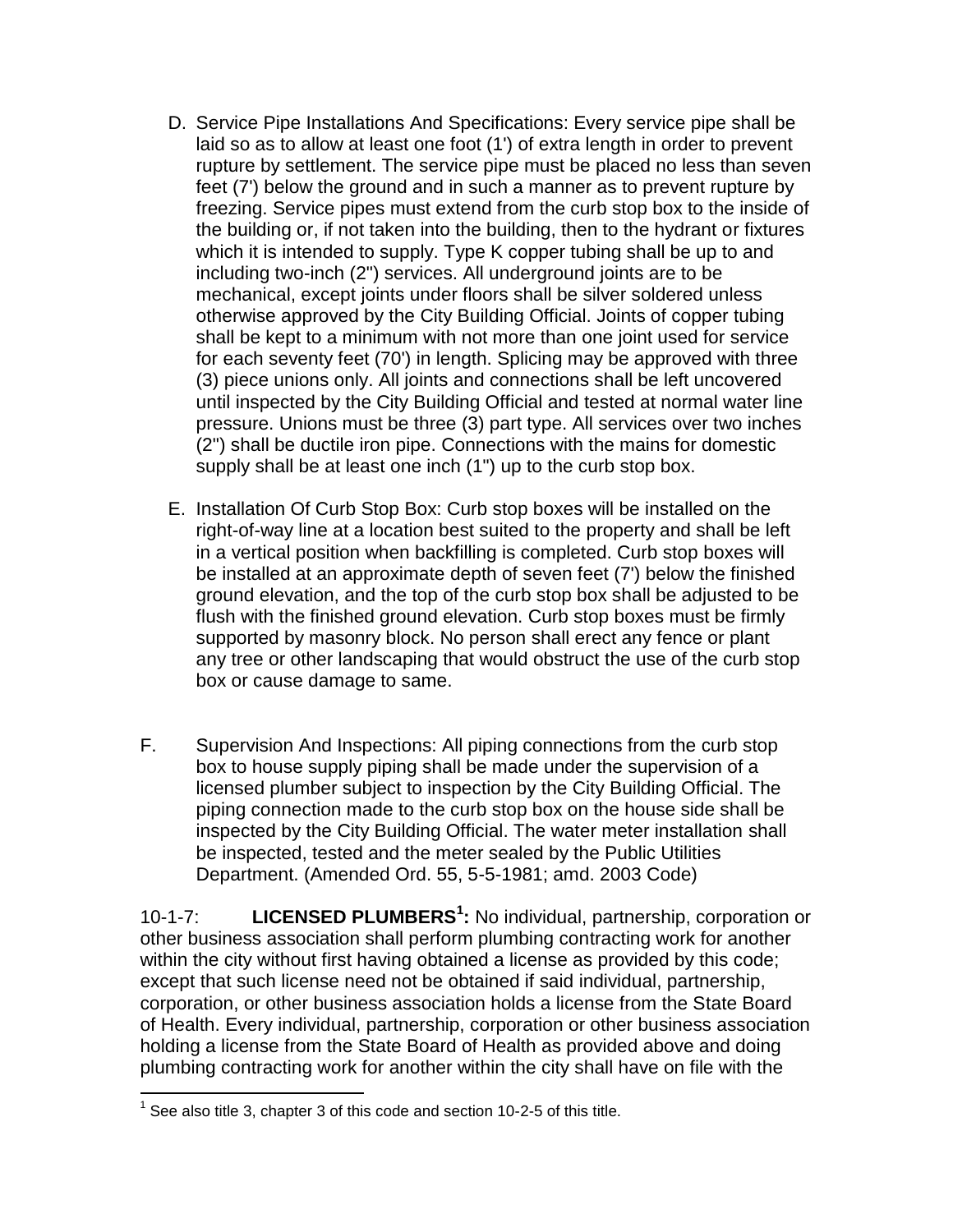D. Service Pipe Installations And Specifications: Every service pipe shall be laid so as to allow at least one foot (1') of extra length in order to prevent rupture by settlement. The service pipe must be placed no less than seven feet (7') below the ground and in such a manner as to prevent rupture by freezing. Service pipes must extend from the curb stop box to the inside of the building or, if not taken into the building, then to the hydrant or fixtures which it is intended to supply. Type K copper tubing shall be up to and including two-inch (2") services. All underground joints are to be mechanical, except joints under floors shall be silver soldered unless otherwise approved by the City Building Official. Joints of copper tubing shall be kept to a minimum with not more than one joint used for service for each seventy feet (70') in length. Splicing may be approved with three (3) piece unions only. All joints and connections shall be left uncovered until inspected by the City Building Official and tested at normal water line pressure. Unions must be three (3) part type. All services over two inches (2") shall be ductile iron pipe. Connections with the mains for domestic supply shall be at least one inch (1") up to the curb stop box.

E. Installation Of Curb Stop Box: Curb stop boxes will be installed on the right-of-way line at a location best suited to the property and shall be left in a vertical position when backfilling is completed. Curb stop boxes will be installed at an approximate depth of seven feet (7') below the finished ground elevation, and the top of the curb stop box shall be adjusted to be flush with the finished ground elevation. Curb stop boxes must be firmly supported by masonry block. No person shall erect any fence or plant any tree or other landscaping that would obstruct the use of the curb stop box or cause damage to same.

F. Supervision And Inspections: All piping connections from the curb stop box to house supply piping shall be made under the supervision of a licensed plumber subject to inspection by the City Building Official. The piping connection made to the curb stop box on the house side shall be inspected by the City Building Official. The water meter installation shall be inspected, tested and the meter sealed by the Public Utilities Department. (Amended Ord. 55, 5-5-1981; amd. 2003 Code)

10-1-7: **LICENSED PLUMBERS[1]:** No individual, partnership, corporation or other business association shall perform plumbing contracting work for another within the city without first having obtained a license as provided by this code; except that such license need not be obtained if said individual, partnership, corporation, or other business association holds a license from the State Board of Health. Every individual, partnership, corporation or other business association holding a license from the State Board of Health as provided above and doing plumbing contracting work for another within the city shall have on file with the

[1] See also title 3, chapter 3 of this code and section 10-2-5 of this title.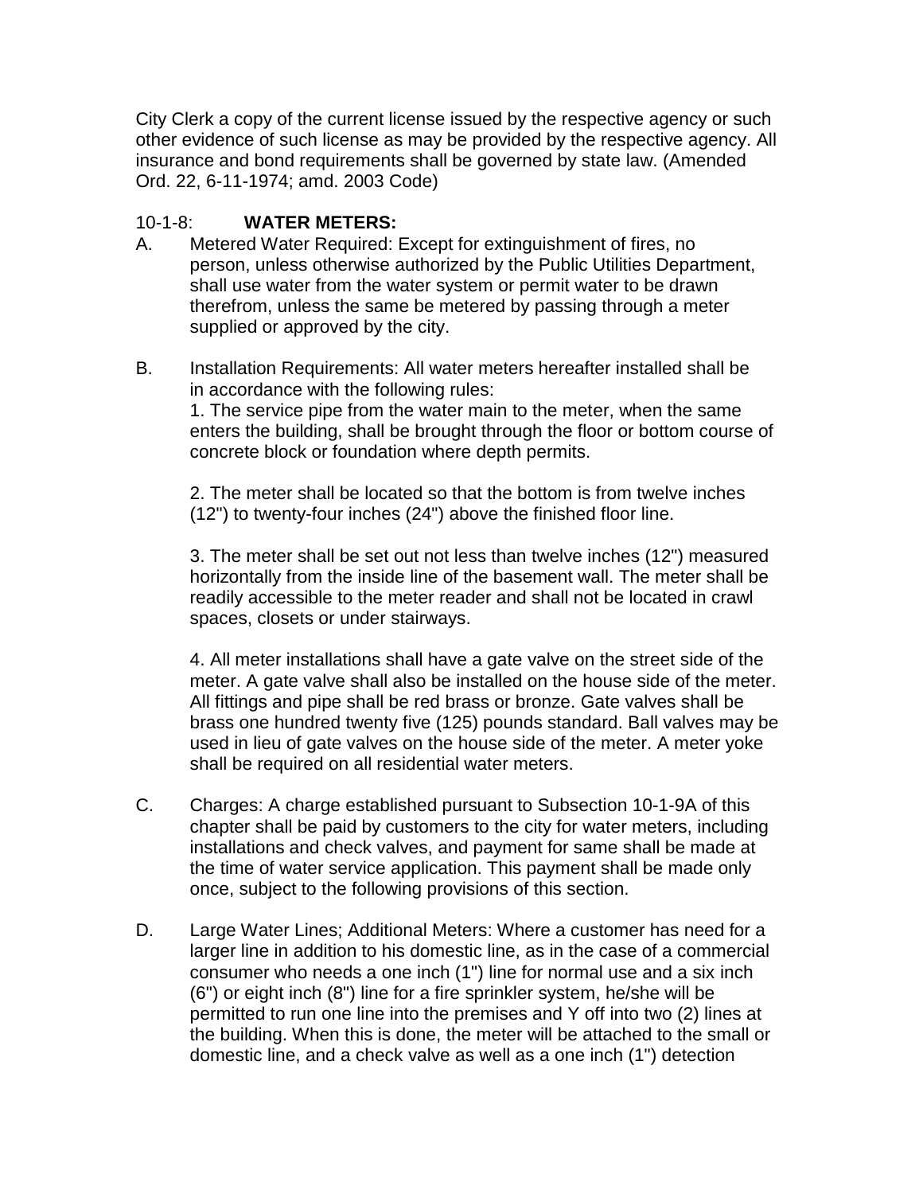City Clerk a copy of the current license issued by the respective agency or such other evidence of such license as may be provided by the respective agency. All insurance and bond requirements shall be governed by state law. (Amended Ord. 22, 6-11-1974; amd. 2003 Code)

10-1-8: **WATER METERS:**

A. Metered Water Required: Except for extinguishment of fires, no person, unless otherwise authorized by the Public Utilities Department, shall use water from the water system or permit water to be drawn therefrom, unless the same be metered by passing through a meter supplied or approved by the city.

B. Installation Requirements: All water meters hereafter installed shall be in accordance with the following rules:

1. The service pipe from the water main to the meter, when the same enters the building, shall be brought through the floor or bottom course of concrete block or foundation where depth permits.

2. The meter shall be located so that the bottom is from twelve inches (12") to twenty-four inches (24") above the finished floor line.

3. The meter shall be set out not less than twelve inches (12") measured horizontally from the inside line of the basement wall. The meter shall be readily accessible to the meter reader and shall not be located in crawl spaces, closets or under stairways.

4. All meter installations shall have a gate valve on the street side of the meter. A gate valve shall also be installed on the house side of the meter. All fittings and pipe shall be red brass or bronze. Gate valves shall be brass one hundred twenty five (125) pounds standard. Ball valves may be used in lieu of gate valves on the house side of the meter. A meter yoke shall be required on all residential water meters.

C. Charges: A charge established pursuant to Subsection 10-1-9A of this chapter shall be paid by customers to the city for water meters, including installations and check valves, and payment for same shall be made at the time of water service application. This payment shall be made only once, subject to the following provisions of this section.

D. Large Water Lines; Additional Meters: Where a customer has need for a larger line in addition to his domestic line, as in the case of a commercial consumer who needs a one inch (1") line for normal use and a six inch (6") or eight inch (8") line for a fire sprinkler system, he/she will be permitted to run one line into the premises and Y off into two (2) lines at the building. When this is done, the meter will be attached to the small or domestic line, and a check valve as well as a one inch (1") detection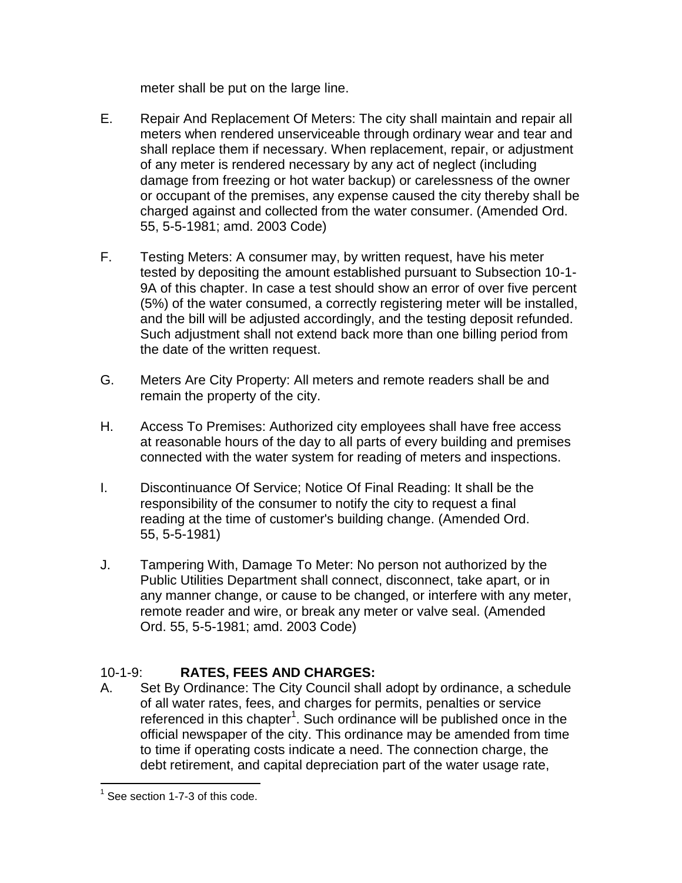meter shall be put on the large line.

E. Repair And Replacement Of Meters: The city shall maintain and repair all meters when rendered unserviceable through ordinary wear and tear and shall replace them if necessary. When replacement, repair, or adjustment of any meter is rendered necessary by any act of neglect (including damage from freezing or hot water backup) or carelessness of the owner or occupant of the premises, any expense caused the city thereby shall be charged against and collected from the water consumer. (Amended Ord. 55, 5-5-1981; amd. 2003 Code)

F. Testing Meters: A consumer may, by written request, have his meter tested by depositing the amount established pursuant to Subsection 10-1-9A of this chapter. In case a test should show an error of over five percent (5%) of the water consumed, a correctly registering meter will be installed, and the bill will be adjusted accordingly, and the testing deposit refunded. Such adjustment shall not extend back more than one billing period from the date of the written request.

G. Meters Are City Property: All meters and remote readers shall be and remain the property of the city.

H. Access To Premises: Authorized city employees shall have free access at reasonable hours of the day to all parts of every building and premises connected with the water system for reading of meters and inspections.

I. Discontinuance Of Service; Notice Of Final Reading: It shall be the responsibility of the consumer to notify the city to request a final reading at the time of customer's building change. (Amended Ord. 55, 5-5-1981)

J. Tampering With, Damage To Meter: No person not authorized by the Public Utilities Department shall connect, disconnect, take apart, or in any manner change, or cause to be changed, or interfere with any meter, remote reader and wire, or break any meter or valve seal. (Amended Ord. 55, 5-5-1981; amd. 2003 Code)

## 10-1-9: **RATES, FEES AND CHARGES:**

A. Set By Ordinance: The City Council shall adopt by ordinance, a schedule of all water rates, fees, and charges for permits, penalties or service referenced in this chapter[1]. Such ordinance will be published once in the official newspaper of the city. This ordinance may be amended from time to time if operating costs indicate a need. The connection charge, the debt retirement, and capital depreciation part of the water usage rate,

[1] See section 1-7-3 of this code.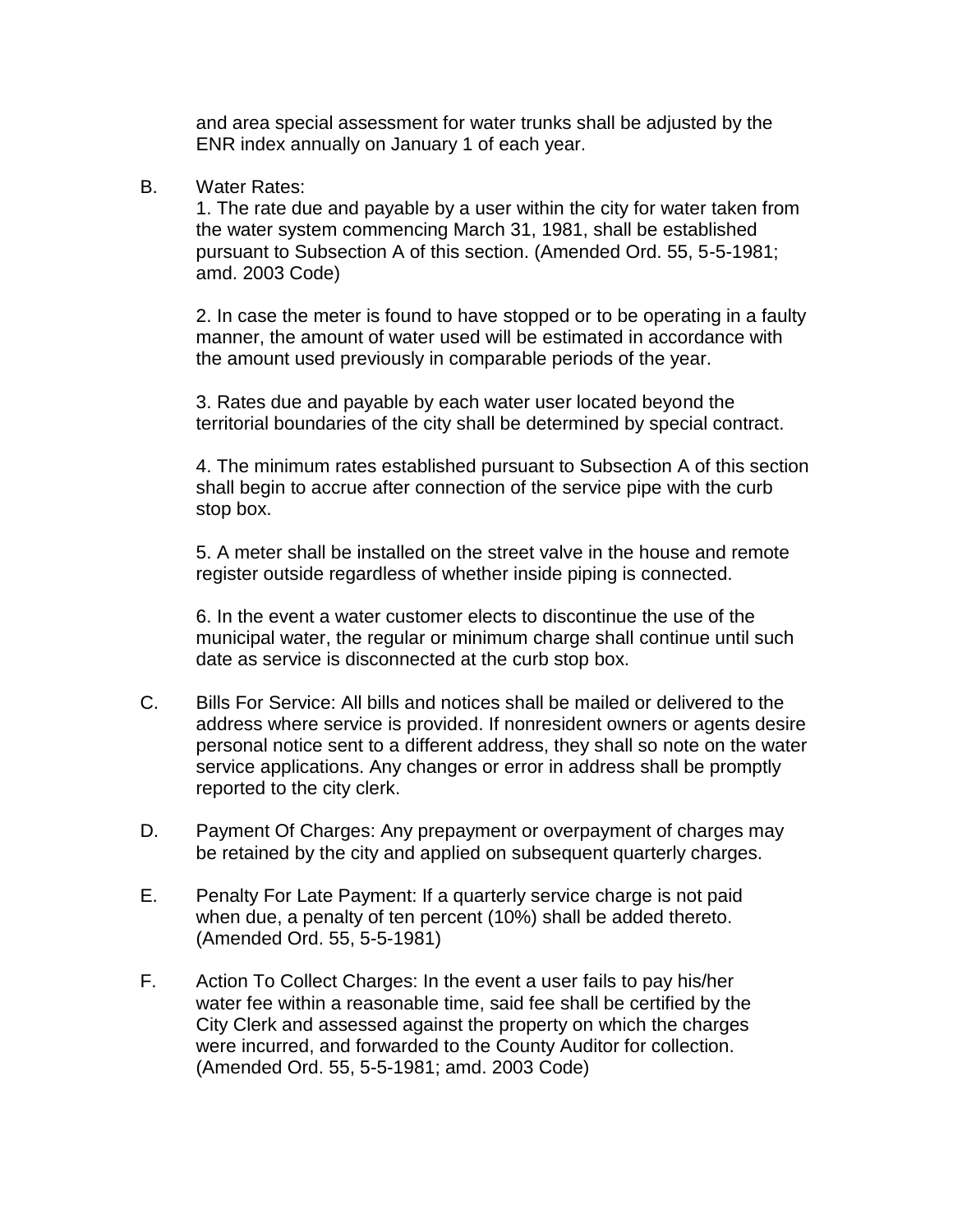and area special assessment for water trunks shall be adjusted by the ENR index annually on January 1 of each year.

B. Water Rates:

1. The rate due and payable by a user within the city for water taken from the water system commencing March 31, 1981, shall be established pursuant to Subsection A of this section. (Amended Ord. 55, 5-5-1981; amd. 2003 Code)

2. In case the meter is found to have stopped or to be operating in a faulty manner, the amount of water used will be estimated in accordance with the amount used previously in comparable periods of the year.

3. Rates due and payable by each water user located beyond the territorial boundaries of the city shall be determined by special contract.

4. The minimum rates established pursuant to Subsection A of this section shall begin to accrue after connection of the service pipe with the curb stop box.

5. A meter shall be installed on the street valve in the house and remote register outside regardless of whether inside piping is connected.

6. In the event a water customer elects to discontinue the use of the municipal water, the regular or minimum charge shall continue until such date as service is disconnected at the curb stop box.

C. Bills For Service: All bills and notices shall be mailed or delivered to the address where service is provided. If nonresident owners or agents desire personal notice sent to a different address, they shall so note on the water service applications. Any changes or error in address shall be promptly reported to the city clerk.

D. Payment Of Charges: Any prepayment or overpayment of charges may be retained by the city and applied on subsequent quarterly charges.

E. Penalty For Late Payment: If a quarterly service charge is not paid when due, a penalty of ten percent (10%) shall be added thereto. (Amended Ord. 55, 5-5-1981)

F. Action To Collect Charges: In the event a user fails to pay his/her water fee within a reasonable time, said fee shall be certified by the City Clerk and assessed against the property on which the charges were incurred, and forwarded to the County Auditor for collection. (Amended Ord. 55, 5-5-1981; amd. 2003 Code)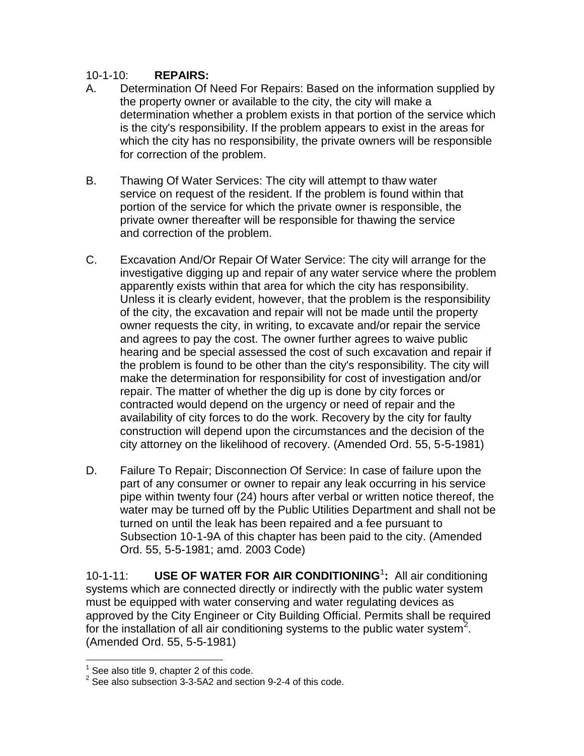10-1-10: **REPAIRS:**

A. Determination Of Need For Repairs: Based on the information supplied by the property owner or available to the city, the city will make a determination whether a problem exists in that portion of the service which is the city's responsibility. If the problem appears to exist in the areas for which the city has no responsibility, the private owners will be responsible for correction of the problem.

B. Thawing Of Water Services: The city will attempt to thaw water service on request of the resident. If the problem is found within that portion of the service for which the private owner is responsible, the private owner thereafter will be responsible for thawing the service and correction of the problem.

C. Excavation And/Or Repair Of Water Service: The city will arrange for the investigative digging up and repair of any water service where the problem apparently exists within that area for which the city has responsibility. Unless it is clearly evident, however, that the problem is the responsibility of the city, the excavation and repair will not be made until the property owner requests the city, in writing, to excavate and/or repair the service and agrees to pay the cost. The owner further agrees to waive public hearing and be special assessed the cost of such excavation and repair if the problem is found to be other than the city's responsibility. The city will make the determination for responsibility for cost of investigation and/or repair. The matter of whether the dig up is done by city forces or contracted would depend on the urgency or need of repair and the availability of city forces to do the work. Recovery by the city for faulty construction will depend upon the circumstances and the decision of the city attorney on the likelihood of recovery. (Amended Ord. 55, 5-5-1981)

D. Failure To Repair; Disconnection Of Service: In case of failure upon the part of any consumer or owner to repair any leak occurring in his service pipe within twenty four (24) hours after verbal or written notice thereof, the water may be turned off by the Public Utilities Department and shall not be turned on until the leak has been repaired and a fee pursuant to Subsection 10-1-9A of this chapter has been paid to the city. (Amended Ord. 55, 5-5-1981; amd. 2003 Code)

10-1-11: **USE OF WATER FOR AIR CONDITIONING[1]:** All air conditioning systems which are connected directly or indirectly with the public water system must be equipped with water conserving and water regulating devices as approved by the City Engineer or City Building Official. Permits shall be required for the installation of all air conditioning systems to the public water system[2]. (Amended Ord. 55, 5-5-1981)

---

[1] See also title 9, chapter 2 of this code.

[2] See also subsection 3-3-5A2 and section 9-2-4 of this code.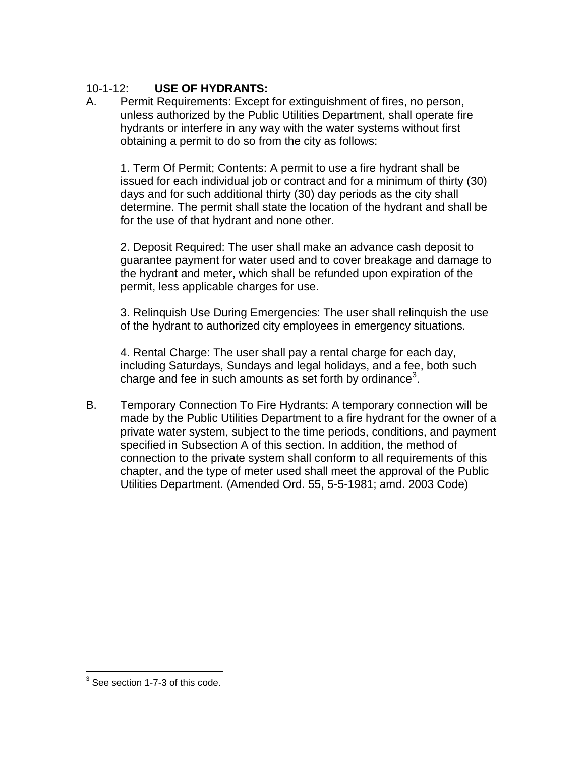10-1-12: **USE OF HYDRANTS:**

A. Permit Requirements: Except for extinguishment of fires, no person, unless authorized by the Public Utilities Department, shall operate fire hydrants or interfere in any way with the water systems without first obtaining a permit to do so from the city as follows:

   1. Term Of Permit; Contents: A permit to use a fire hydrant shall be issued for each individual job or contract and for a minimum of thirty (30) days and for such additional thirty (30) day periods as the city shall determine. The permit shall state the location of the hydrant and shall be for the use of that hydrant and none other.

   2. Deposit Required: The user shall make an advance cash deposit to guarantee payment for water used and to cover breakage and damage to the hydrant and meter, which shall be refunded upon expiration of the permit, less applicable charges for use.

   3. Relinquish Use During Emergencies: The user shall relinquish the use of the hydrant to authorized city employees in emergency situations.

   4. Rental Charge: The user shall pay a rental charge for each day, including Saturdays, Sundays and legal holidays, and a fee, both such charge and fee in such amounts as set forth by ordinance[3].

B. Temporary Connection To Fire Hydrants: A temporary connection will be made by the Public Utilities Department to a fire hydrant for the owner of a private water system, subject to the time periods, conditions, and payment specified in Subsection A of this section. In addition, the method of connection to the private system shall conform to all requirements of this chapter, and the type of meter used shall meet the approval of the Public Utilities Department. (Amended Ord. 55, 5-5-1981; amd. 2003 Code)

---

[3] See section 1-7-3 of this code.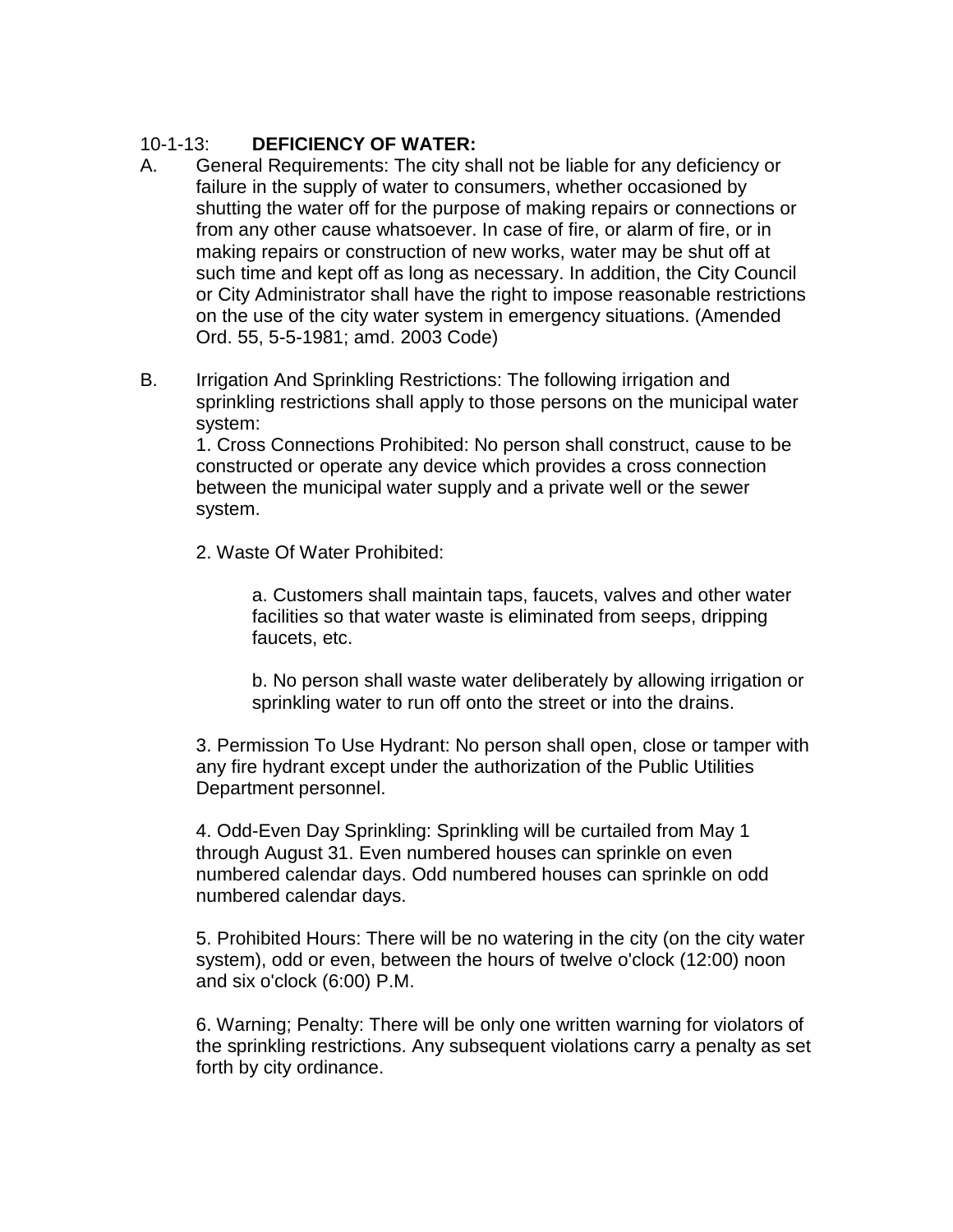### 10-1-13: **DEFICIENCY OF WATER:**

A. General Requirements: The city shall not be liable for any deficiency or failure in the supply of water to consumers, whether occasioned by shutting the water off for the purpose of making repairs or connections or from any other cause whatsoever. In case of fire, or alarm of fire, or in making repairs or construction of new works, water may be shut off at such time and kept off as long as necessary. In addition, the City Council or City Administrator shall have the right to impose reasonable restrictions on the use of the city water system in emergency situations. (Amended Ord. 55, 5-5-1981; amd. 2003 Code)

B. Irrigation And Sprinkling Restrictions: The following irrigation and sprinkling restrictions shall apply to those persons on the municipal water system:

1. Cross Connections Prohibited: No person shall construct, cause to be constructed or operate any device which provides a cross connection between the municipal water supply and a private well or the sewer system.

2. Waste Of Water Prohibited:

   a. Customers shall maintain taps, faucets, valves and other water facilities so that water waste is eliminated from seeps, dripping faucets, etc.

   b. No person shall waste water deliberately by allowing irrigation or sprinkling water to run off onto the street or into the drains.

3. Permission To Use Hydrant: No person shall open, close or tamper with any fire hydrant except under the authorization of the Public Utilities Department personnel.

4. Odd-Even Day Sprinkling: Sprinkling will be curtailed from May 1 through August 31. Even numbered houses can sprinkle on even numbered calendar days. Odd numbered houses can sprinkle on odd numbered calendar days.

5. Prohibited Hours: There will be no watering in the city (on the city water system), odd or even, between the hours of twelve o'clock (12:00) noon and six o'clock (6:00) P.M.

6. Warning; Penalty: There will be only one written warning for violators of the sprinkling restrictions. Any subsequent violations carry a penalty as set forth by city ordinance.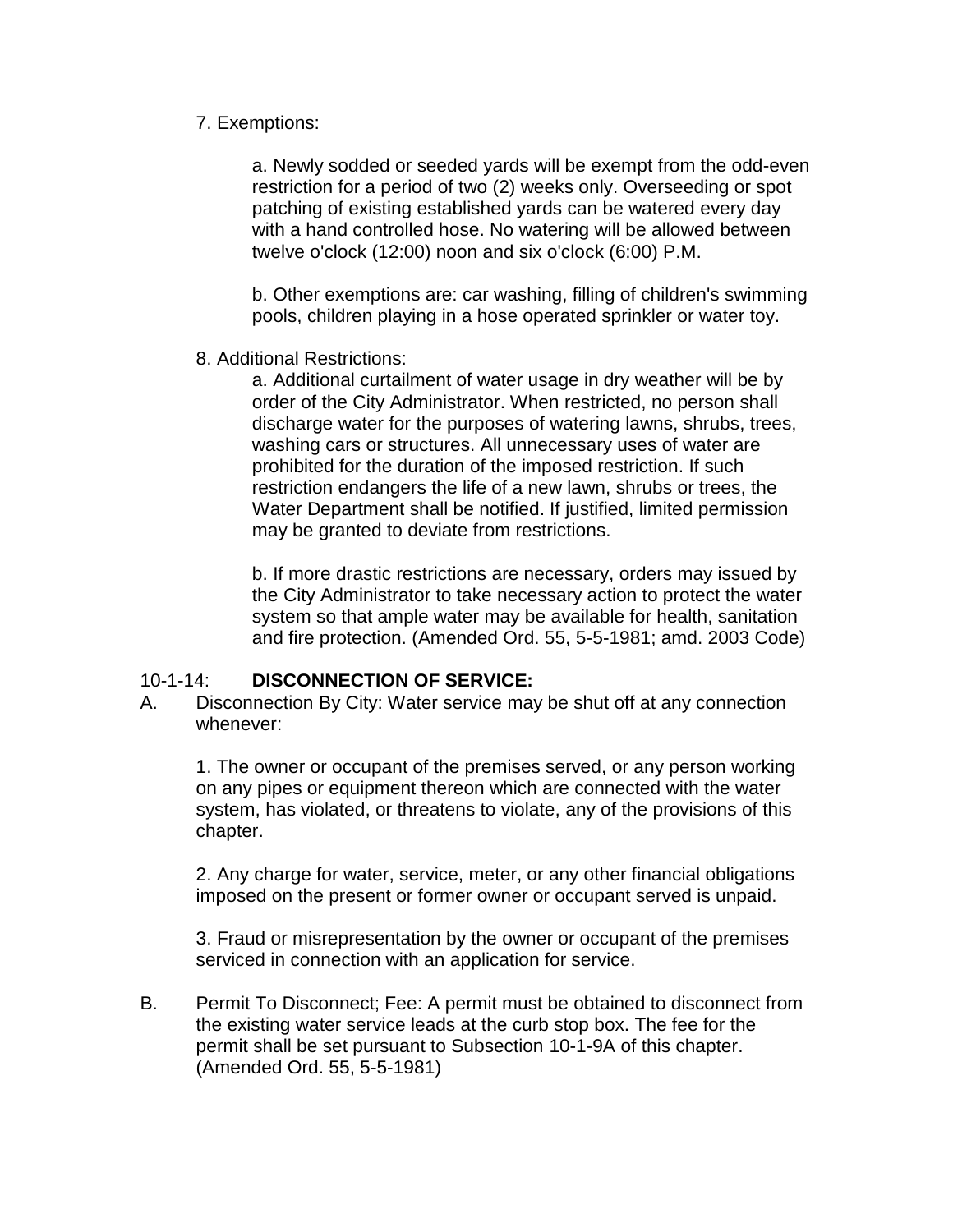7. Exemptions:

a. Newly sodded or seeded yards will be exempt from the odd-even restriction for a period of two (2) weeks only. Overseeding or spot patching of existing established yards can be watered every day with a hand controlled hose. No watering will be allowed between twelve o'clock (12:00) noon and six o'clock (6:00) P.M.

b. Other exemptions are: car washing, filling of children's swimming pools, children playing in a hose operated sprinkler or water toy.

8. Additional Restrictions:

a. Additional curtailment of water usage in dry weather will be by order of the City Administrator. When restricted, no person shall discharge water for the purposes of watering lawns, shrubs, trees, washing cars or structures. All unnecessary uses of water are prohibited for the duration of the imposed restriction. If such restriction endangers the life of a new lawn, shrubs or trees, the Water Department shall be notified. If justified, limited permission may be granted to deviate from restrictions.

b. If more drastic restrictions are necessary, orders may issued by the City Administrator to take necessary action to protect the water system so that ample water may be available for health, sanitation and fire protection. (Amended Ord. 55, 5-5-1981; amd. 2003 Code)

## 10-1-14: **DISCONNECTION OF SERVICE:**

A. Disconnection By City: Water service may be shut off at any connection whenever:

1. The owner or occupant of the premises served, or any person working on any pipes or equipment thereon which are connected with the water system, has violated, or threatens to violate, any of the provisions of this chapter.

2. Any charge for water, service, meter, or any other financial obligations imposed on the present or former owner or occupant served is unpaid.

3. Fraud or misrepresentation by the owner or occupant of the premises serviced in connection with an application for service.

B. Permit To Disconnect; Fee: A permit must be obtained to disconnect from the existing water service leads at the curb stop box. The fee for the permit shall be set pursuant to Subsection 10-1-9A of this chapter. (Amended Ord. 55, 5-5-1981)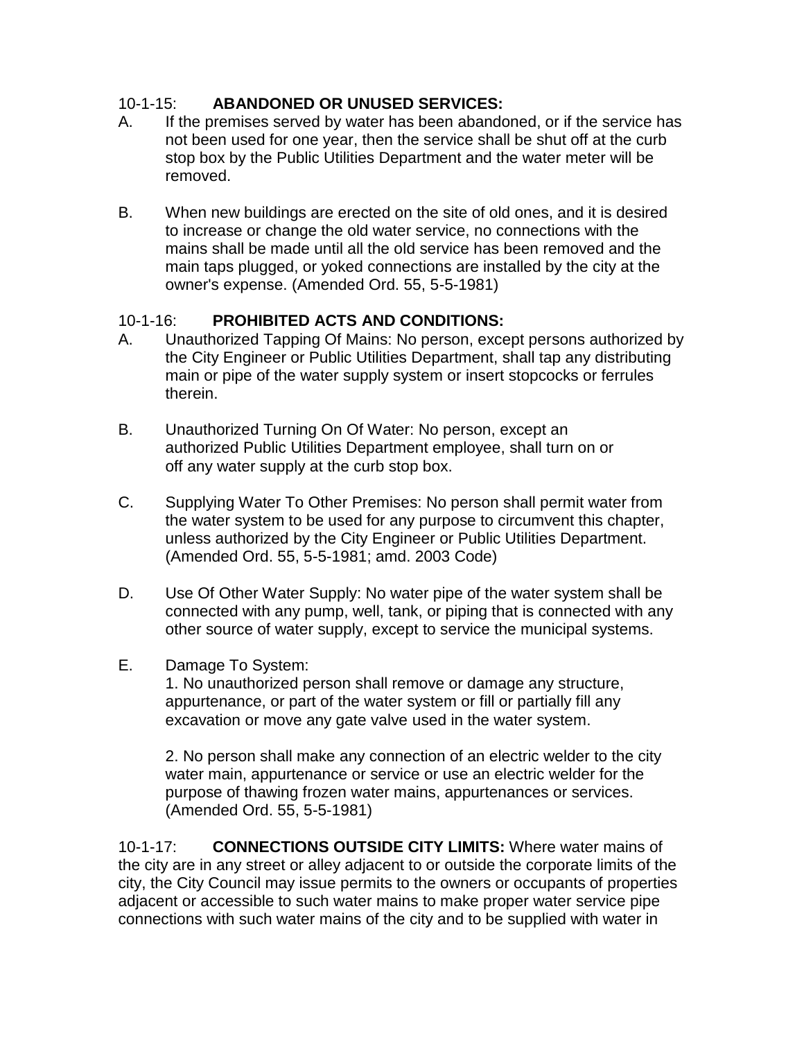10-1-15: **ABANDONED OR UNUSED SERVICES:**

A. If the premises served by water has been abandoned, or if the service has not been used for one year, then the service shall be shut off at the curb stop box by the Public Utilities Department and the water meter will be removed.

B. When new buildings are erected on the site of old ones, and it is desired to increase or change the old water service, no connections with the mains shall be made until all the old service has been removed and the main taps plugged, or yoked connections are installed by the city at the owner's expense. (Amended Ord. 55, 5-5-1981)

10-1-16: **PROHIBITED ACTS AND CONDITIONS:**

A. Unauthorized Tapping Of Mains: No person, except persons authorized by the City Engineer or Public Utilities Department, shall tap any distributing main or pipe of the water supply system or insert stopcocks or ferrules therein.

B. Unauthorized Turning On Of Water: No person, except an authorized Public Utilities Department employee, shall turn on or off any water supply at the curb stop box.

C. Supplying Water To Other Premises: No person shall permit water from the water system to be used for any purpose to circumvent this chapter, unless authorized by the City Engineer or Public Utilities Department. (Amended Ord. 55, 5-5-1981; amd. 2003 Code)

D. Use Of Other Water Supply: No water pipe of the water system shall be connected with any pump, well, tank, or piping that is connected with any other source of water supply, except to service the municipal systems.

E. Damage To System:

1. No unauthorized person shall remove or damage any structure, appurtenance, or part of the water system or fill or partially fill any excavation or move any gate valve used in the water system.

2. No person shall make any connection of an electric welder to the city water main, appurtenance or service or use an electric welder for the purpose of thawing frozen water mains, appurtenances or services. (Amended Ord. 55, 5-5-1981)

10-1-17: **CONNECTIONS OUTSIDE CITY LIMITS:** Where water mains of the city are in any street or alley adjacent to or outside the corporate limits of the city, the City Council may issue permits to the owners or occupants of properties adjacent or accessible to such water mains to make proper water service pipe connections with such water mains of the city and to be supplied with water in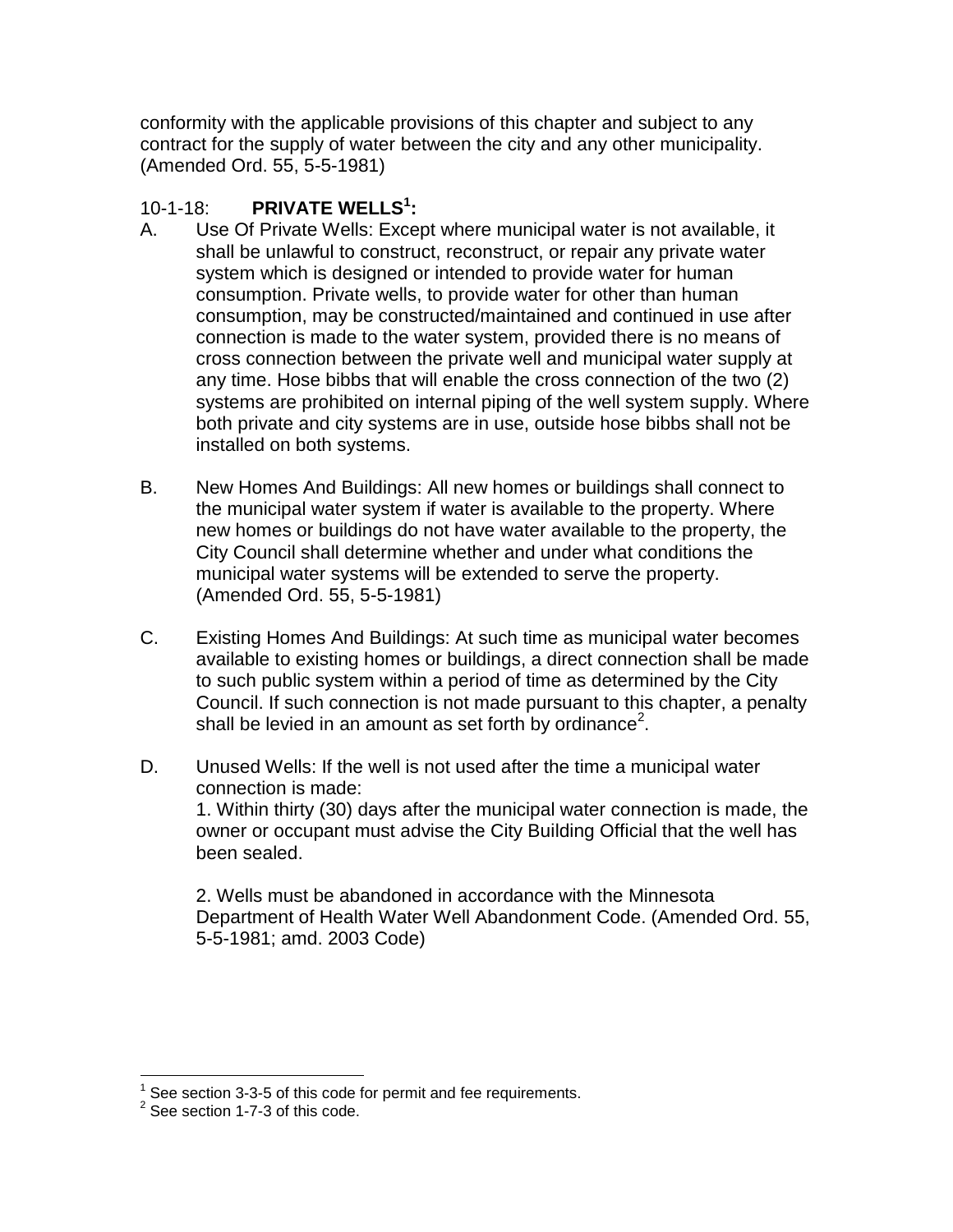conformity with the applicable provisions of this chapter and subject to any contract for the supply of water between the city and any other municipality. (Amended Ord. 55, 5-5-1981)

### 10-1-18: **PRIVATE WELLS[1]:**

A. Use Of Private Wells: Except where municipal water is not available, it shall be unlawful to construct, reconstruct, or repair any private water system which is designed or intended to provide water for human consumption. Private wells, to provide water for other than human consumption, may be constructed/maintained and continued in use after connection is made to the water system, provided there is no means of cross connection between the private well and municipal water supply at any time. Hose bibbs that will enable the cross connection of the two (2) systems are prohibited on internal piping of the well system supply. Where both private and city systems are in use, outside hose bibbs shall not be installed on both systems.

B. New Homes And Buildings: All new homes or buildings shall connect to the municipal water system if water is available to the property. Where new homes or buildings do not have water available to the property, the City Council shall determine whether and under what conditions the municipal water systems will be extended to serve the property. (Amended Ord. 55, 5-5-1981)

C. Existing Homes And Buildings: At such time as municipal water becomes available to existing homes or buildings, a direct connection shall be made to such public system within a period of time as determined by the City Council. If such connection is not made pursuant to this chapter, a penalty shall be levied in an amount as set forth by ordinance[2].

D. Unused Wells: If the well is not used after the time a municipal water connection is made:

   1. Within thirty (30) days after the municipal water connection is made, the owner or occupant must advise the City Building Official that the well has been sealed.

   2. Wells must be abandoned in accordance with the Minnesota Department of Health Water Well Abandonment Code. (Amended Ord. 55, 5-5-1981; amd. 2003 Code)

---

[1] See section 3-3-5 of this code for permit and fee requirements.

[2] See section 1-7-3 of this code.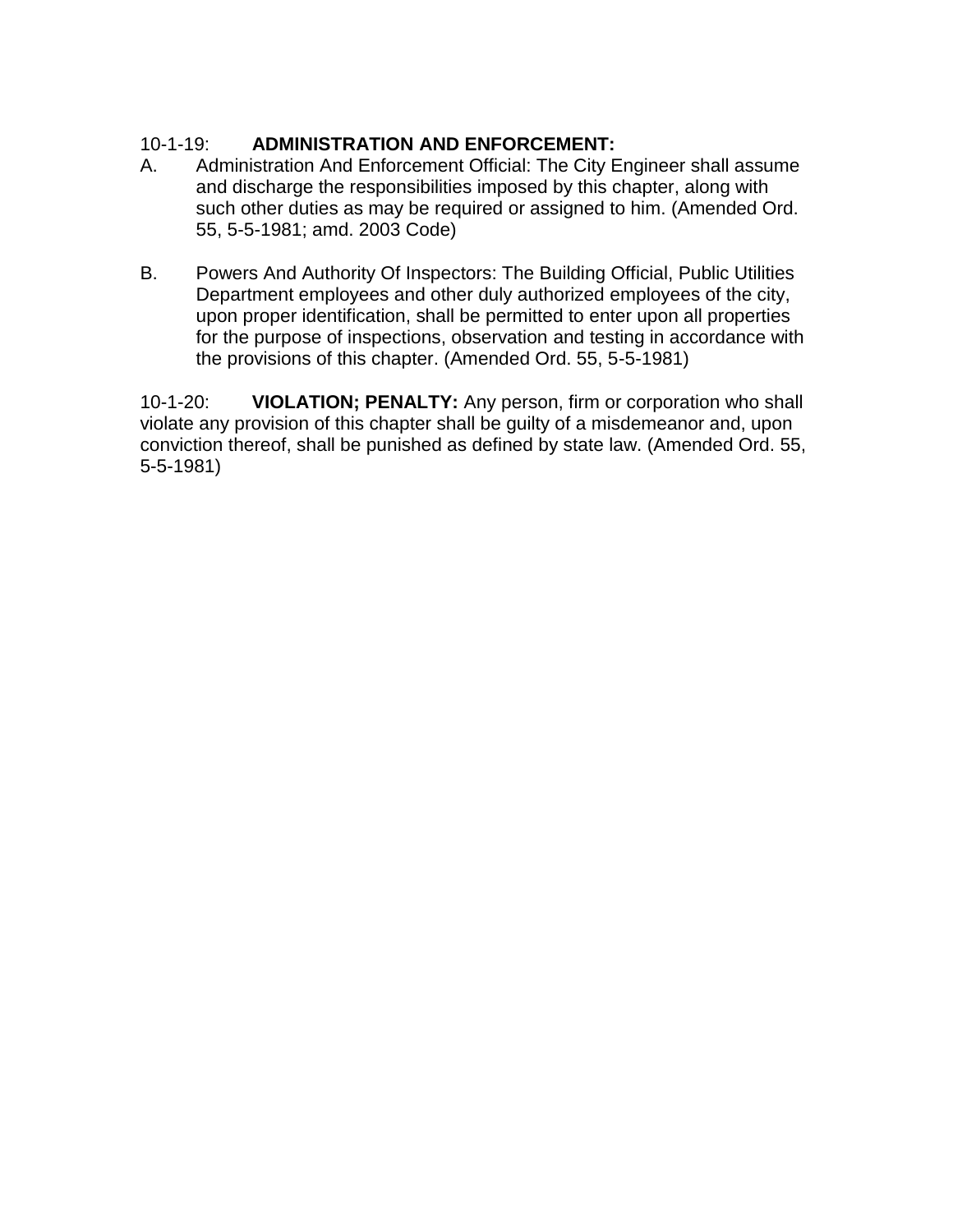10-1-19: **ADMINISTRATION AND ENFORCEMENT:**

A. Administration And Enforcement Official: The City Engineer shall assume and discharge the responsibilities imposed by this chapter, along with such other duties as may be required or assigned to him. (Amended Ord. 55, 5-5-1981; amd. 2003 Code)

B. Powers And Authority Of Inspectors: The Building Official, Public Utilities Department employees and other duly authorized employees of the city, upon proper identification, shall be permitted to enter upon all properties for the purpose of inspections, observation and testing in accordance with the provisions of this chapter. (Amended Ord. 55, 5-5-1981)

10-1-20: **VIOLATION; PENALTY:** Any person, firm or corporation who shall violate any provision of this chapter shall be guilty of a misdemeanor and, upon conviction thereof, shall be punished as defined by state law. (Amended Ord. 55, 5-5-1981)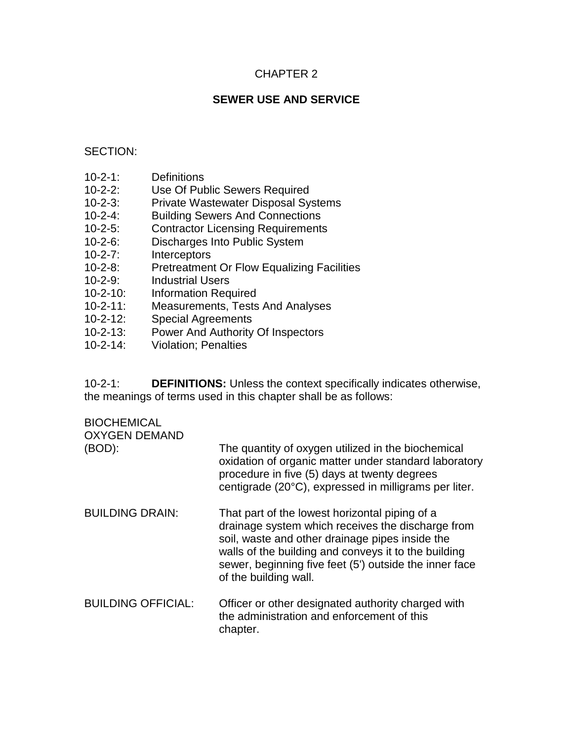CHAPTER 2

# SEWER USE AND SERVICE

SECTION:

10-2-1: Definitions
10-2-2: Use Of Public Sewers Required
10-2-3: Private Wastewater Disposal Systems
10-2-4: Building Sewers And Connections
10-2-5: Contractor Licensing Requirements
10-2-6: Discharges Into Public System
10-2-7: Interceptors
10-2-8: Pretreatment Or Flow Equalizing Facilities
10-2-9: Industrial Users
10-2-10: Information Required
10-2-11: Measurements, Tests And Analyses
10-2-12: Special Agreements
10-2-13: Power And Authority Of Inspectors
10-2-14: Violation; Penalties

10-2-1: **DEFINITIONS:** Unless the context specifically indicates otherwise, the meanings of terms used in this chapter shall be as follows:

BIOCHEMICAL OXYGEN DEMAND (BOD): The quantity of oxygen utilized in the biochemical oxidation of organic matter under standard laboratory procedure in five (5) days at twenty degrees centigrade (20°C), expressed in milligrams per liter.

BUILDING DRAIN: That part of the lowest horizontal piping of a drainage system which receives the discharge from soil, waste and other drainage pipes inside the walls of the building and conveys it to the building sewer, beginning five feet (5') outside the inner face of the building wall.

BUILDING OFFICIAL: Officer or other designated authority charged with the administration and enforcement of this chapter.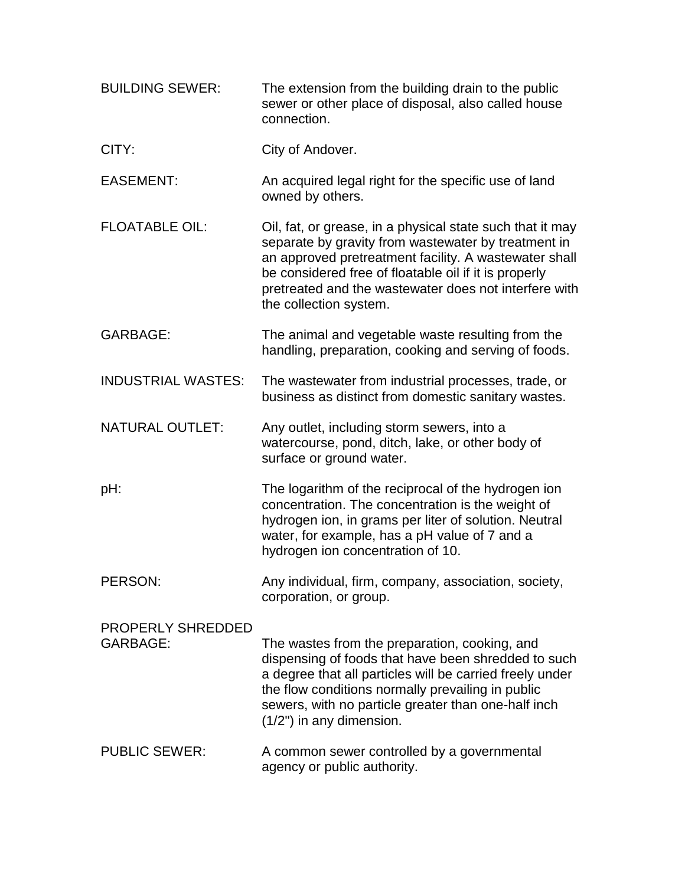BUILDING SEWER: The extension from the building drain to the public sewer or other place of disposal, also called house connection.

CITY: City of Andover.

EASEMENT: An acquired legal right for the specific use of land owned by others.

FLOATABLE OIL: Oil, fat, or grease, in a physical state such that it may separate by gravity from wastewater by treatment in an approved pretreatment facility. A wastewater shall be considered free of floatable oil if it is properly pretreated and the wastewater does not interfere with the collection system.

GARBAGE: The animal and vegetable waste resulting from the handling, preparation, cooking and serving of foods.

INDUSTRIAL WASTES: The wastewater from industrial processes, trade, or business as distinct from domestic sanitary wastes.

NATURAL OUTLET: Any outlet, including storm sewers, into a watercourse, pond, ditch, lake, or other body of surface or ground water.

pH: The logarithm of the reciprocal of the hydrogen ion concentration. The concentration is the weight of hydrogen ion, in grams per liter of solution. Neutral water, for example, has a pH value of 7 and a hydrogen ion concentration of 10.

PERSON: Any individual, firm, company, association, society, corporation, or group.

PROPERLY SHREDDED GARBAGE: The wastes from the preparation, cooking, and dispensing of foods that have been shredded to such a degree that all particles will be carried freely under the flow conditions normally prevailing in public sewers, with no particle greater than one-half inch (1/2") in any dimension.

PUBLIC SEWER: A common sewer controlled by a governmental agency or public authority.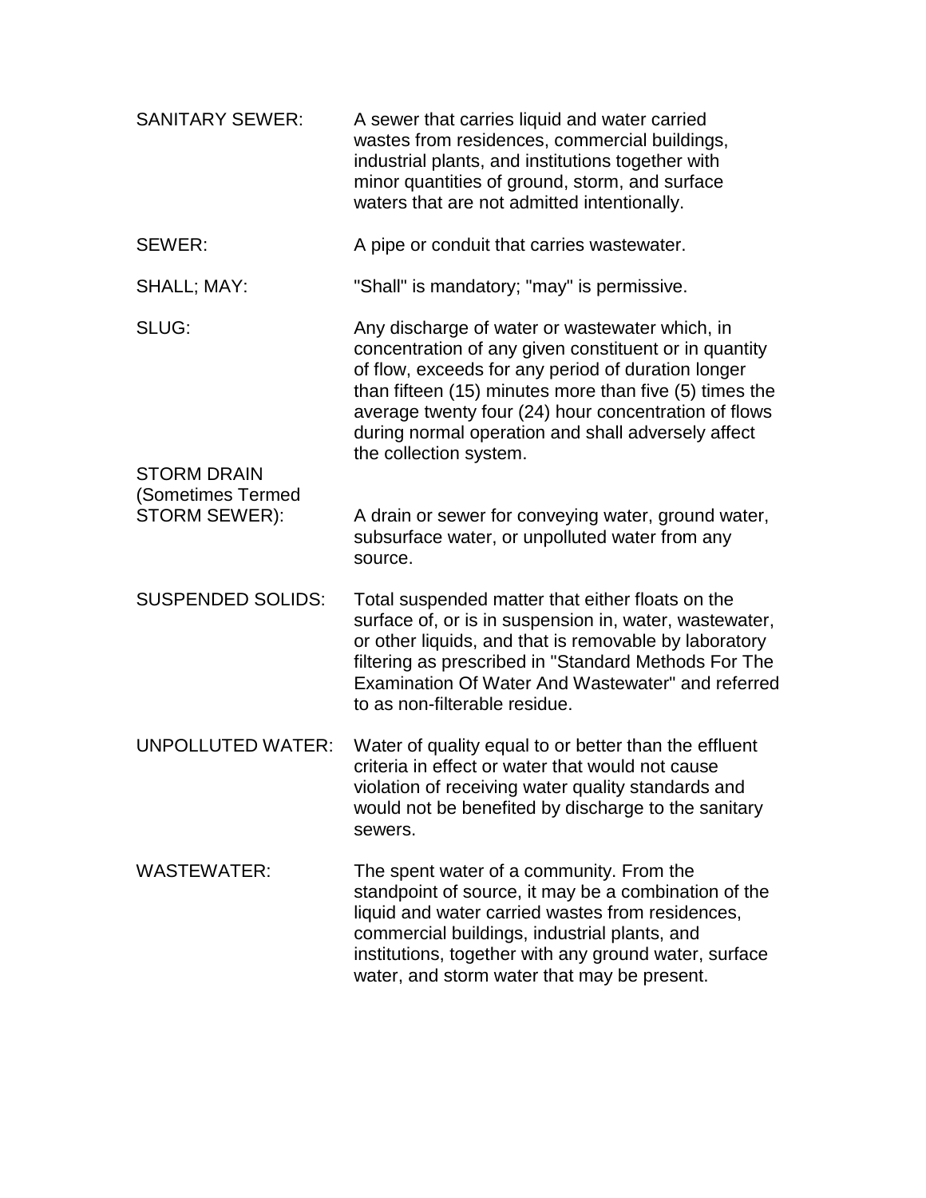**SANITARY SEWER:** A sewer that carries liquid and water carried wastes from residences, commercial buildings, industrial plants, and institutions together with minor quantities of ground, storm, and surface waters that are not admitted intentionally.

**SEWER:** A pipe or conduit that carries wastewater.

**SHALL; MAY:** "Shall" is mandatory; "may" is permissive.

**SLUG:** Any discharge of water or wastewater which, in concentration of any given constituent or in quantity of flow, exceeds for any period of duration longer than fifteen (15) minutes more than five (5) times the average twenty four (24) hour concentration of flows during normal operation and shall adversely affect the collection system.

**STORM DRAIN (Sometimes Termed STORM SEWER):** A drain or sewer for conveying water, ground water, subsurface water, or unpolluted water from any source.

**SUSPENDED SOLIDS:** Total suspended matter that either floats on the surface of, or is in suspension in, water, wastewater, or other liquids, and that is removable by laboratory filtering as prescribed in "Standard Methods For The Examination Of Water And Wastewater" and referred to as non-filterable residue.

**UNPOLLUTED WATER:** Water of quality equal to or better than the effluent criteria in effect or water that would not cause violation of receiving water quality standards and would not be benefited by discharge to the sanitary sewers.

**WASTEWATER:** The spent water of a community. From the standpoint of source, it may be a combination of the liquid and water carried wastes from residences, commercial buildings, industrial plants, and institutions, together with any ground water, surface water, and storm water that may be present.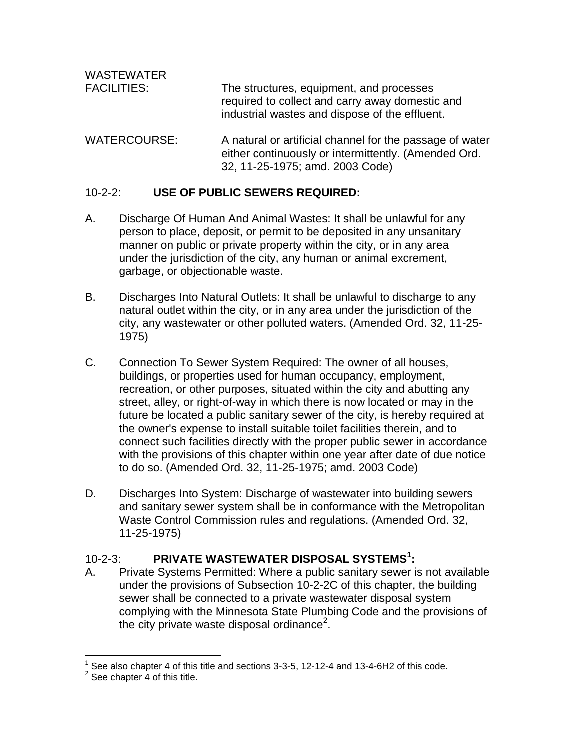WASTEWATER FACILITIES: The structures, equipment, and processes required to collect and carry away domestic and industrial wastes and dispose of the effluent.

WATERCOURSE: A natural or artificial channel for the passage of water either continuously or intermittently. (Amended Ord. 32, 11-25-1975; amd. 2003 Code)

## 10-2-2: **USE OF PUBLIC SEWERS REQUIRED:**

A. Discharge Of Human And Animal Wastes: It shall be unlawful for any person to place, deposit, or permit to be deposited in any unsanitary manner on public or private property within the city, or in any area under the jurisdiction of the city, any human or animal excrement, garbage, or objectionable waste.

B. Discharges Into Natural Outlets: It shall be unlawful to discharge to any natural outlet within the city, or in any area under the jurisdiction of the city, any wastewater or other polluted waters. (Amended Ord. 32, 11-25-1975)

C. Connection To Sewer System Required: The owner of all houses, buildings, or properties used for human occupancy, employment, recreation, or other purposes, situated within the city and abutting any street, alley, or right-of-way in which there is now located or may in the future be located a public sanitary sewer of the city, is hereby required at the owner's expense to install suitable toilet facilities therein, and to connect such facilities directly with the proper public sewer in accordance with the provisions of this chapter within one year after date of due notice to do so. (Amended Ord. 32, 11-25-1975; amd. 2003 Code)

D. Discharges Into System: Discharge of wastewater into building sewers and sanitary sewer system shall be in conformance with the Metropolitan Waste Control Commission rules and regulations. (Amended Ord. 32, 11-25-1975)

## 10-2-3: **PRIVATE WASTEWATER DISPOSAL SYSTEMS[1]:**

A. Private Systems Permitted: Where a public sanitary sewer is not available under the provisions of Subsection 10-2-2C of this chapter, the building sewer shall be connected to a private wastewater disposal system complying with the Minnesota State Plumbing Code and the provisions of the city private waste disposal ordinance[2].

---

[1] See also chapter 4 of this title and sections 3-3-5, 12-12-4 and 13-4-6H2 of this code.

[2] See chapter 4 of this title.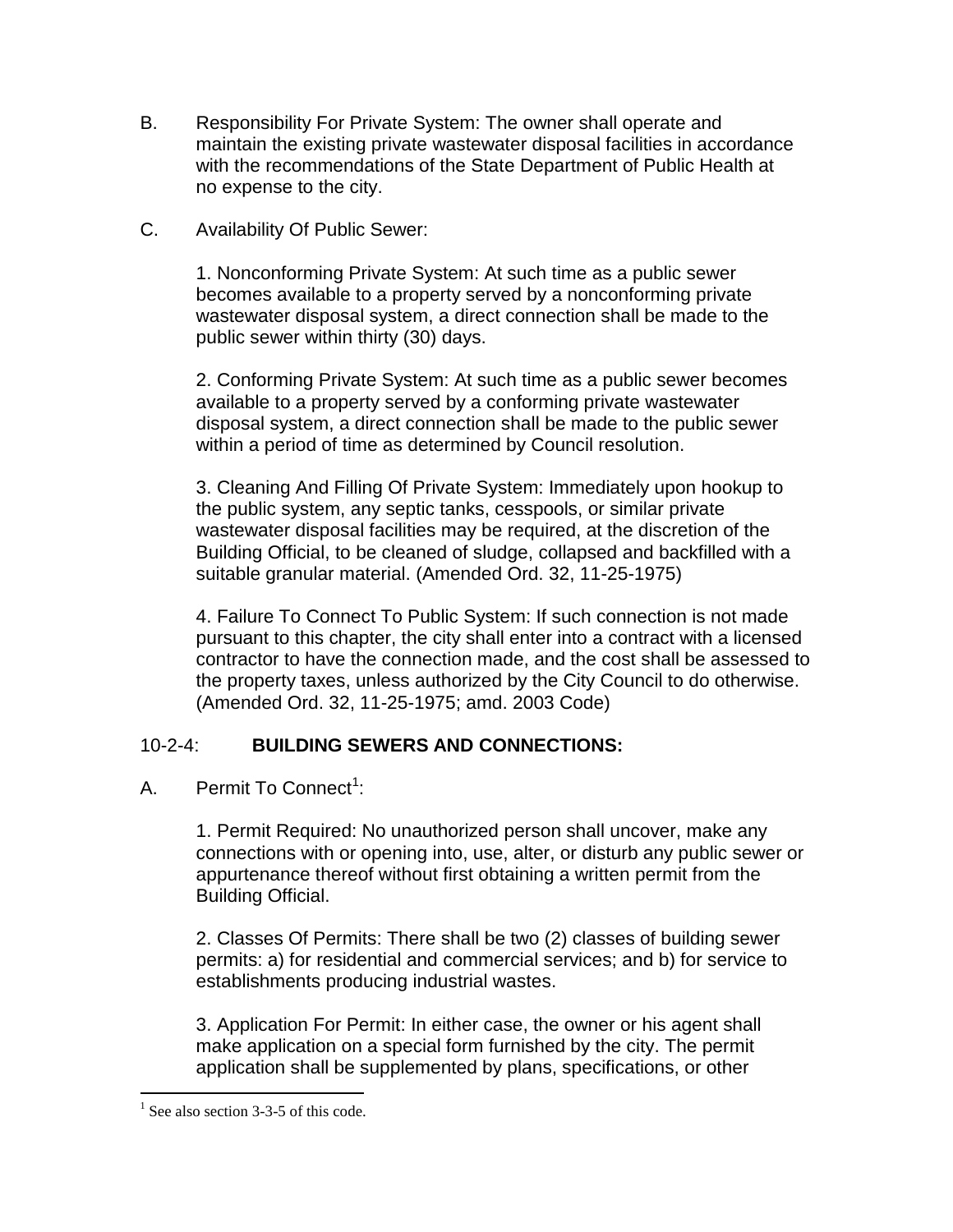B. Responsibility For Private System: The owner shall operate and maintain the existing private wastewater disposal facilities in accordance with the recommendations of the State Department of Public Health at no expense to the city.

C. Availability Of Public Sewer:

1. Nonconforming Private System: At such time as a public sewer becomes available to a property served by a nonconforming private wastewater disposal system, a direct connection shall be made to the public sewer within thirty (30) days.

2. Conforming Private System: At such time as a public sewer becomes available to a property served by a conforming private wastewater disposal system, a direct connection shall be made to the public sewer within a period of time as determined by Council resolution.

3. Cleaning And Filling Of Private System: Immediately upon hookup to the public system, any septic tanks, cesspools, or similar private wastewater disposal facilities may be required, at the discretion of the Building Official, to be cleaned of sludge, collapsed and backfilled with a suitable granular material. (Amended Ord. 32, 11-25-1975)

4. Failure To Connect To Public System: If such connection is not made pursuant to this chapter, the city shall enter into a contract with a licensed contractor to have the connection made, and the cost shall be assessed to the property taxes, unless authorized by the City Council to do otherwise. (Amended Ord. 32, 11-25-1975; amd. 2003 Code)

## 10-2-4: **BUILDING SEWERS AND CONNECTIONS:**

A. Permit To Connect[1]:

1. Permit Required: No unauthorized person shall uncover, make any connections with or opening into, use, alter, or disturb any public sewer or appurtenance thereof without first obtaining a written permit from the Building Official.

2. Classes Of Permits: There shall be two (2) classes of building sewer permits: a) for residential and commercial services; and b) for service to establishments producing industrial wastes.

3. Application For Permit: In either case, the owner or his agent shall make application on a special form furnished by the city. The permit application shall be supplemented by plans, specifications, or other

[1] See also section 3-3-5 of this code.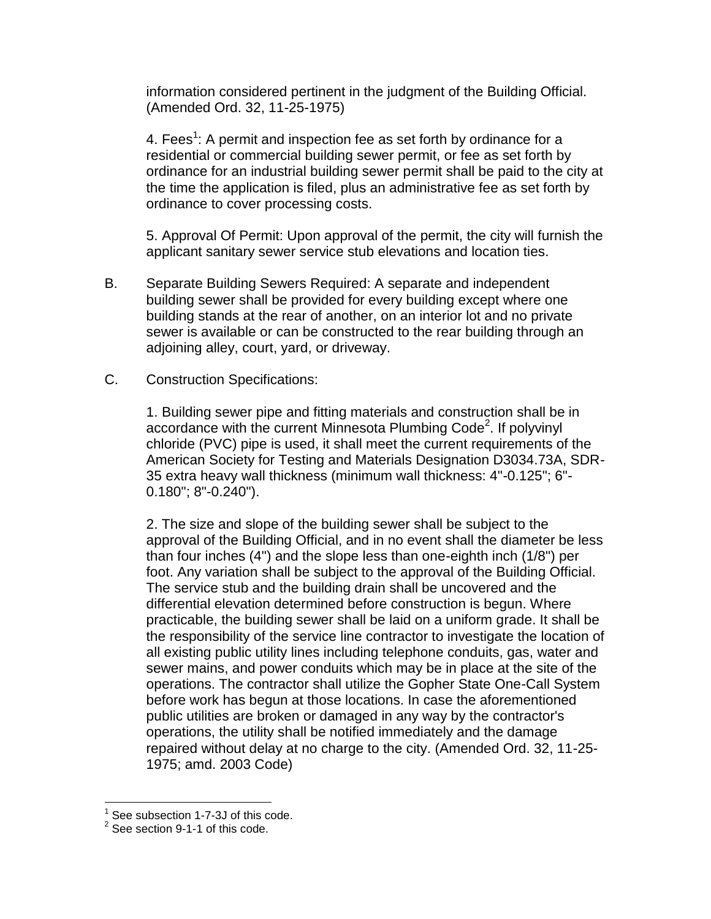information considered pertinent in the judgment of the Building Official. (Amended Ord. 32, 11-25-1975)

4. Fees[1]: A permit and inspection fee as set forth by ordinance for a residential or commercial building sewer permit, or fee as set forth by ordinance for an industrial building sewer permit shall be paid to the city at the time the application is filed, plus an administrative fee as set forth by ordinance to cover processing costs.

5. Approval Of Permit: Upon approval of the permit, the city will furnish the applicant sanitary sewer service stub elevations and location ties.

B. Separate Building Sewers Required: A separate and independent building sewer shall be provided for every building except where one building stands at the rear of another, on an interior lot and no private sewer is available or can be constructed to the rear building through an adjoining alley, court, yard, or driveway.

C. Construction Specifications:

1. Building sewer pipe and fitting materials and construction shall be in accordance with the current Minnesota Plumbing Code[2]. If polyvinyl chloride (PVC) pipe is used, it shall meet the current requirements of the American Society for Testing and Materials Designation D3034.73A, SDR-35 extra heavy wall thickness (minimum wall thickness: 4"-0.125"; 6"-0.180"; 8"-0.240").

2. The size and slope of the building sewer shall be subject to the approval of the Building Official, and in no event shall the diameter be less than four inches (4") and the slope less than one-eighth inch (1/8") per foot. Any variation shall be subject to the approval of the Building Official. The service stub and the building drain shall be uncovered and the differential elevation determined before construction is begun. Where practicable, the building sewer shall be laid on a uniform grade. It shall be the responsibility of the service line contractor to investigate the location of all existing public utility lines including telephone conduits, gas, water and sewer mains, and power conduits which may be in place at the site of the operations. The contractor shall utilize the Gopher State One-Call System before work has begun at those locations. In case the aforementioned public utilities are broken or damaged in any way by the contractor's operations, the utility shall be notified immediately and the damage repaired without delay at no charge to the city. (Amended Ord. 32, 11-25-1975; amd. 2003 Code)

---

[1] See subsection 1-7-3J of this code.

[2] See section 9-1-1 of this code.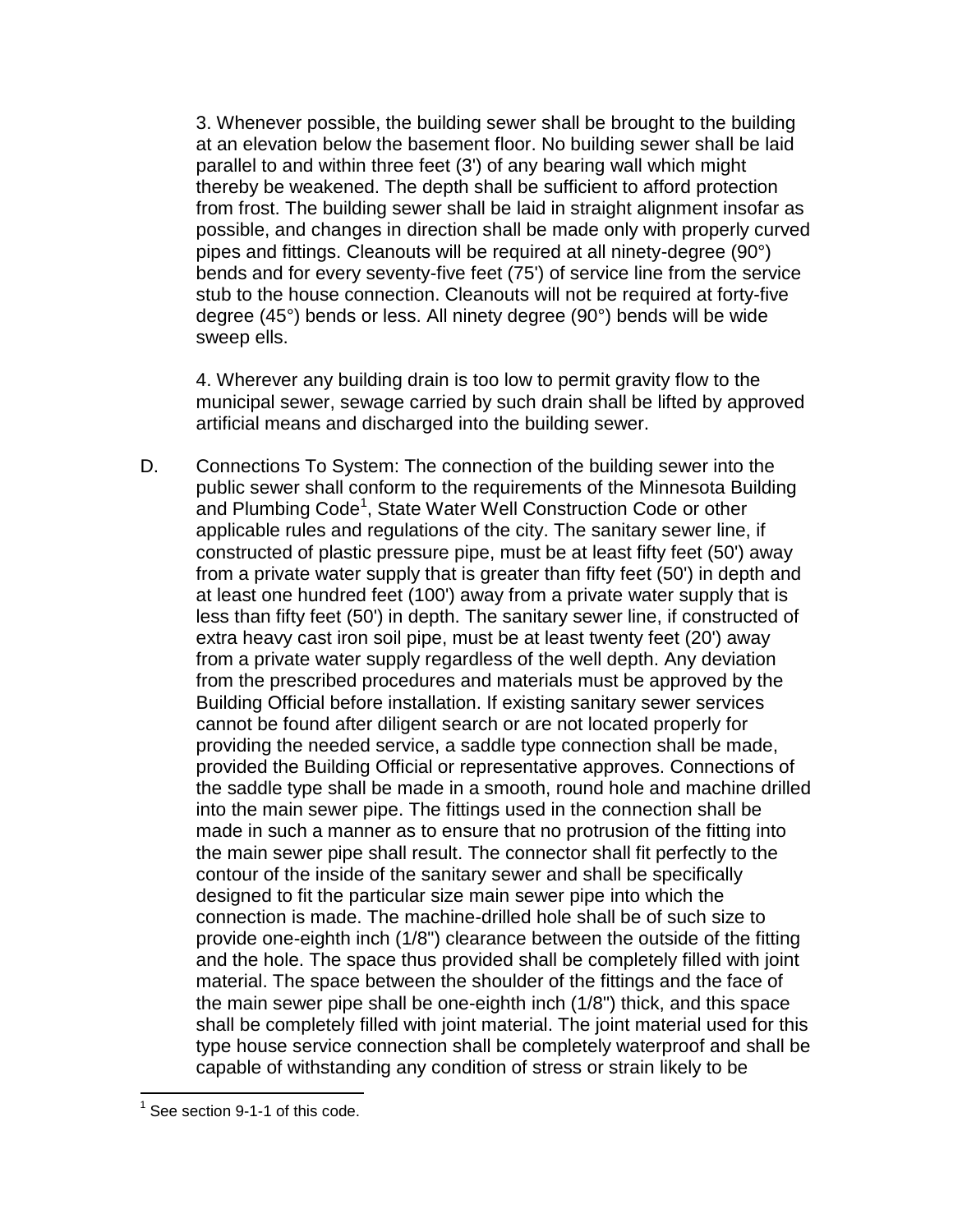3. Whenever possible, the building sewer shall be brought to the building at an elevation below the basement floor. No building sewer shall be laid parallel to and within three feet (3') of any bearing wall which might thereby be weakened. The depth shall be sufficient to afford protection from frost. The building sewer shall be laid in straight alignment insofar as possible, and changes in direction shall be made only with properly curved pipes and fittings. Cleanouts will be required at all ninety-degree (90°) bends and for every seventy-five feet (75') of service line from the service stub to the house connection. Cleanouts will not be required at forty-five degree (45°) bends or less. All ninety degree (90°) bends will be wide sweep ells.

4. Wherever any building drain is too low to permit gravity flow to the municipal sewer, sewage carried by such drain shall be lifted by approved artificial means and discharged into the building sewer.

D. Connections To System: The connection of the building sewer into the public sewer shall conform to the requirements of the Minnesota Building and Plumbing Code[1], State Water Well Construction Code or other applicable rules and regulations of the city. The sanitary sewer line, if constructed of plastic pressure pipe, must be at least fifty feet (50') away from a private water supply that is greater than fifty feet (50') in depth and at least one hundred feet (100') away from a private water supply that is less than fifty feet (50') in depth. The sanitary sewer line, if constructed of extra heavy cast iron soil pipe, must be at least twenty feet (20') away from a private water supply regardless of the well depth. Any deviation from the prescribed procedures and materials must be approved by the Building Official before installation. If existing sanitary sewer services cannot be found after diligent search or are not located properly for providing the needed service, a saddle type connection shall be made, provided the Building Official or representative approves. Connections of the saddle type shall be made in a smooth, round hole and machine drilled into the main sewer pipe. The fittings used in the connection shall be made in such a manner as to ensure that no protrusion of the fitting into the main sewer pipe shall result. The connector shall fit perfectly to the contour of the inside of the sanitary sewer and shall be specifically designed to fit the particular size main sewer pipe into which the connection is made. The machine-drilled hole shall be of such size to provide one-eighth inch (1/8") clearance between the outside of the fitting and the hole. The space thus provided shall be completely filled with joint material. The space between the shoulder of the fittings and the face of the main sewer pipe shall be one-eighth inch (1/8") thick, and this space shall be completely filled with joint material. The joint material used for this type house service connection shall be completely waterproof and shall be capable of withstanding any condition of stress or strain likely to be

[1] See section 9-1-1 of this code.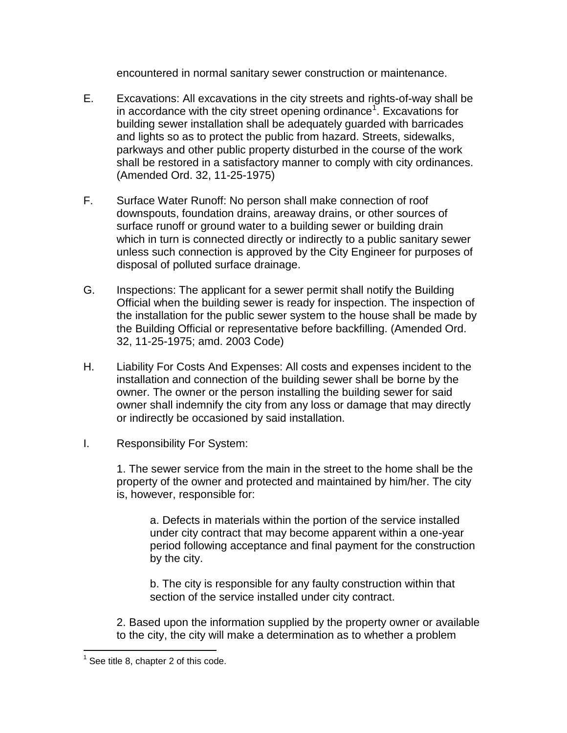encountered in normal sanitary sewer construction or maintenance.

E. Excavations: All excavations in the city streets and rights-of-way shall be in accordance with the city street opening ordinance[1]. Excavations for building sewer installation shall be adequately guarded with barricades and lights so as to protect the public from hazard. Streets, sidewalks, parkways and other public property disturbed in the course of the work shall be restored in a satisfactory manner to comply with city ordinances. (Amended Ord. 32, 11-25-1975)

F. Surface Water Runoff: No person shall make connection of roof downspouts, foundation drains, areaway drains, or other sources of surface runoff or ground water to a building sewer or building drain which in turn is connected directly or indirectly to a public sanitary sewer unless such connection is approved by the City Engineer for purposes of disposal of polluted surface drainage.

G. Inspections: The applicant for a sewer permit shall notify the Building Official when the building sewer is ready for inspection. The inspection of the installation for the public sewer system to the house shall be made by the Building Official or representative before backfilling. (Amended Ord. 32, 11-25-1975; amd. 2003 Code)

H. Liability For Costs And Expenses: All costs and expenses incident to the installation and connection of the building sewer shall be borne by the owner. The owner or the person installing the building sewer for said owner shall indemnify the city from any loss or damage that may directly or indirectly be occasioned by said installation.

I. Responsibility For System:

1. The sewer service from the main in the street to the home shall be the property of the owner and protected and maintained by him/her. The city is, however, responsible for:

a. Defects in materials within the portion of the service installed under city contract that may become apparent within a one-year period following acceptance and final payment for the construction by the city.

b. The city is responsible for any faulty construction within that section of the service installed under city contract.

2. Based upon the information supplied by the property owner or available to the city, the city will make a determination as to whether a problem

---

[1] See title 8, chapter 2 of this code.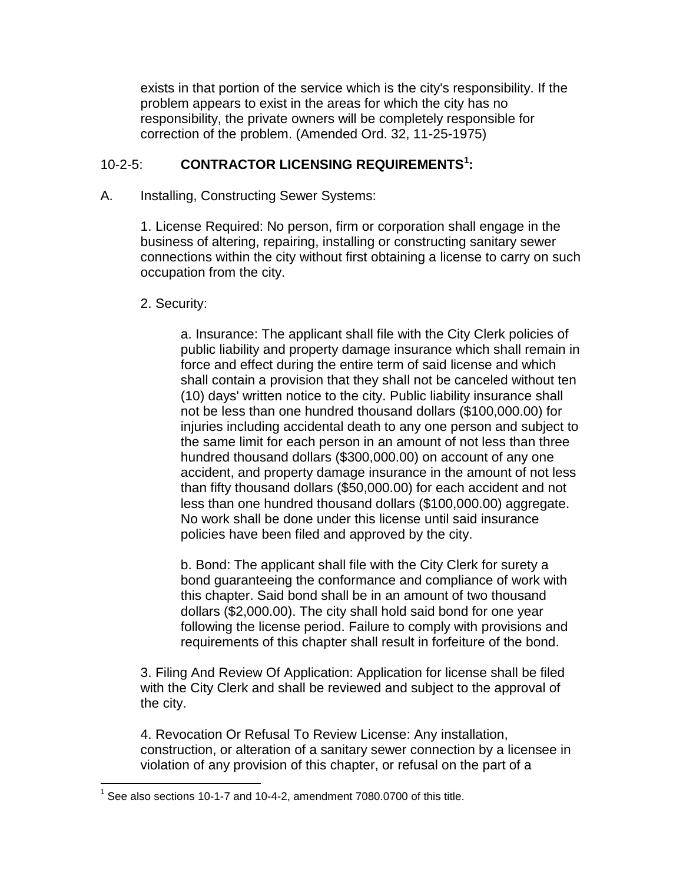exists in that portion of the service which is the city's responsibility. If the problem appears to exist in the areas for which the city has no responsibility, the private owners will be completely responsible for correction of the problem. (Amended Ord. 32, 11-25-1975)

## 10-2-5: **CONTRACTOR LICENSING REQUIREMENTS[1]:**

A. Installing, Constructing Sewer Systems:

1. License Required: No person, firm or corporation shall engage in the business of altering, repairing, installing or constructing sanitary sewer connections within the city without first obtaining a license to carry on such occupation from the city.

2. Security:

a. Insurance: The applicant shall file with the City Clerk policies of public liability and property damage insurance which shall remain in force and effect during the entire term of said license and which shall contain a provision that they shall not be canceled without ten (10) days' written notice to the city. Public liability insurance shall not be less than one hundred thousand dollars ($100,000.00) for injuries including accidental death to any one person and subject to the same limit for each person in an amount of not less than three hundred thousand dollars ($300,000.00) on account of any one accident, and property damage insurance in the amount of not less than fifty thousand dollars ($50,000.00) for each accident and not less than one hundred thousand dollars ($100,000.00) aggregate. No work shall be done under this license until said insurance policies have been filed and approved by the city.

b. Bond: The applicant shall file with the City Clerk for surety a bond guaranteeing the conformance and compliance of work with this chapter. Said bond shall be in an amount of two thousand dollars ($2,000.00). The city shall hold said bond for one year following the license period. Failure to comply with provisions and requirements of this chapter shall result in forfeiture of the bond.

3. Filing And Review Of Application: Application for license shall be filed with the City Clerk and shall be reviewed and subject to the approval of the city.

4. Revocation Or Refusal To Review License: Any installation, construction, or alteration of a sanitary sewer connection by a licensee in violation of any provision of this chapter, or refusal on the part of a

---

[1] See also sections 10-1-7 and 10-4-2, amendment 7080.0700 of this title.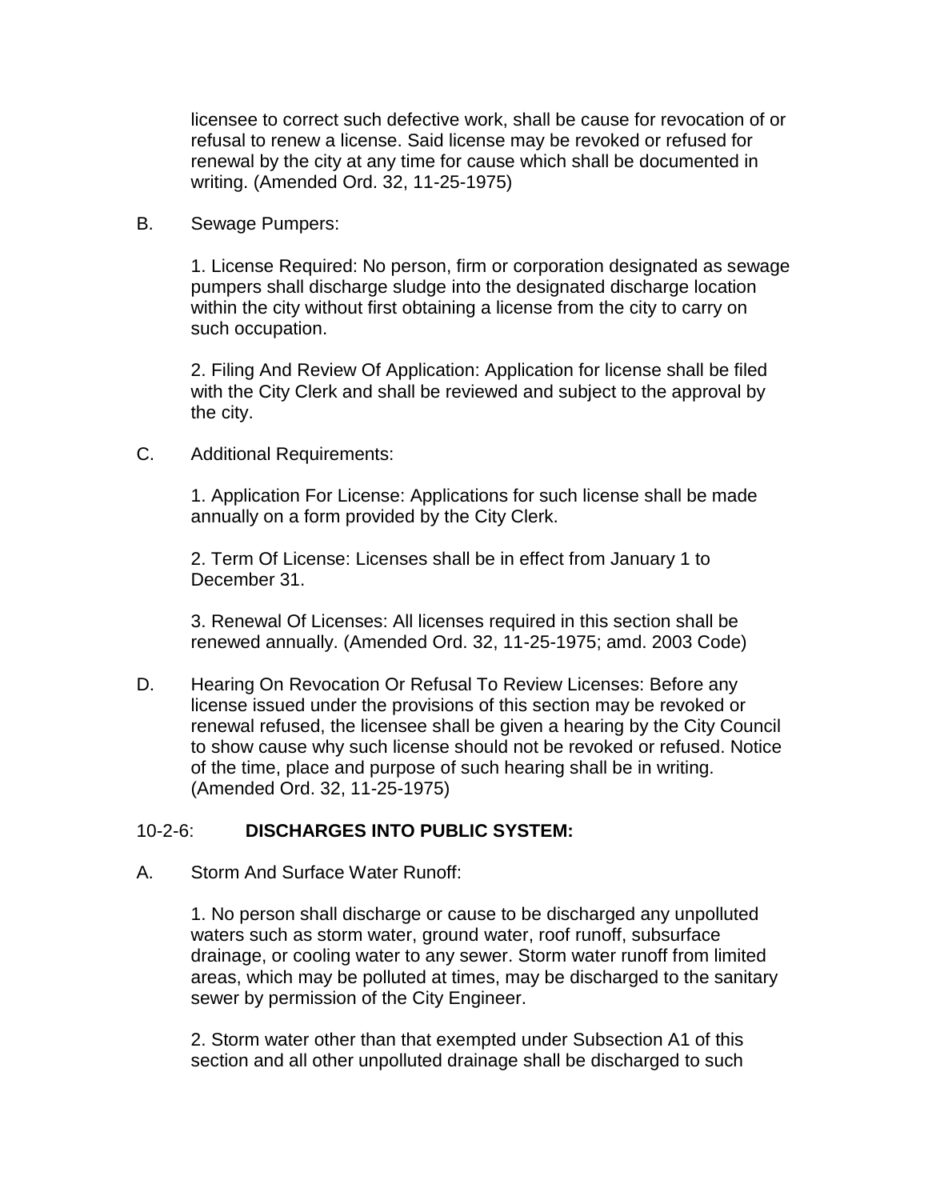licensee to correct such defective work, shall be cause for revocation of or refusal to renew a license. Said license may be revoked or refused for renewal by the city at any time for cause which shall be documented in writing. (Amended Ord. 32, 11-25-1975)

B. Sewage Pumpers:

1. License Required: No person, firm or corporation designated as sewage pumpers shall discharge sludge into the designated discharge location within the city without first obtaining a license from the city to carry on such occupation.

2. Filing And Review Of Application: Application for license shall be filed with the City Clerk and shall be reviewed and subject to the approval by the city.

C. Additional Requirements:

1. Application For License: Applications for such license shall be made annually on a form provided by the City Clerk.

2. Term Of License: Licenses shall be in effect from January 1 to December 31.

3. Renewal Of Licenses: All licenses required in this section shall be renewed annually. (Amended Ord. 32, 11-25-1975; amd. 2003 Code)

D. Hearing On Revocation Or Refusal To Review Licenses: Before any license issued under the provisions of this section may be revoked or renewal refused, the licensee shall be given a hearing by the City Council to show cause why such license should not be revoked or refused. Notice of the time, place and purpose of such hearing shall be in writing. (Amended Ord. 32, 11-25-1975)

## 10-2-6: **DISCHARGES INTO PUBLIC SYSTEM:**

A. Storm And Surface Water Runoff:

1. No person shall discharge or cause to be discharged any unpolluted waters such as storm water, ground water, roof runoff, subsurface drainage, or cooling water to any sewer. Storm water runoff from limited areas, which may be polluted at times, may be discharged to the sanitary sewer by permission of the City Engineer.

2. Storm water other than that exempted under Subsection A1 of this section and all other unpolluted drainage shall be discharged to such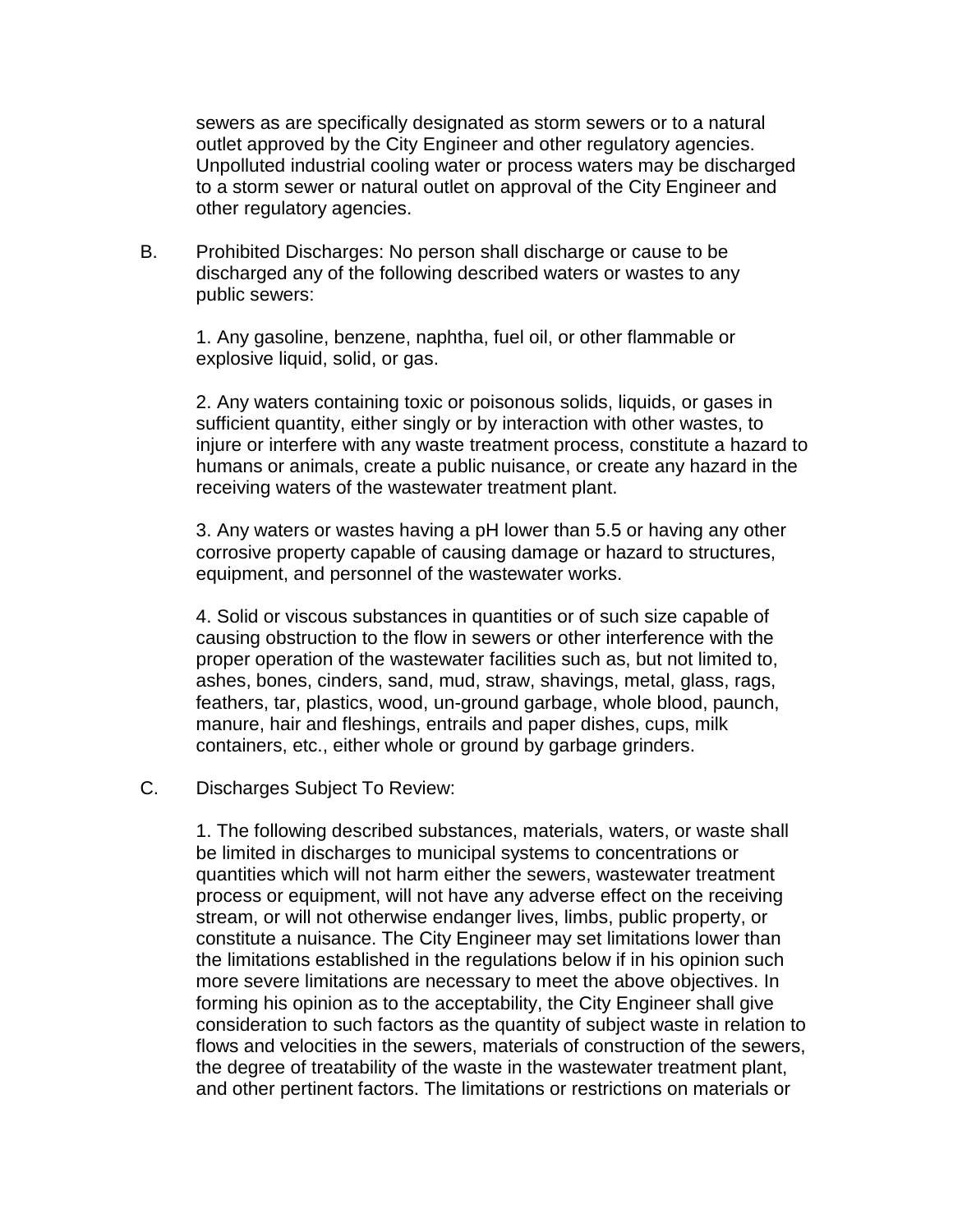sewers as are specifically designated as storm sewers or to a natural outlet approved by the City Engineer and other regulatory agencies. Unpolluted industrial cooling water or process waters may be discharged to a storm sewer or natural outlet on approval of the City Engineer and other regulatory agencies.

B. Prohibited Discharges: No person shall discharge or cause to be discharged any of the following described waters or wastes to any public sewers:

1. Any gasoline, benzene, naphtha, fuel oil, or other flammable or explosive liquid, solid, or gas.

2. Any waters containing toxic or poisonous solids, liquids, or gases in sufficient quantity, either singly or by interaction with other wastes, to injure or interfere with any waste treatment process, constitute a hazard to humans or animals, create a public nuisance, or create any hazard in the receiving waters of the wastewater treatment plant.

3. Any waters or wastes having a pH lower than 5.5 or having any other corrosive property capable of causing damage or hazard to structures, equipment, and personnel of the wastewater works.

4. Solid or viscous substances in quantities or of such size capable of causing obstruction to the flow in sewers or other interference with the proper operation of the wastewater facilities such as, but not limited to, ashes, bones, cinders, sand, mud, straw, shavings, metal, glass, rags, feathers, tar, plastics, wood, un-ground garbage, whole blood, paunch, manure, hair and fleshings, entrails and paper dishes, cups, milk containers, etc., either whole or ground by garbage grinders.

C. Discharges Subject To Review:

1. The following described substances, materials, waters, or waste shall be limited in discharges to municipal systems to concentrations or quantities which will not harm either the sewers, wastewater treatment process or equipment, will not have any adverse effect on the receiving stream, or will not otherwise endanger lives, limbs, public property, or constitute a nuisance. The City Engineer may set limitations lower than the limitations established in the regulations below if in his opinion such more severe limitations are necessary to meet the above objectives. In forming his opinion as to the acceptability, the City Engineer shall give consideration to such factors as the quantity of subject waste in relation to flows and velocities in the sewers, materials of construction of the sewers, the degree of treatability of the waste in the wastewater treatment plant, and other pertinent factors. The limitations or restrictions on materials or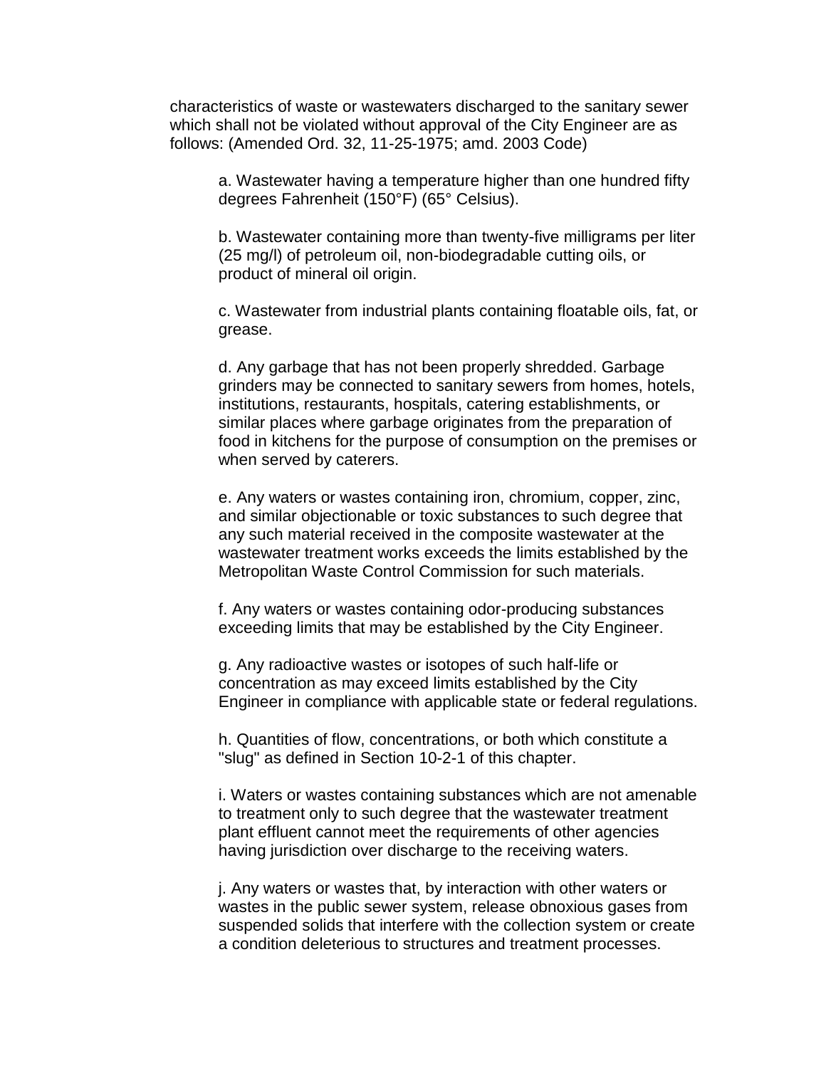characteristics of waste or wastewaters discharged to the sanitary sewer which shall not be violated without approval of the City Engineer are as follows: (Amended Ord. 32, 11-25-1975; amd. 2003 Code)

a. Wastewater having a temperature higher than one hundred fifty degrees Fahrenheit (150°F) (65° Celsius).

b. Wastewater containing more than twenty-five milligrams per liter (25 mg/l) of petroleum oil, non-biodegradable cutting oils, or product of mineral oil origin.

c. Wastewater from industrial plants containing floatable oils, fat, or grease.

d. Any garbage that has not been properly shredded. Garbage grinders may be connected to sanitary sewers from homes, hotels, institutions, restaurants, hospitals, catering establishments, or similar places where garbage originates from the preparation of food in kitchens for the purpose of consumption on the premises or when served by caterers.

e. Any waters or wastes containing iron, chromium, copper, zinc, and similar objectionable or toxic substances to such degree that any such material received in the composite wastewater at the wastewater treatment works exceeds the limits established by the Metropolitan Waste Control Commission for such materials.

f. Any waters or wastes containing odor-producing substances exceeding limits that may be established by the City Engineer.

g. Any radioactive wastes or isotopes of such half-life or concentration as may exceed limits established by the City Engineer in compliance with applicable state or federal regulations.

h. Quantities of flow, concentrations, or both which constitute a "slug" as defined in Section 10-2-1 of this chapter.

i. Waters or wastes containing substances which are not amenable to treatment only to such degree that the wastewater treatment plant effluent cannot meet the requirements of other agencies having jurisdiction over discharge to the receiving waters.

j. Any waters or wastes that, by interaction with other waters or wastes in the public sewer system, release obnoxious gases from suspended solids that interfere with the collection system or create a condition deleterious to structures and treatment processes.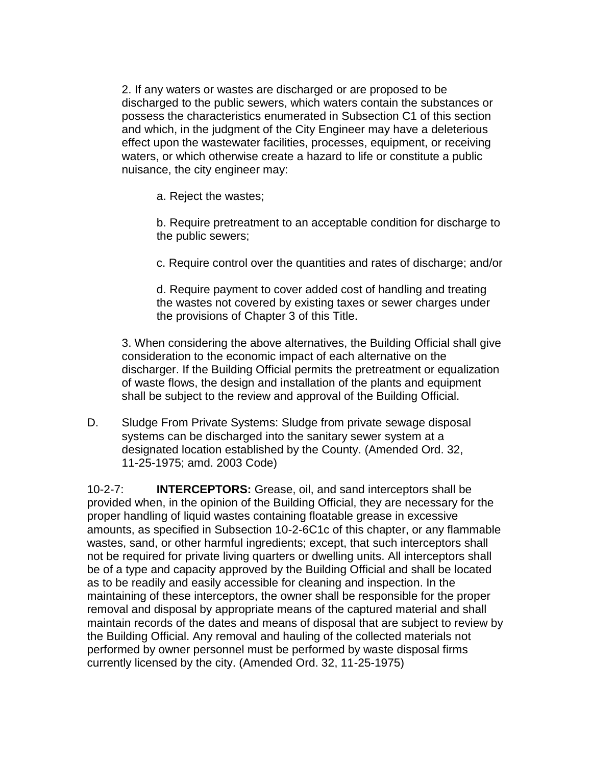2. If any waters or wastes are discharged or are proposed to be discharged to the public sewers, which waters contain the substances or possess the characteristics enumerated in Subsection C1 of this section and which, in the judgment of the City Engineer may have a deleterious effect upon the wastewater facilities, processes, equipment, or receiving waters, or which otherwise create a hazard to life or constitute a public nuisance, the city engineer may:

a. Reject the wastes;

b. Require pretreatment to an acceptable condition for discharge to the public sewers;

c. Require control over the quantities and rates of discharge; and/or

d. Require payment to cover added cost of handling and treating the wastes not covered by existing taxes or sewer charges under the provisions of Chapter 3 of this Title.

3. When considering the above alternatives, the Building Official shall give consideration to the economic impact of each alternative on the discharger. If the Building Official permits the pretreatment or equalization of waste flows, the design and installation of the plants and equipment shall be subject to the review and approval of the Building Official.

D. Sludge From Private Systems: Sludge from private sewage disposal systems can be discharged into the sanitary sewer system at a designated location established by the County. (Amended Ord. 32, 11-25-1975; amd. 2003 Code)

10-2-7: **INTERCEPTORS:** Grease, oil, and sand interceptors shall be provided when, in the opinion of the Building Official, they are necessary for the proper handling of liquid wastes containing floatable grease in excessive amounts, as specified in Subsection 10-2-6C1c of this chapter, or any flammable wastes, sand, or other harmful ingredients; except, that such interceptors shall not be required for private living quarters or dwelling units. All interceptors shall be of a type and capacity approved by the Building Official and shall be located as to be readily and easily accessible for cleaning and inspection. In the maintaining of these interceptors, the owner shall be responsible for the proper removal and disposal by appropriate means of the captured material and shall maintain records of the dates and means of disposal that are subject to review by the Building Official. Any removal and hauling of the collected materials not performed by owner personnel must be performed by waste disposal firms currently licensed by the city. (Amended Ord. 32, 11-25-1975)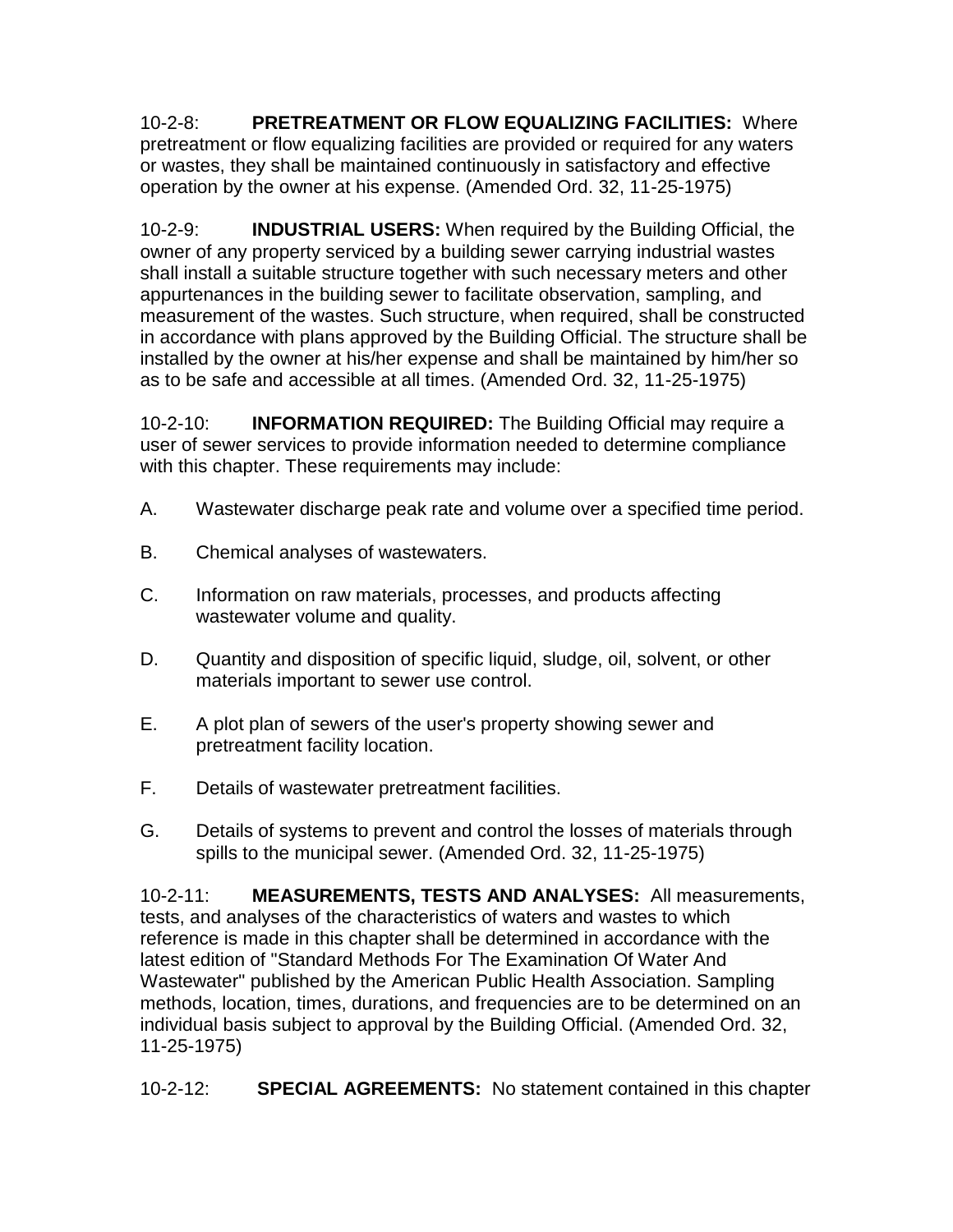10-2-8: **PRETREATMENT OR FLOW EQUALIZING FACILITIES:** Where pretreatment or flow equalizing facilities are provided or required for any waters or wastes, they shall be maintained continuously in satisfactory and effective operation by the owner at his expense. (Amended Ord. 32, 11-25-1975)

10-2-9: **INDUSTRIAL USERS:** When required by the Building Official, the owner of any property serviced by a building sewer carrying industrial wastes shall install a suitable structure together with such necessary meters and other appurtenances in the building sewer to facilitate observation, sampling, and measurement of the wastes. Such structure, when required, shall be constructed in accordance with plans approved by the Building Official. The structure shall be installed by the owner at his/her expense and shall be maintained by him/her so as to be safe and accessible at all times. (Amended Ord. 32, 11-25-1975)

10-2-10: **INFORMATION REQUIRED:** The Building Official may require a user of sewer services to provide information needed to determine compliance with this chapter. These requirements may include:

A. Wastewater discharge peak rate and volume over a specified time period.

B. Chemical analyses of wastewaters.

C. Information on raw materials, processes, and products affecting wastewater volume and quality.

D. Quantity and disposition of specific liquid, sludge, oil, solvent, or other materials important to sewer use control.

E. A plot plan of sewers of the user's property showing sewer and pretreatment facility location.

F. Details of wastewater pretreatment facilities.

G. Details of systems to prevent and control the losses of materials through spills to the municipal sewer. (Amended Ord. 32, 11-25-1975)

10-2-11: **MEASUREMENTS, TESTS AND ANALYSES:** All measurements, tests, and analyses of the characteristics of waters and wastes to which reference is made in this chapter shall be determined in accordance with the latest edition of "Standard Methods For The Examination Of Water And Wastewater" published by the American Public Health Association. Sampling methods, location, times, durations, and frequencies are to be determined on an individual basis subject to approval by the Building Official. (Amended Ord. 32, 11-25-1975)

10-2-12: **SPECIAL AGREEMENTS:** No statement contained in this chapter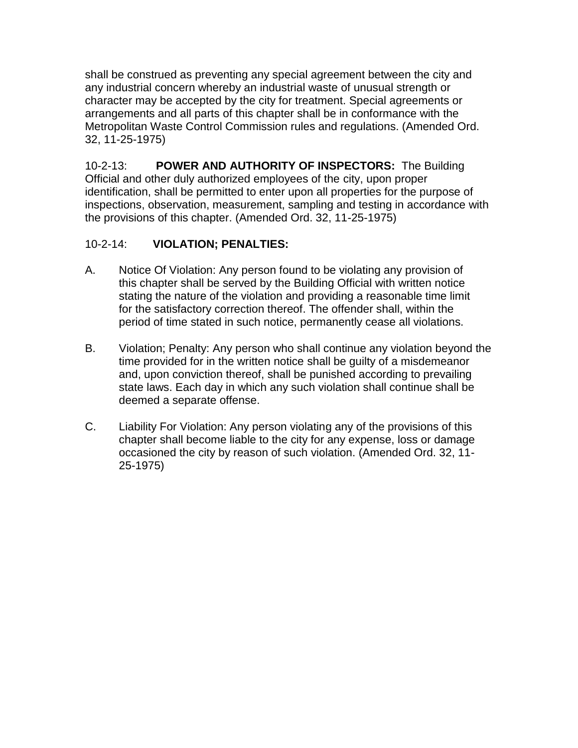shall be construed as preventing any special agreement between the city and any industrial concern whereby an industrial waste of unusual strength or character may be accepted by the city for treatment. Special agreements or arrangements and all parts of this chapter shall be in conformance with the Metropolitan Waste Control Commission rules and regulations. (Amended Ord. 32, 11-25-1975)

10-2-13: **POWER AND AUTHORITY OF INSPECTORS:** The Building Official and other duly authorized employees of the city, upon proper identification, shall be permitted to enter upon all properties for the purpose of inspections, observation, measurement, sampling and testing in accordance with the provisions of this chapter. (Amended Ord. 32, 11-25-1975)

10-2-14: **VIOLATION; PENALTIES:**

A. Notice Of Violation: Any person found to be violating any provision of this chapter shall be served by the Building Official with written notice stating the nature of the violation and providing a reasonable time limit for the satisfactory correction thereof. The offender shall, within the period of time stated in such notice, permanently cease all violations.

B. Violation; Penalty: Any person who shall continue any violation beyond the time provided for in the written notice shall be guilty of a misdemeanor and, upon conviction thereof, shall be punished according to prevailing state laws. Each day in which any such violation shall continue shall be deemed a separate offense.

C. Liability For Violation: Any person violating any of the provisions of this chapter shall become liable to the city for any expense, loss or damage occasioned the city by reason of such violation. (Amended Ord. 32, 11-25-1975)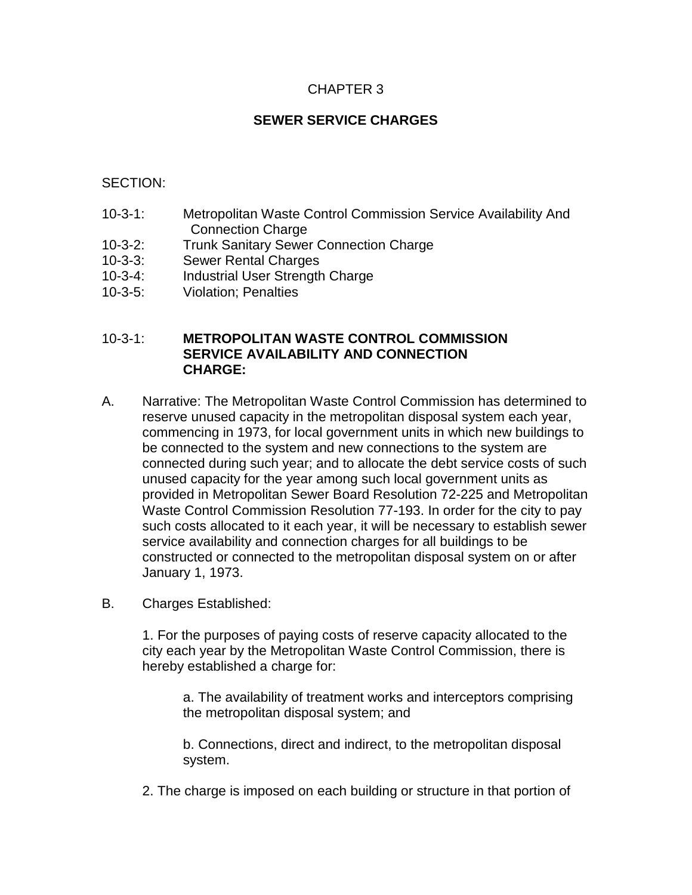# CHAPTER 3

## SEWER SERVICE CHARGES

SECTION:

- 10-3-1: Metropolitan Waste Control Commission Service Availability And Connection Charge
- 10-3-2: Trunk Sanitary Sewer Connection Charge
- 10-3-3: Sewer Rental Charges
- 10-3-4: Industrial User Strength Charge
- 10-3-5: Violation; Penalties

### 10-3-1: METROPOLITAN WASTE CONTROL COMMISSION SERVICE AVAILABILITY AND CONNECTION CHARGE:

A. Narrative: The Metropolitan Waste Control Commission has determined to reserve unused capacity in the metropolitan disposal system each year, commencing in 1973, for local government units in which new buildings to be connected to the system and new connections to the system are connected during such year; and to allocate the debt service costs of such unused capacity for the year among such local government units as provided in Metropolitan Sewer Board Resolution 72-225 and Metropolitan Waste Control Commission Resolution 77-193. In order for the city to pay such costs allocated to it each year, it will be necessary to establish sewer service availability and connection charges for all buildings to be constructed or connected to the metropolitan disposal system on or after January 1, 1973.

B. Charges Established:

1. For the purposes of paying costs of reserve capacity allocated to the city each year by the Metropolitan Waste Control Commission, there is hereby established a charge for:

   a. The availability of treatment works and interceptors comprising the metropolitan disposal system; and

   b. Connections, direct and indirect, to the metropolitan disposal system.

2. The charge is imposed on each building or structure in that portion of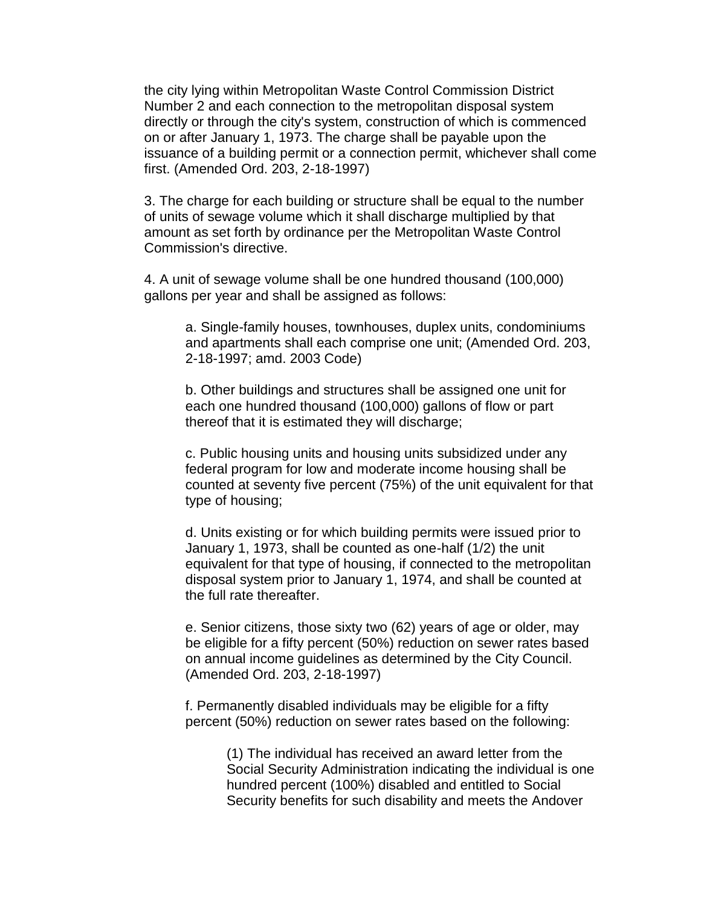the city lying within Metropolitan Waste Control Commission District Number 2 and each connection to the metropolitan disposal system directly or through the city's system, construction of which is commenced on or after January 1, 1973. The charge shall be payable upon the issuance of a building permit or a connection permit, whichever shall come first. (Amended Ord. 203, 2-18-1997)

3. The charge for each building or structure shall be equal to the number of units of sewage volume which it shall discharge multiplied by that amount as set forth by ordinance per the Metropolitan Waste Control Commission's directive.

4. A unit of sewage volume shall be one hundred thousand (100,000) gallons per year and shall be assigned as follows:

   a. Single-family houses, townhouses, duplex units, condominiums and apartments shall each comprise one unit; (Amended Ord. 203, 2-18-1997; amd. 2003 Code)

   b. Other buildings and structures shall be assigned one unit for each one hundred thousand (100,000) gallons of flow or part thereof that it is estimated they will discharge;

   c. Public housing units and housing units subsidized under any federal program for low and moderate income housing shall be counted at seventy five percent (75%) of the unit equivalent for that type of housing;

   d. Units existing or for which building permits were issued prior to January 1, 1973, shall be counted as one-half (1/2) the unit equivalent for that type of housing, if connected to the metropolitan disposal system prior to January 1, 1974, and shall be counted at the full rate thereafter.

   e. Senior citizens, those sixty two (62) years of age or older, may be eligible for a fifty percent (50%) reduction on sewer rates based on annual income guidelines as determined by the City Council. (Amended Ord. 203, 2-18-1997)

   f. Permanently disabled individuals may be eligible for a fifty percent (50%) reduction on sewer rates based on the following:

      (1) The individual has received an award letter from the Social Security Administration indicating the individual is one hundred percent (100%) disabled and entitled to Social Security benefits for such disability and meets the Andover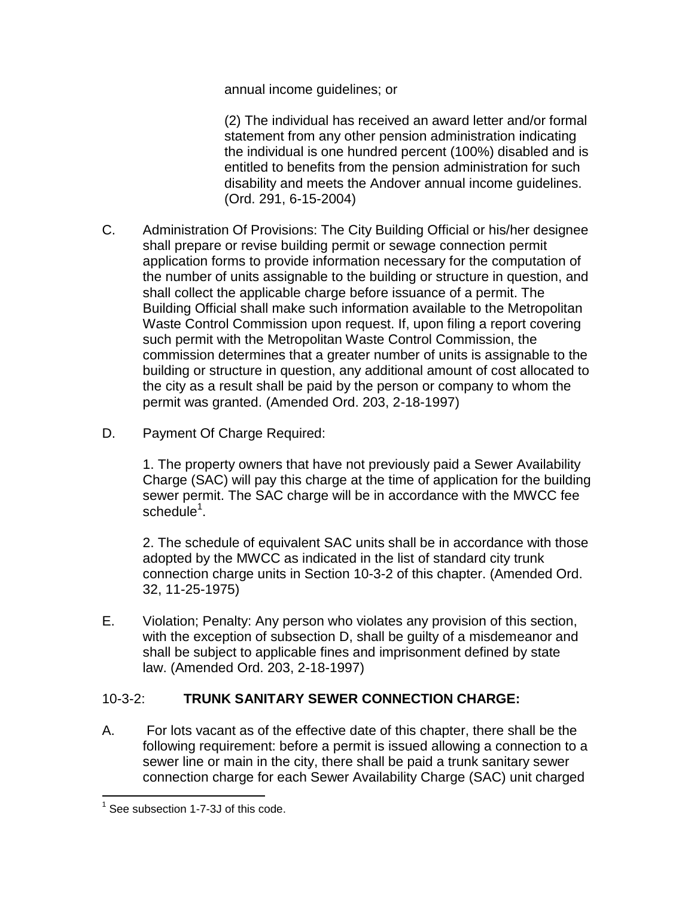annual income guidelines; or

(2) The individual has received an award letter and/or formal statement from any other pension administration indicating the individual is one hundred percent (100%) disabled and is entitled to benefits from the pension administration for such disability and meets the Andover annual income guidelines. (Ord. 291, 6-15-2004)

C. Administration Of Provisions: The City Building Official or his/her designee shall prepare or revise building permit or sewage connection permit application forms to provide information necessary for the computation of the number of units assignable to the building or structure in question, and shall collect the applicable charge before issuance of a permit. The Building Official shall make such information available to the Metropolitan Waste Control Commission upon request. If, upon filing a report covering such permit with the Metropolitan Waste Control Commission, the commission determines that a greater number of units is assignable to the building or structure in question, any additional amount of cost allocated to the city as a result shall be paid by the person or company to whom the permit was granted. (Amended Ord. 203, 2-18-1997)

D. Payment Of Charge Required:

1. The property owners that have not previously paid a Sewer Availability Charge (SAC) will pay this charge at the time of application for the building sewer permit. The SAC charge will be in accordance with the MWCC fee schedule[1].

2. The schedule of equivalent SAC units shall be in accordance with those adopted by the MWCC as indicated in the list of standard city trunk connection charge units in Section 10-3-2 of this chapter. (Amended Ord. 32, 11-25-1975)

E. Violation; Penalty: Any person who violates any provision of this section, with the exception of subsection D, shall be guilty of a misdemeanor and shall be subject to applicable fines and imprisonment defined by state law. (Amended Ord. 203, 2-18-1997)

## 10-3-2: **TRUNK SANITARY SEWER CONNECTION CHARGE:**

A. For lots vacant as of the effective date of this chapter, there shall be the following requirement: before a permit is issued allowing a connection to a sewer line or main in the city, there shall be paid a trunk sanitary sewer connection charge for each Sewer Availability Charge (SAC) unit charged

---

[1] See subsection 1-7-3J of this code.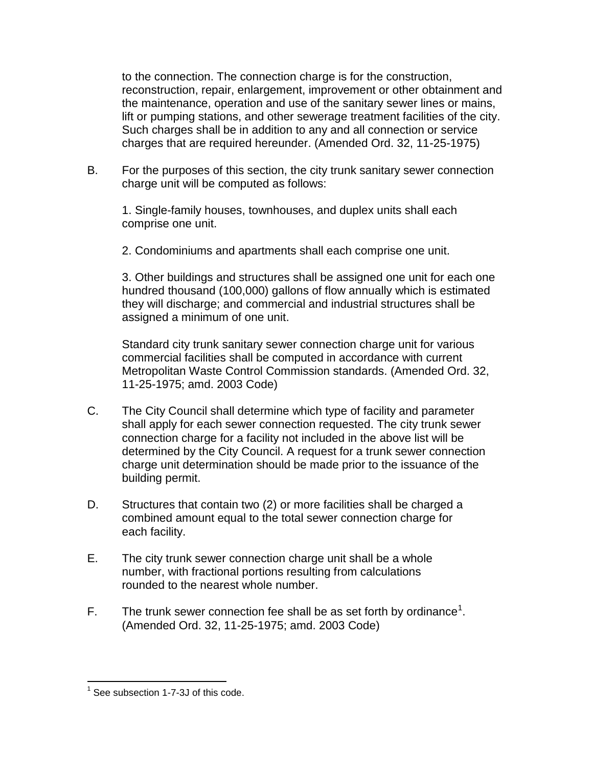to the connection. The connection charge is for the construction, reconstruction, repair, enlargement, improvement or other obtainment and the maintenance, operation and use of the sanitary sewer lines or mains, lift or pumping stations, and other sewerage treatment facilities of the city. Such charges shall be in addition to any and all connection or service charges that are required hereunder. (Amended Ord. 32, 11-25-1975)

B. For the purposes of this section, the city trunk sanitary sewer connection charge unit will be computed as follows:

1. Single-family houses, townhouses, and duplex units shall each comprise one unit.

2. Condominiums and apartments shall each comprise one unit.

3. Other buildings and structures shall be assigned one unit for each one hundred thousand (100,000) gallons of flow annually which is estimated they will discharge; and commercial and industrial structures shall be assigned a minimum of one unit.

Standard city trunk sanitary sewer connection charge unit for various commercial facilities shall be computed in accordance with current Metropolitan Waste Control Commission standards. (Amended Ord. 32, 11-25-1975; amd. 2003 Code)

C. The City Council shall determine which type of facility and parameter shall apply for each sewer connection requested. The city trunk sewer connection charge for a facility not included in the above list will be determined by the City Council. A request for a trunk sewer connection charge unit determination should be made prior to the issuance of the building permit.

D. Structures that contain two (2) or more facilities shall be charged a combined amount equal to the total sewer connection charge for each facility.

E. The city trunk sewer connection charge unit shall be a whole number, with fractional portions resulting from calculations rounded to the nearest whole number.

F. The trunk sewer connection fee shall be as set forth by ordinance[1]. (Amended Ord. 32, 11-25-1975; amd. 2003 Code)

---

[1] See subsection 1-7-3J of this code.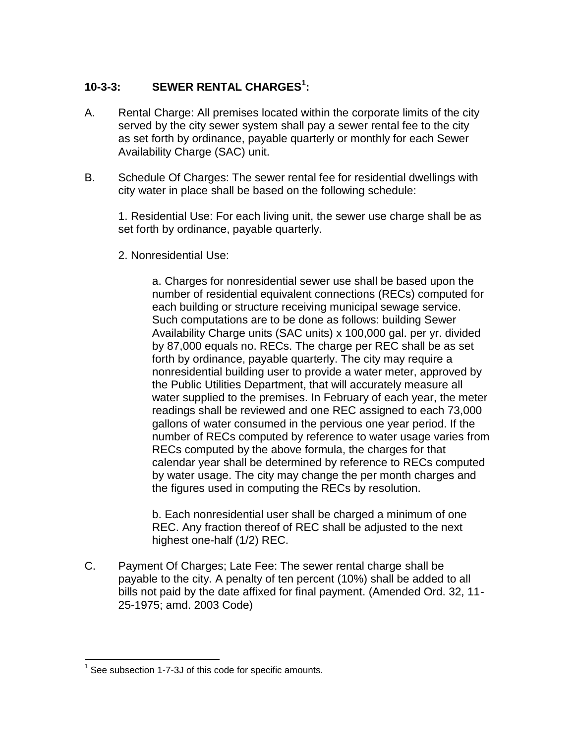## 10-3-3: SEWER RENTAL CHARGES[1]:

A. Rental Charge: All premises located within the corporate limits of the city served by the city sewer system shall pay a sewer rental fee to the city as set forth by ordinance, payable quarterly or monthly for each Sewer Availability Charge (SAC) unit.

B. Schedule Of Charges: The sewer rental fee for residential dwellings with city water in place shall be based on the following schedule:

   1. Residential Use: For each living unit, the sewer use charge shall be as set forth by ordinance, payable quarterly.

   2. Nonresidential Use:

      a. Charges for nonresidential sewer use shall be based upon the number of residential equivalent connections (RECs) computed for each building or structure receiving municipal sewage service. Such computations are to be done as follows: building Sewer Availability Charge units (SAC units) x 100,000 gal. per yr. divided by 87,000 equals no. RECs. The charge per REC shall be as set forth by ordinance, payable quarterly. The city may require a nonresidential building user to provide a water meter, approved by the Public Utilities Department, that will accurately measure all water supplied to the premises. In February of each year, the meter readings shall be reviewed and one REC assigned to each 73,000 gallons of water consumed in the pervious one year period. If the number of RECs computed by reference to water usage varies from RECs computed by the above formula, the charges for that calendar year shall be determined by reference to RECs computed by water usage. The city may change the per month charges and the figures used in computing the RECs by resolution.

      b. Each nonresidential user shall be charged a minimum of one REC. Any fraction thereof of REC shall be adjusted to the next highest one-half (1/2) REC.

C. Payment Of Charges; Late Fee: The sewer rental charge shall be payable to the city. A penalty of ten percent (10%) shall be added to all bills not paid by the date affixed for final payment. (Amended Ord. 32, 11-25-1975; amd. 2003 Code)

---

[1] See subsection 1-7-3J of this code for specific amounts.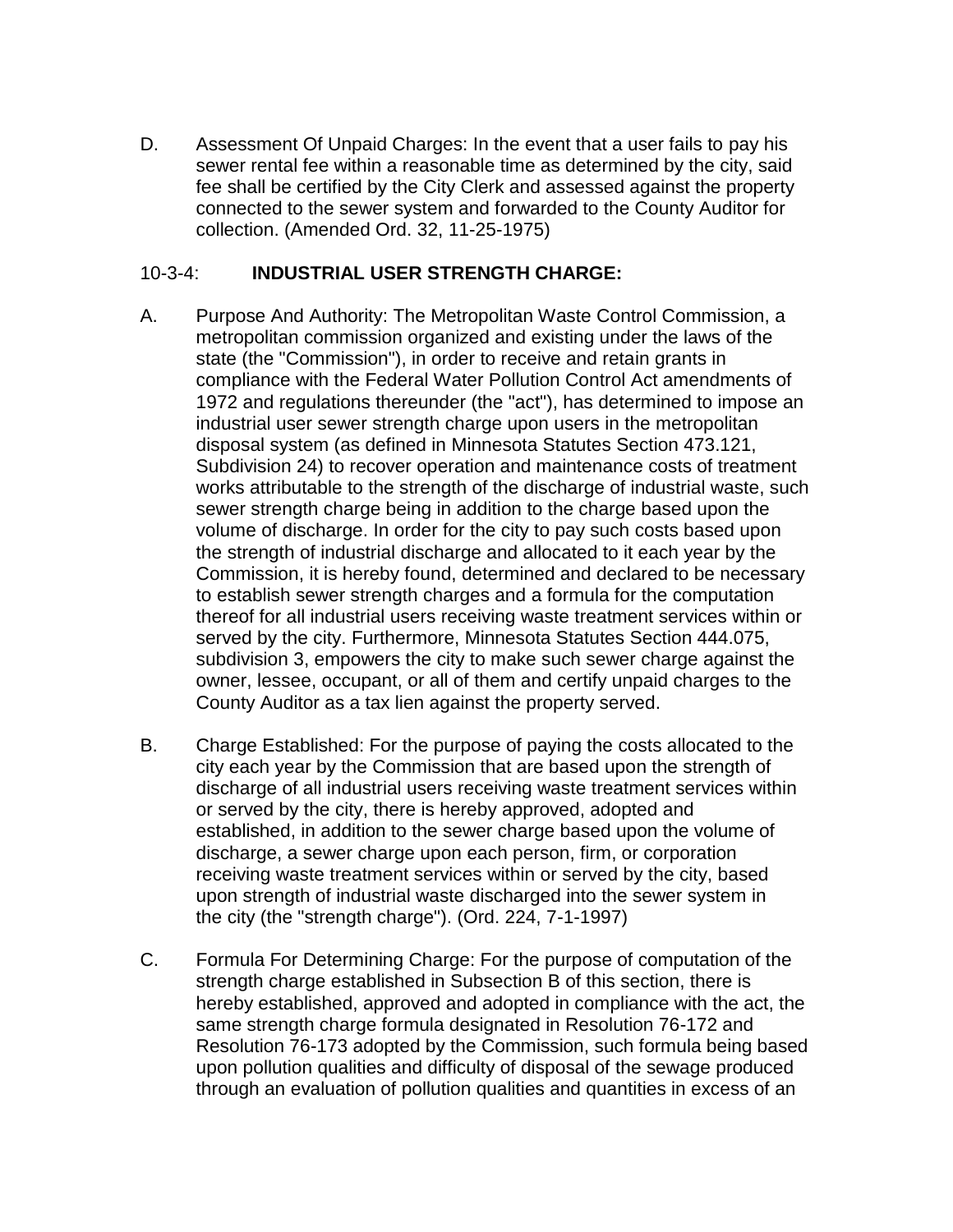D. Assessment Of Unpaid Charges: In the event that a user fails to pay his sewer rental fee within a reasonable time as determined by the city, said fee shall be certified by the City Clerk and assessed against the property connected to the sewer system and forwarded to the County Auditor for collection. (Amended Ord. 32, 11-25-1975)

### 10-3-4: **INDUSTRIAL USER STRENGTH CHARGE:**

A. Purpose And Authority: The Metropolitan Waste Control Commission, a metropolitan commission organized and existing under the laws of the state (the "Commission"), in order to receive and retain grants in compliance with the Federal Water Pollution Control Act amendments of 1972 and regulations thereunder (the "act"), has determined to impose an industrial user sewer strength charge upon users in the metropolitan disposal system (as defined in Minnesota Statutes Section 473.121, Subdivision 24) to recover operation and maintenance costs of treatment works attributable to the strength of the discharge of industrial waste, such sewer strength charge being in addition to the charge based upon the volume of discharge. In order for the city to pay such costs based upon the strength of industrial discharge and allocated to it each year by the Commission, it is hereby found, determined and declared to be necessary to establish sewer strength charges and a formula for the computation thereof for all industrial users receiving waste treatment services within or served by the city. Furthermore, Minnesota Statutes Section 444.075, subdivision 3, empowers the city to make such sewer charge against the owner, lessee, occupant, or all of them and certify unpaid charges to the County Auditor as a tax lien against the property served.

B. Charge Established: For the purpose of paying the costs allocated to the city each year by the Commission that are based upon the strength of discharge of all industrial users receiving waste treatment services within or served by the city, there is hereby approved, adopted and established, in addition to the sewer charge based upon the volume of discharge, a sewer charge upon each person, firm, or corporation receiving waste treatment services within or served by the city, based upon strength of industrial waste discharged into the sewer system in the city (the "strength charge"). (Ord. 224, 7-1-1997)

C. Formula For Determining Charge: For the purpose of computation of the strength charge established in Subsection B of this section, there is hereby established, approved and adopted in compliance with the act, the same strength charge formula designated in Resolution 76-172 and Resolution 76-173 adopted by the Commission, such formula being based upon pollution qualities and difficulty of disposal of the sewage produced through an evaluation of pollution qualities and quantities in excess of an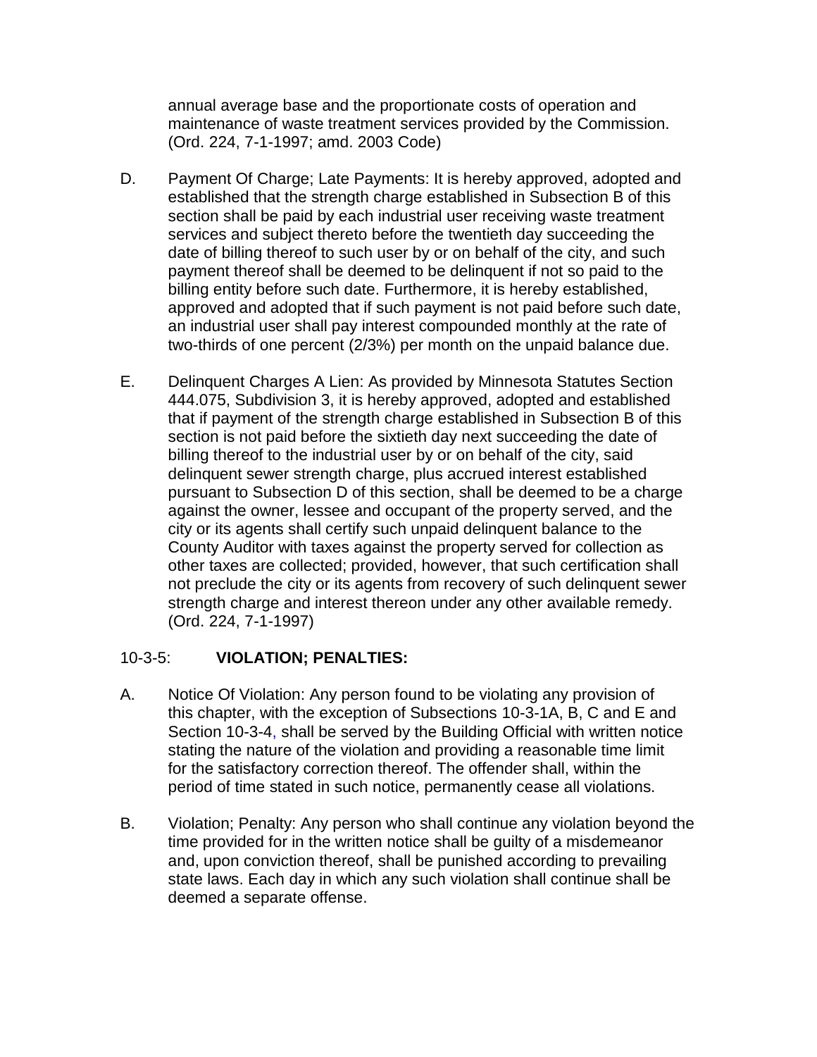annual average base and the proportionate costs of operation and maintenance of waste treatment services provided by the Commission. (Ord. 224, 7-1-1997; amd. 2003 Code)

D. Payment Of Charge; Late Payments: It is hereby approved, adopted and established that the strength charge established in Subsection B of this section shall be paid by each industrial user receiving waste treatment services and subject thereto before the twentieth day succeeding the date of billing thereof to such user by or on behalf of the city, and such payment thereof shall be deemed to be delinquent if not so paid to the billing entity before such date. Furthermore, it is hereby established, approved and adopted that if such payment is not paid before such date, an industrial user shall pay interest compounded monthly at the rate of two-thirds of one percent (2/3%) per month on the unpaid balance due.

E. Delinquent Charges A Lien: As provided by Minnesota Statutes Section 444.075, Subdivision 3, it is hereby approved, adopted and established that if payment of the strength charge established in Subsection B of this section is not paid before the sixtieth day next succeeding the date of billing thereof to the industrial user by or on behalf of the city, said delinquent sewer strength charge, plus accrued interest established pursuant to Subsection D of this section, shall be deemed to be a charge against the owner, lessee and occupant of the property served, and the city or its agents shall certify such unpaid delinquent balance to the County Auditor with taxes against the property served for collection as other taxes are collected; provided, however, that such certification shall not preclude the city or its agents from recovery of such delinquent sewer strength charge and interest thereon under any other available remedy. (Ord. 224, 7-1-1997)

## 10-3-5: **VIOLATION; PENALTIES:**

A. Notice Of Violation: Any person found to be violating any provision of this chapter, with the exception of Subsections 10-3-1A, B, C and E and Section 10-3-4, shall be served by the Building Official with written notice stating the nature of the violation and providing a reasonable time limit for the satisfactory correction thereof. The offender shall, within the period of time stated in such notice, permanently cease all violations.

B. Violation; Penalty: Any person who shall continue any violation beyond the time provided for in the written notice shall be guilty of a misdemeanor and, upon conviction thereof, shall be punished according to prevailing state laws. Each day in which any such violation shall continue shall be deemed a separate offense.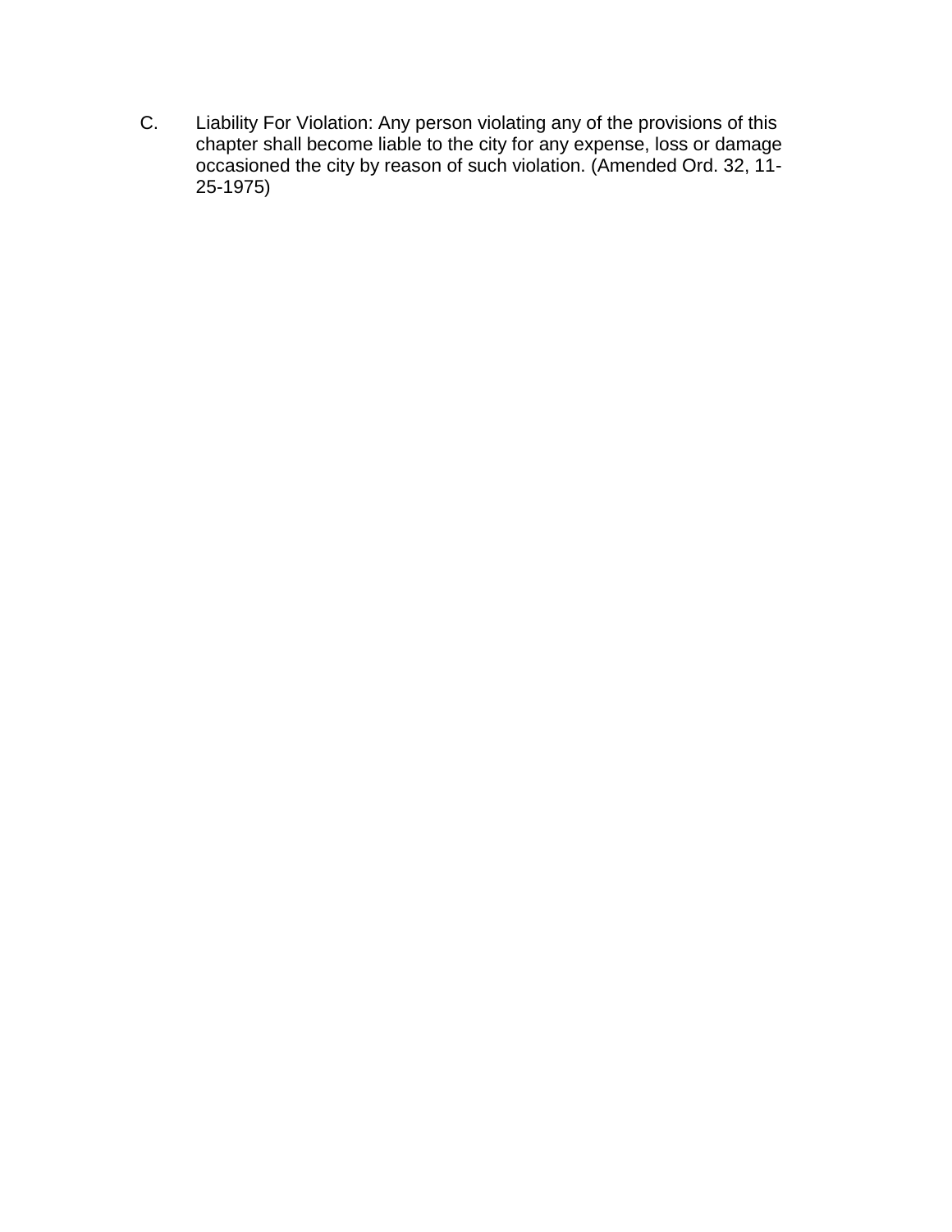C. Liability For Violation: Any person violating any of the provisions of this chapter shall become liable to the city for any expense, loss or damage occasioned the city by reason of such violation. (Amended Ord. 32, 11-25-1975)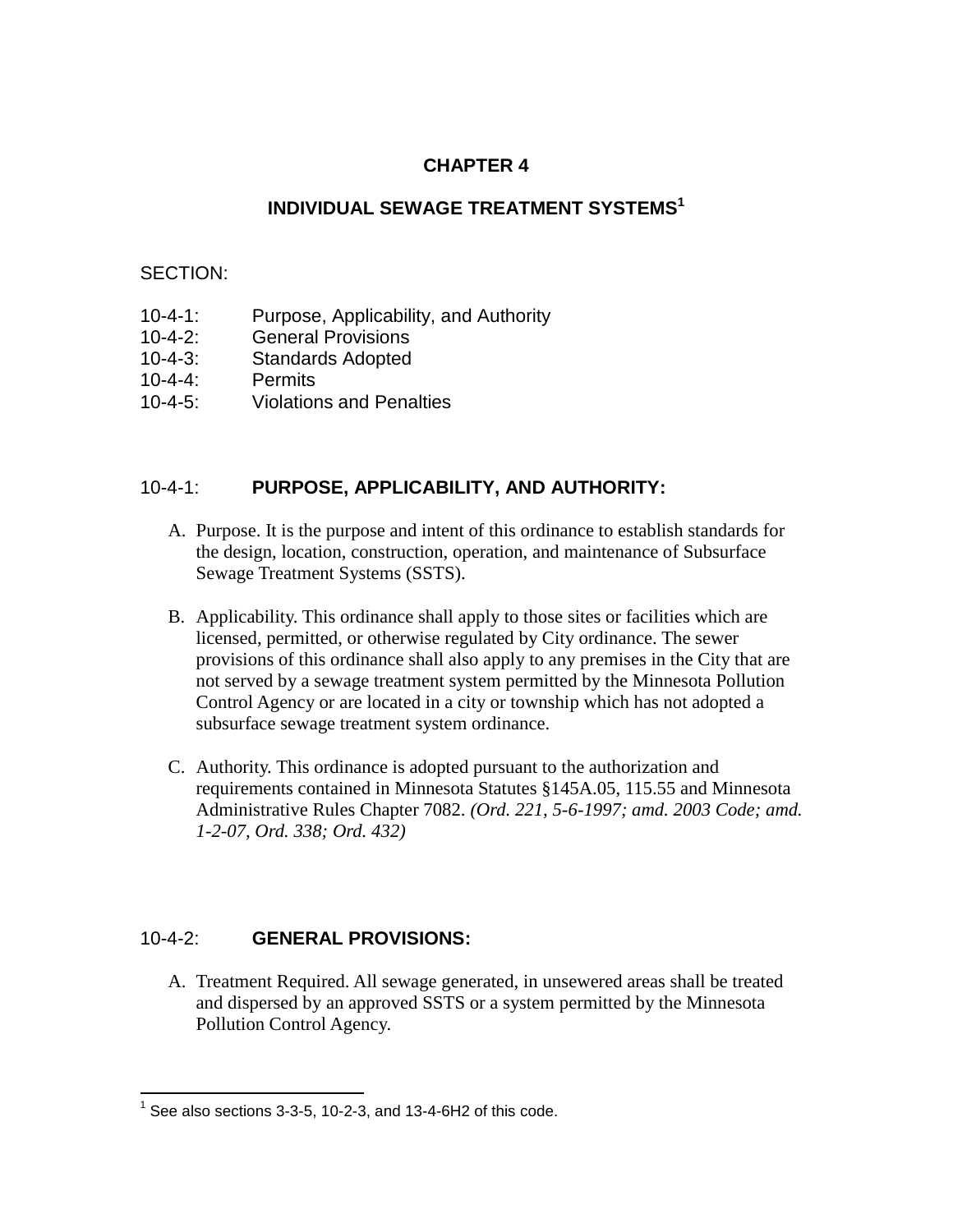# CHAPTER 4

## INDIVIDUAL SEWAGE TREATMENT SYSTEMS[1]

SECTION:

10-4-1: Purpose, Applicability, and Authority
10-4-2: General Provisions
10-4-3: Standards Adopted
10-4-4: Permits
10-4-5: Violations and Penalties

### 10-4-1: PURPOSE, APPLICABILITY, AND AUTHORITY:

A. Purpose. It is the purpose and intent of this ordinance to establish standards for the design, location, construction, operation, and maintenance of Subsurface Sewage Treatment Systems (SSTS).

B. Applicability. This ordinance shall apply to those sites or facilities which are licensed, permitted, or otherwise regulated by City ordinance. The sewer provisions of this ordinance shall also apply to any premises in the City that are not served by a sewage treatment system permitted by the Minnesota Pollution Control Agency or are located in a city or township which has not adopted a subsurface sewage treatment system ordinance.

C. Authority. This ordinance is adopted pursuant to the authorization and requirements contained in Minnesota Statutes §145A.05, 115.55 and Minnesota Administrative Rules Chapter 7082. *(Ord. 221, 5-6-1997; amd. 2003 Code; amd. 1-2-07, Ord. 338; Ord. 432)*

### 10-4-2: GENERAL PROVISIONS:

A. Treatment Required. All sewage generated, in unsewered areas shall be treated and dispersed by an approved SSTS or a system permitted by the Minnesota Pollution Control Agency.

---

[1] See also sections 3-3-5, 10-2-3, and 13-4-6H2 of this code.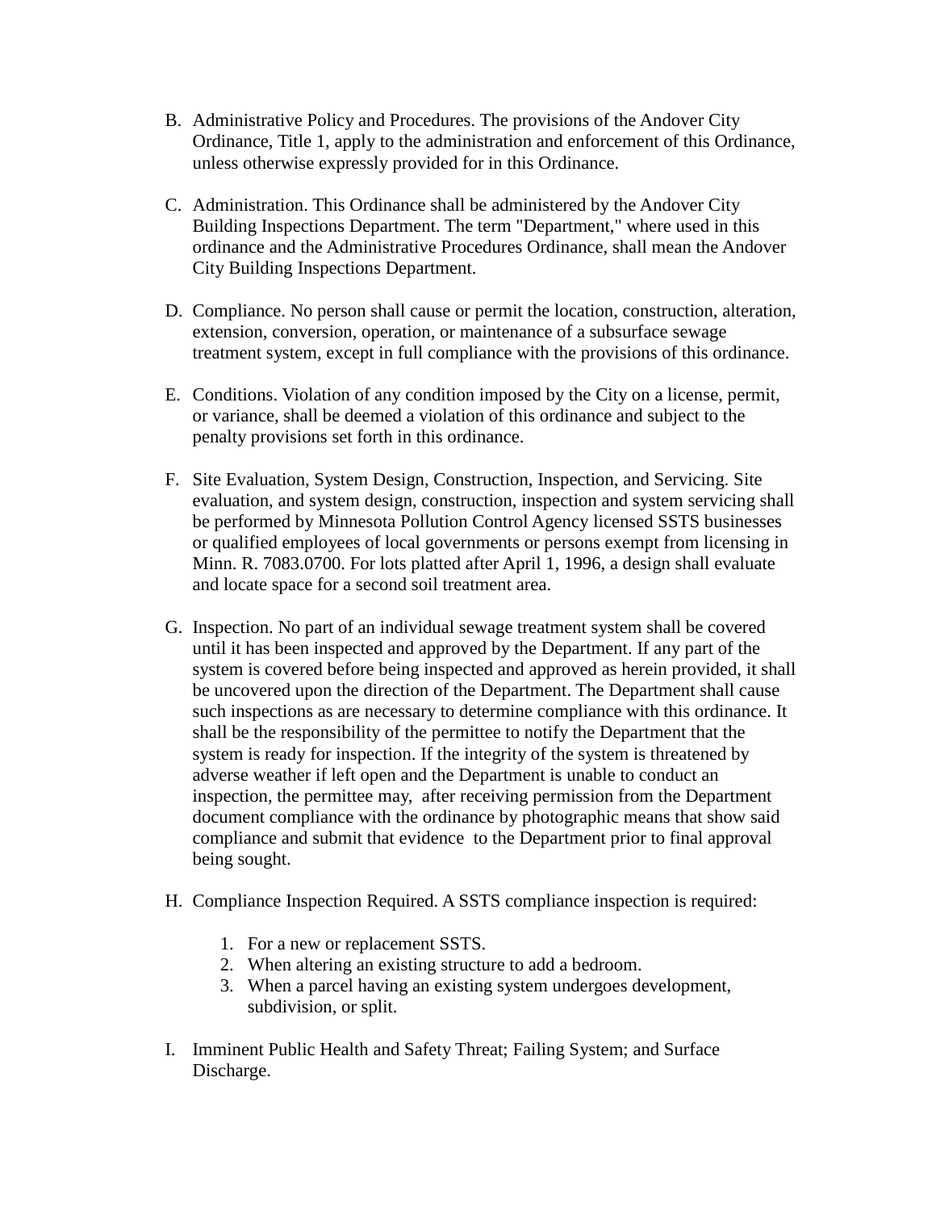B. Administrative Policy and Procedures. The provisions of the Andover City Ordinance, Title 1, apply to the administration and enforcement of this Ordinance, unless otherwise expressly provided for in this Ordinance.

C. Administration. This Ordinance shall be administered by the Andover City Building Inspections Department. The term "Department," where used in this ordinance and the Administrative Procedures Ordinance, shall mean the Andover City Building Inspections Department.

D. Compliance. No person shall cause or permit the location, construction, alteration, extension, conversion, operation, or maintenance of a subsurface sewage treatment system, except in full compliance with the provisions of this ordinance.

E. Conditions. Violation of any condition imposed by the City on a license, permit, or variance, shall be deemed a violation of this ordinance and subject to the penalty provisions set forth in this ordinance.

F. Site Evaluation, System Design, Construction, Inspection, and Servicing. Site evaluation, and system design, construction, inspection and system servicing shall be performed by Minnesota Pollution Control Agency licensed SSTS businesses or qualified employees of local governments or persons exempt from licensing in Minn. R. 7083.0700. For lots platted after April 1, 1996, a design shall evaluate and locate space for a second soil treatment area.

G. Inspection. No part of an individual sewage treatment system shall be covered until it has been inspected and approved by the Department. If any part of the system is covered before being inspected and approved as herein provided, it shall be uncovered upon the direction of the Department. The Department shall cause such inspections as are necessary to determine compliance with this ordinance. It shall be the responsibility of the permittee to notify the Department that the system is ready for inspection. If the integrity of the system is threatened by adverse weather if left open and the Department is unable to conduct an inspection, the permittee may, after receiving permission from the Department document compliance with the ordinance by photographic means that show said compliance and submit that evidence to the Department prior to final approval being sought.

H. Compliance Inspection Required. A SSTS compliance inspection is required:

   1. For a new or replacement SSTS.
   2. When altering an existing structure to add a bedroom.
   3. When a parcel having an existing system undergoes development, subdivision, or split.

I. Imminent Public Health and Safety Threat; Failing System; and Surface Discharge.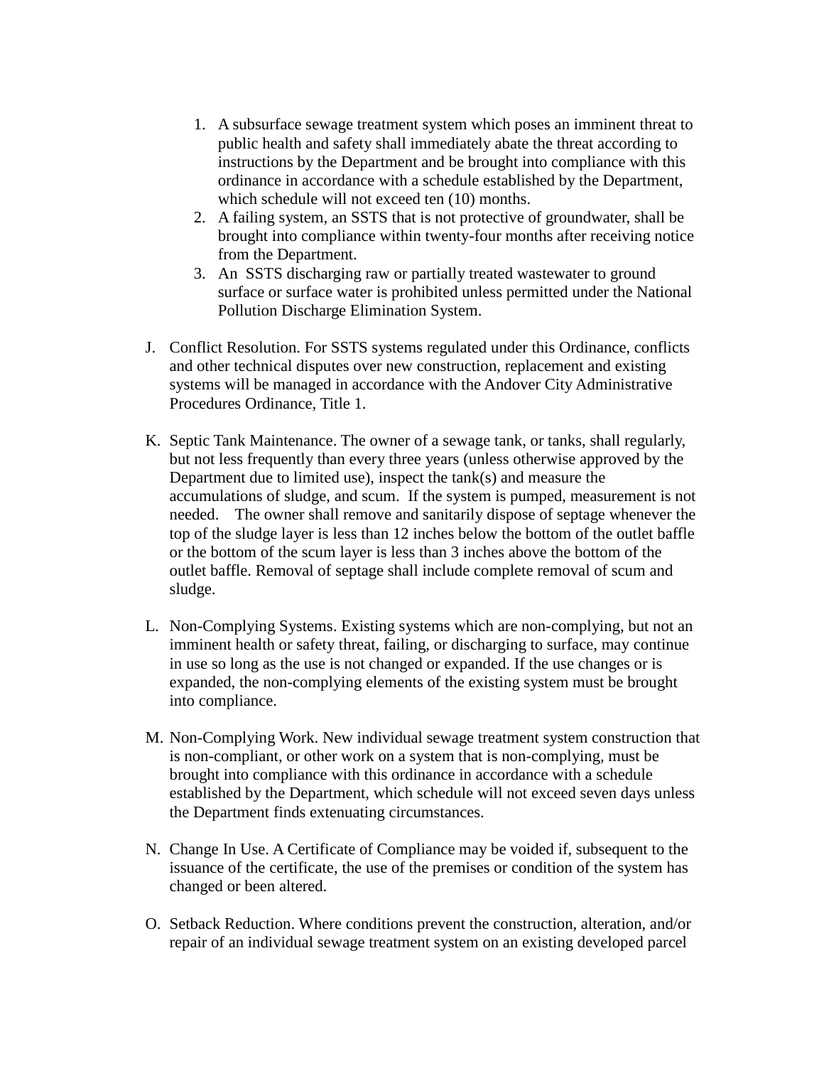1. A subsurface sewage treatment system which poses an imminent threat to public health and safety shall immediately abate the threat according to instructions by the Department and be brought into compliance with this ordinance in accordance with a schedule established by the Department, which schedule will not exceed ten (10) months.
2. A failing system, an SSTS that is not protective of groundwater, shall be brought into compliance within twenty-four months after receiving notice from the Department.
3. An SSTS discharging raw or partially treated wastewater to ground surface or surface water is prohibited unless permitted under the National Pollution Discharge Elimination System.

J. Conflict Resolution. For SSTS systems regulated under this Ordinance, conflicts and other technical disputes over new construction, replacement and existing systems will be managed in accordance with the Andover City Administrative Procedures Ordinance, Title 1.

K. Septic Tank Maintenance. The owner of a sewage tank, or tanks, shall regularly, but not less frequently than every three years (unless otherwise approved by the Department due to limited use), inspect the tank(s) and measure the accumulations of sludge, and scum. If the system is pumped, measurement is not needed. The owner shall remove and sanitarily dispose of septage whenever the top of the sludge layer is less than 12 inches below the bottom of the outlet baffle or the bottom of the scum layer is less than 3 inches above the bottom of the outlet baffle. Removal of septage shall include complete removal of scum and sludge.

L. Non-Complying Systems. Existing systems which are non-complying, but not an imminent health or safety threat, failing, or discharging to surface, may continue in use so long as the use is not changed or expanded. If the use changes or is expanded, the non-complying elements of the existing system must be brought into compliance.

M. Non-Complying Work. New individual sewage treatment system construction that is non-compliant, or other work on a system that is non-complying, must be brought into compliance with this ordinance in accordance with a schedule established by the Department, which schedule will not exceed seven days unless the Department finds extenuating circumstances.

N. Change In Use. A Certificate of Compliance may be voided if, subsequent to the issuance of the certificate, the use of the premises or condition of the system has changed or been altered.

O. Setback Reduction. Where conditions prevent the construction, alteration, and/or repair of an individual sewage treatment system on an existing developed parcel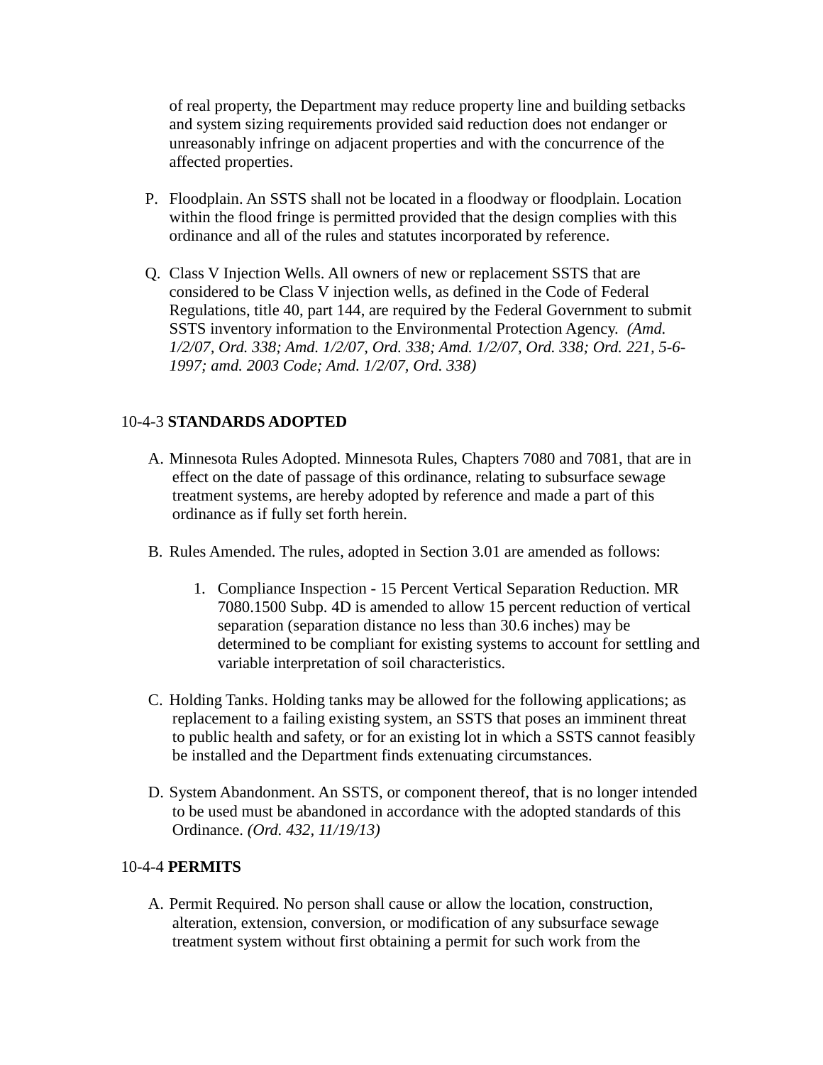of real property, the Department may reduce property line and building setbacks and system sizing requirements provided said reduction does not endanger or unreasonably infringe on adjacent properties and with the concurrence of the affected properties.

P. Floodplain. An SSTS shall not be located in a floodway or floodplain. Location within the flood fringe is permitted provided that the design complies with this ordinance and all of the rules and statutes incorporated by reference.

Q. Class V Injection Wells. All owners of new or replacement SSTS that are considered to be Class V injection wells, as defined in the Code of Federal Regulations, title 40, part 144, are required by the Federal Government to submit SSTS inventory information to the Environmental Protection Agency. *(Amd. 1/2/07, Ord. 338; Amd. 1/2/07, Ord. 338; Amd. 1/2/07, Ord. 338; Ord. 221, 5-6-1997; amd. 2003 Code; Amd. 1/2/07, Ord. 338)*

10-4-3 **STANDARDS ADOPTED**

A. Minnesota Rules Adopted. Minnesota Rules, Chapters 7080 and 7081, that are in effect on the date of passage of this ordinance, relating to subsurface sewage treatment systems, are hereby adopted by reference and made a part of this ordinance as if fully set forth herein.

B. Rules Amended. The rules, adopted in Section 3.01 are amended as follows:

   1. Compliance Inspection - 15 Percent Vertical Separation Reduction. MR 7080.1500 Subp. 4D is amended to allow 15 percent reduction of vertical separation (separation distance no less than 30.6 inches) may be determined to be compliant for existing systems to account for settling and variable interpretation of soil characteristics.

C. Holding Tanks. Holding tanks may be allowed for the following applications; as replacement to a failing existing system, an SSTS that poses an imminent threat to public health and safety, or for an existing lot in which a SSTS cannot feasibly be installed and the Department finds extenuating circumstances.

D. System Abandonment. An SSTS, or component thereof, that is no longer intended to be used must be abandoned in accordance with the adopted standards of this Ordinance. *(Ord. 432, 11/19/13)*

10-4-4 **PERMITS**

A. Permit Required. No person shall cause or allow the location, construction, alteration, extension, conversion, or modification of any subsurface sewage treatment system without first obtaining a permit for such work from the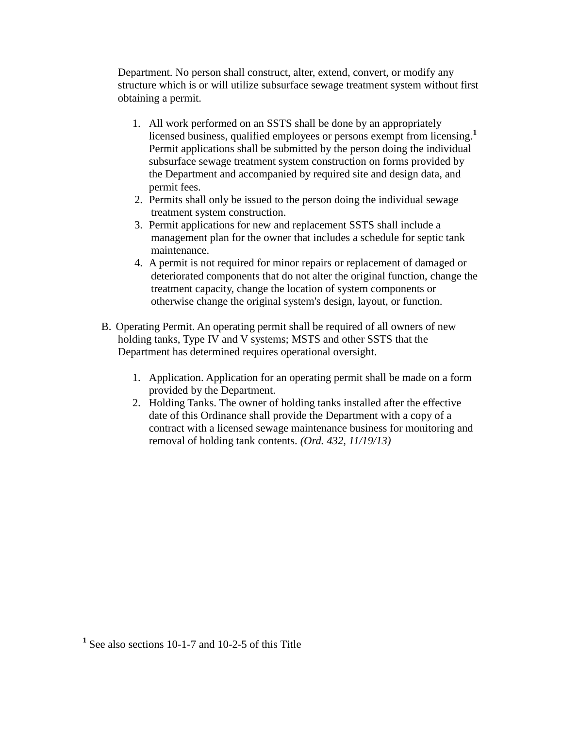Department. No person shall construct, alter, extend, convert, or modify any structure which is or will utilize subsurface sewage treatment system without first obtaining a permit.

1. All work performed on an SSTS shall be done by an appropriately licensed business, qualified employees or persons exempt from licensing.[1] Permit applications shall be submitted by the person doing the individual subsurface sewage treatment system construction on forms provided by the Department and accompanied by required site and design data, and permit fees.
2. Permits shall only be issued to the person doing the individual sewage treatment system construction.
3. Permit applications for new and replacement SSTS shall include a management plan for the owner that includes a schedule for septic tank maintenance.
4. A permit is not required for minor repairs or replacement of damaged or deteriorated components that do not alter the original function, change the treatment capacity, change the location of system components or otherwise change the original system's design, layout, or function.

B. Operating Permit. An operating permit shall be required of all owners of new holding tanks, Type IV and V systems; MSTS and other SSTS that the Department has determined requires operational oversight.

1. Application. Application for an operating permit shall be made on a form provided by the Department.
2. Holding Tanks. The owner of holding tanks installed after the effective date of this Ordinance shall provide the Department with a copy of a contract with a licensed sewage maintenance business for monitoring and removal of holding tank contents. *(Ord. 432, 11/19/13)*

[1] See also sections 10-1-7 and 10-2-5 of this Title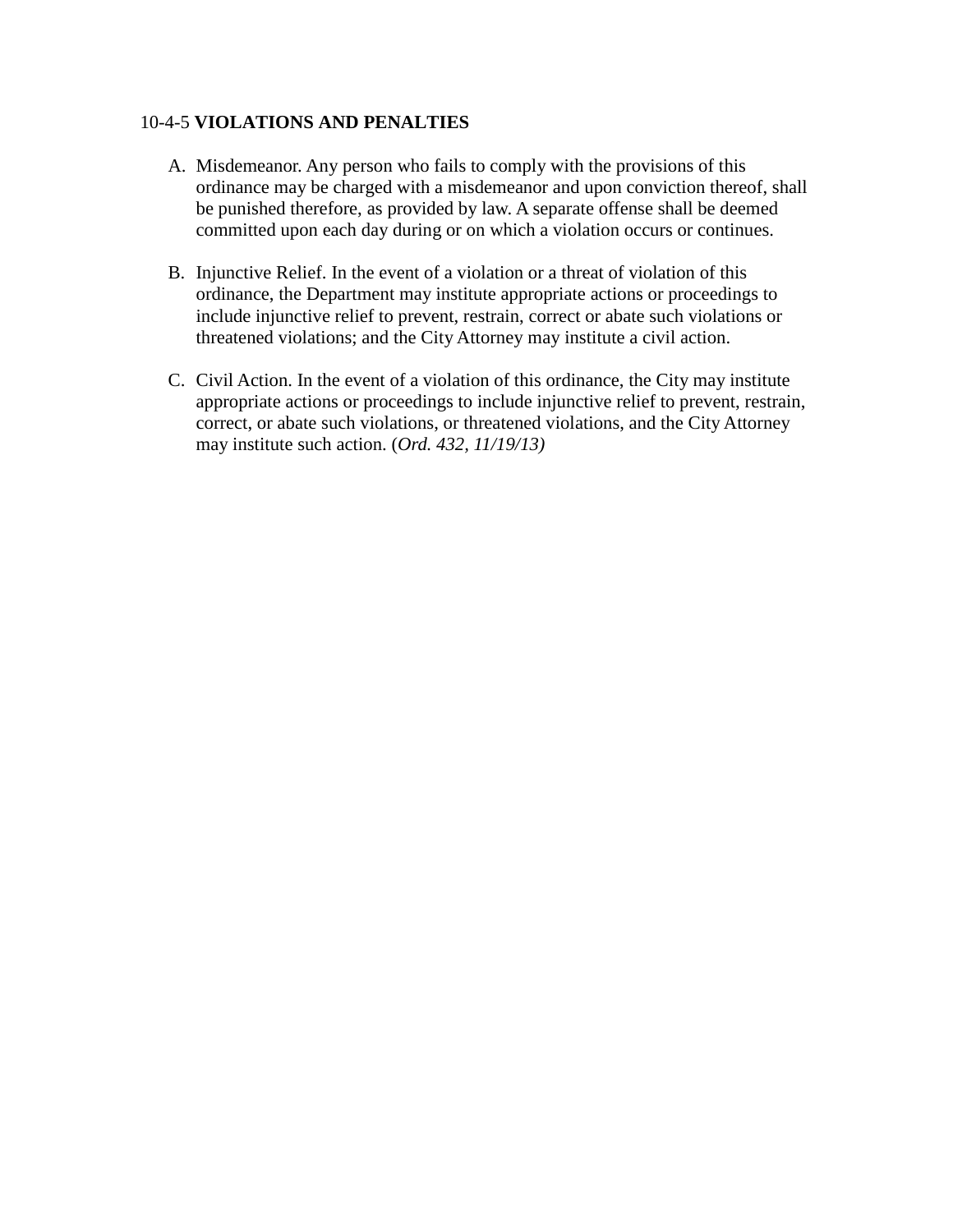10-4-5 **VIOLATIONS AND PENALTIES**

A. Misdemeanor. Any person who fails to comply with the provisions of this ordinance may be charged with a misdemeanor and upon conviction thereof, shall be punished therefore, as provided by law. A separate offense shall be deemed committed upon each day during or on which a violation occurs or continues.

B. Injunctive Relief. In the event of a violation or a threat of violation of this ordinance, the Department may institute appropriate actions or proceedings to include injunctive relief to prevent, restrain, correct or abate such violations or threatened violations; and the City Attorney may institute a civil action.

C. Civil Action. In the event of a violation of this ordinance, the City may institute appropriate actions or proceedings to include injunctive relief to prevent, restrain, correct, or abate such violations, or threatened violations, and the City Attorney may institute such action. (*Ord. 432, 11/19/13)*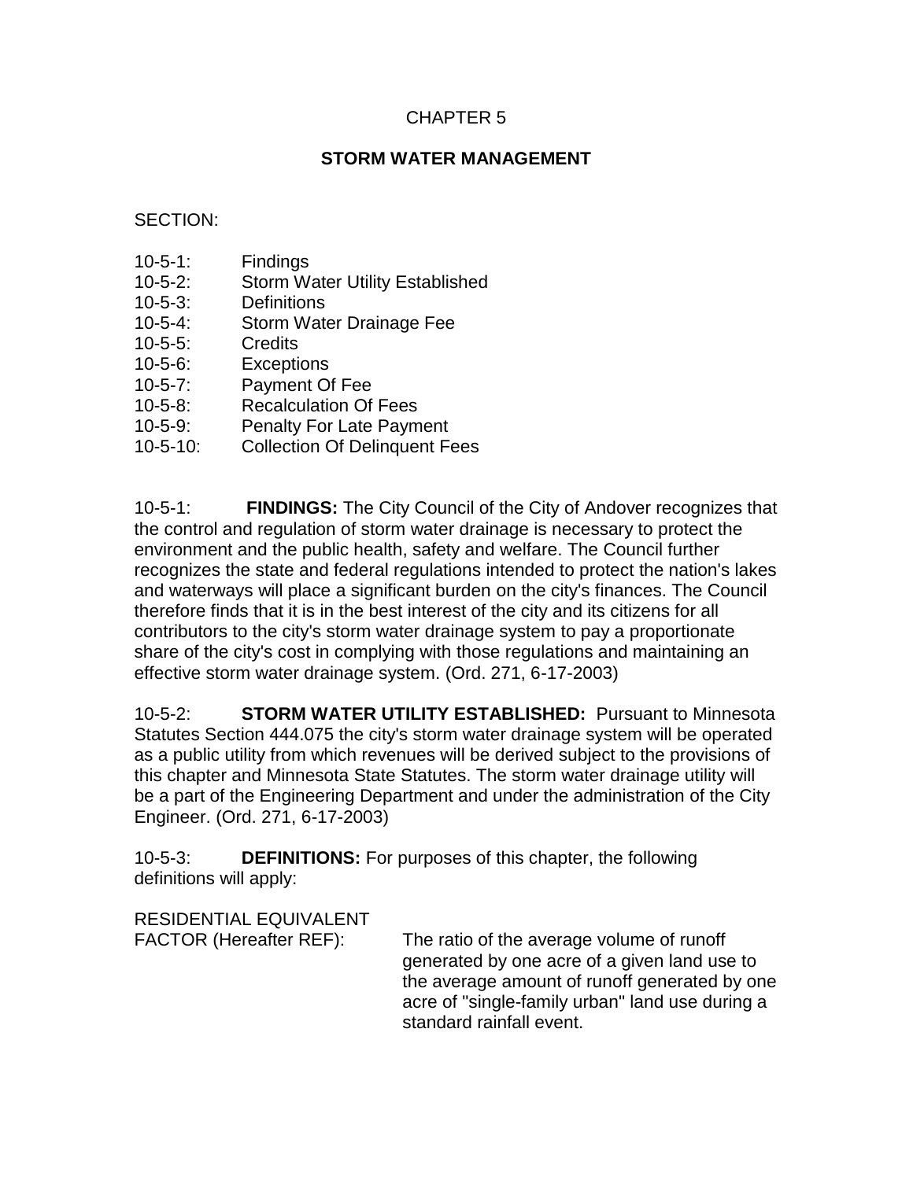# CHAPTER 5

## STORM WATER MANAGEMENT

SECTION:

- 10-5-1: Findings
- 10-5-2: Storm Water Utility Established
- 10-5-3: Definitions
- 10-5-4: Storm Water Drainage Fee
- 10-5-5: Credits
- 10-5-6: Exceptions
- 10-5-7: Payment Of Fee
- 10-5-8: Recalculation Of Fees
- 10-5-9: Penalty For Late Payment
- 10-5-10: Collection Of Delinquent Fees

10-5-1: **FINDINGS:** The City Council of the City of Andover recognizes that the control and regulation of storm water drainage is necessary to protect the environment and the public health, safety and welfare. The Council further recognizes the state and federal regulations intended to protect the nation's lakes and waterways will place a significant burden on the city's finances. The Council therefore finds that it is in the best interest of the city and its citizens for all contributors to the city's storm water drainage system to pay a proportionate share of the city's cost in complying with those regulations and maintaining an effective storm water drainage system. (Ord. 271, 6-17-2003)

10-5-2: **STORM WATER UTILITY ESTABLISHED:** Pursuant to Minnesota Statutes Section 444.075 the city's storm water drainage system will be operated as a public utility from which revenues will be derived subject to the provisions of this chapter and Minnesota State Statutes. The storm water drainage utility will be a part of the Engineering Department and under the administration of the City Engineer. (Ord. 271, 6-17-2003)

10-5-3: **DEFINITIONS:** For purposes of this chapter, the following definitions will apply:

RESIDENTIAL EQUIVALENT FACTOR (Hereafter REF): The ratio of the average volume of runoff generated by one acre of a given land use to the average amount of runoff generated by one acre of "single-family urban" land use during a standard rainfall event.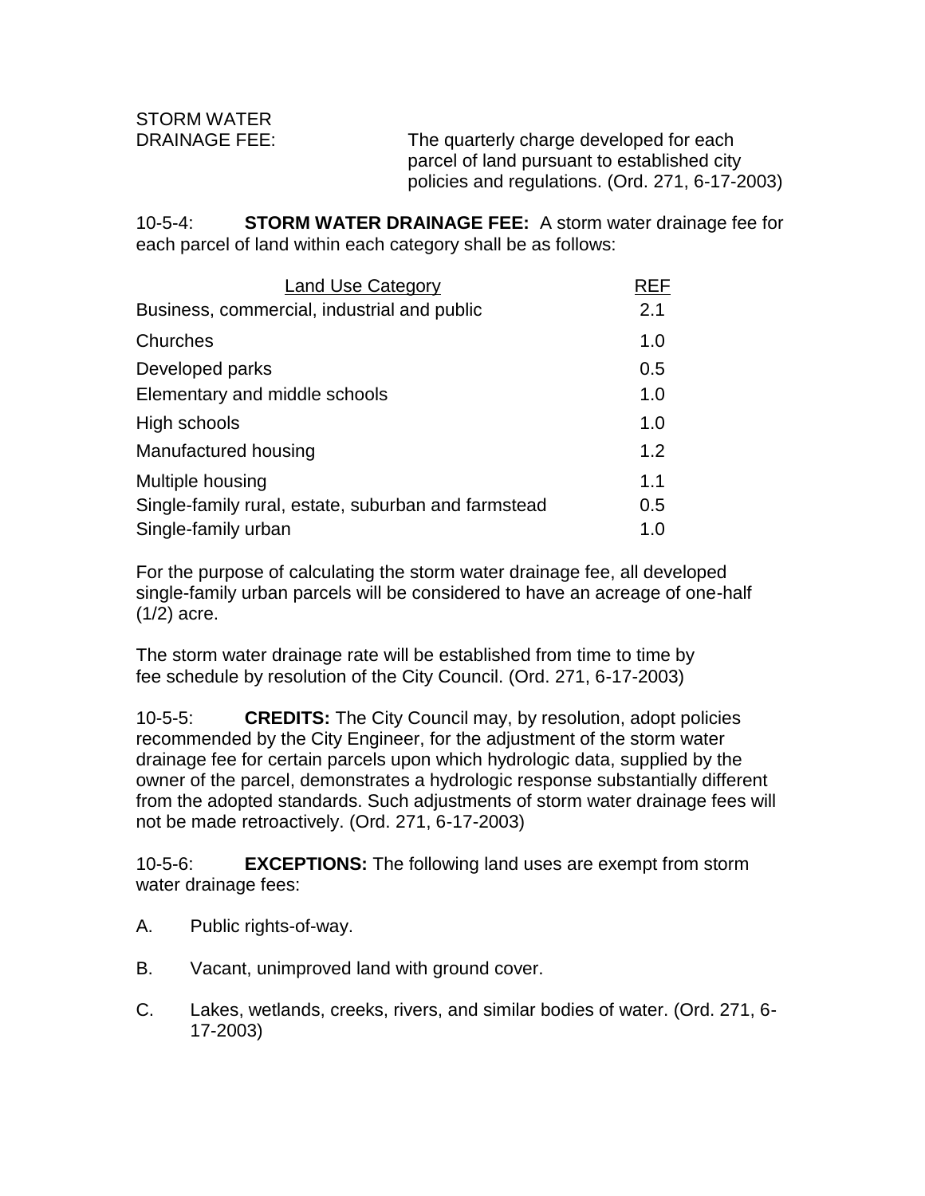STORM WATER DRAINAGE FEE: The quarterly charge developed for each parcel of land pursuant to established city policies and regulations. (Ord. 271, 6-17-2003)

10-5-4: **STORM WATER DRAINAGE FEE:** A storm water drainage fee for each parcel of land within each category shall be as follows:

| Land Use Category | REF |
|---|---|
| Business, commercial, industrial and public | 2.1 |
| Churches | 1.0 |
| Developed parks | 0.5 |
| Elementary and middle schools | 1.0 |
| High schools | 1.0 |
| Manufactured housing | 1.2 |
| Multiple housing | 1.1 |
| Single-family rural, estate, suburban and farmstead | 0.5 |
| Single-family urban | 1.0 |

For the purpose of calculating the storm water drainage fee, all developed single-family urban parcels will be considered to have an acreage of one-half (1/2) acre.

The storm water drainage rate will be established from time to time by fee schedule by resolution of the City Council. (Ord. 271, 6-17-2003)

10-5-5: **CREDITS:** The City Council may, by resolution, adopt policies recommended by the City Engineer, for the adjustment of the storm water drainage fee for certain parcels upon which hydrologic data, supplied by the owner of the parcel, demonstrates a hydrologic response substantially different from the adopted standards. Such adjustments of storm water drainage fees will not be made retroactively. (Ord. 271, 6-17-2003)

10-5-6: **EXCEPTIONS:** The following land uses are exempt from storm water drainage fees:

A. Public rights-of-way.

B. Vacant, unimproved land with ground cover.

C. Lakes, wetlands, creeks, rivers, and similar bodies of water. (Ord. 271, 6-17-2003)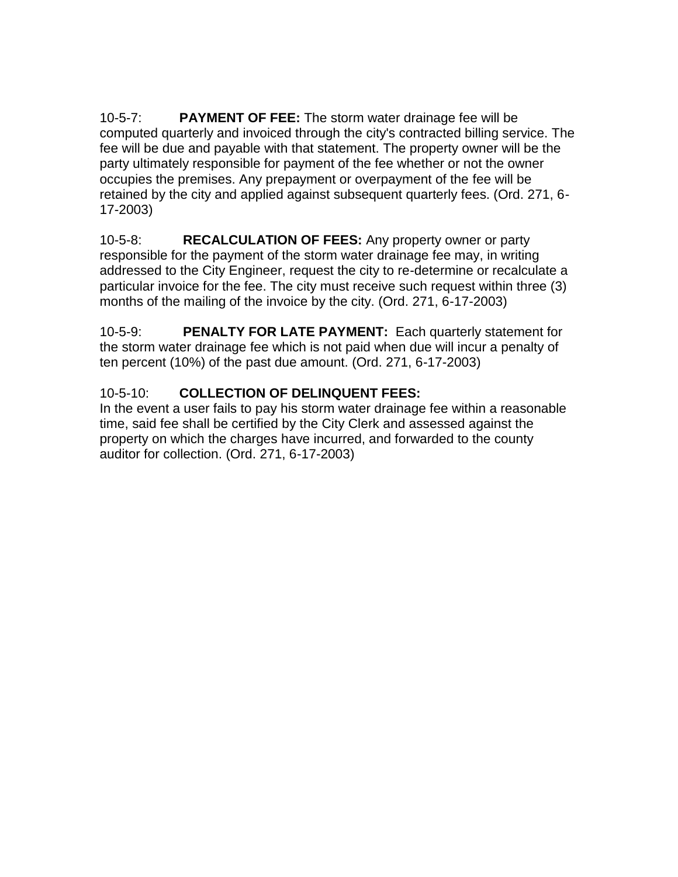10-5-7: **PAYMENT OF FEE:** The storm water drainage fee will be computed quarterly and invoiced through the city's contracted billing service. The fee will be due and payable with that statement. The property owner will be the party ultimately responsible for payment of the fee whether or not the owner occupies the premises. Any prepayment or overpayment of the fee will be retained by the city and applied against subsequent quarterly fees. (Ord. 271, 6-17-2003)

10-5-8: **RECALCULATION OF FEES:** Any property owner or party responsible for the payment of the storm water drainage fee may, in writing addressed to the City Engineer, request the city to re-determine or recalculate a particular invoice for the fee. The city must receive such request within three (3) months of the mailing of the invoice by the city. (Ord. 271, 6-17-2003)

10-5-9: **PENALTY FOR LATE PAYMENT:** Each quarterly statement for the storm water drainage fee which is not paid when due will incur a penalty of ten percent (10%) of the past due amount. (Ord. 271, 6-17-2003)

10-5-10: **COLLECTION OF DELINQUENT FEES:**
In the event a user fails to pay his storm water drainage fee within a reasonable time, said fee shall be certified by the City Clerk and assessed against the property on which the charges have incurred, and forwarded to the county auditor for collection. (Ord. 271, 6-17-2003)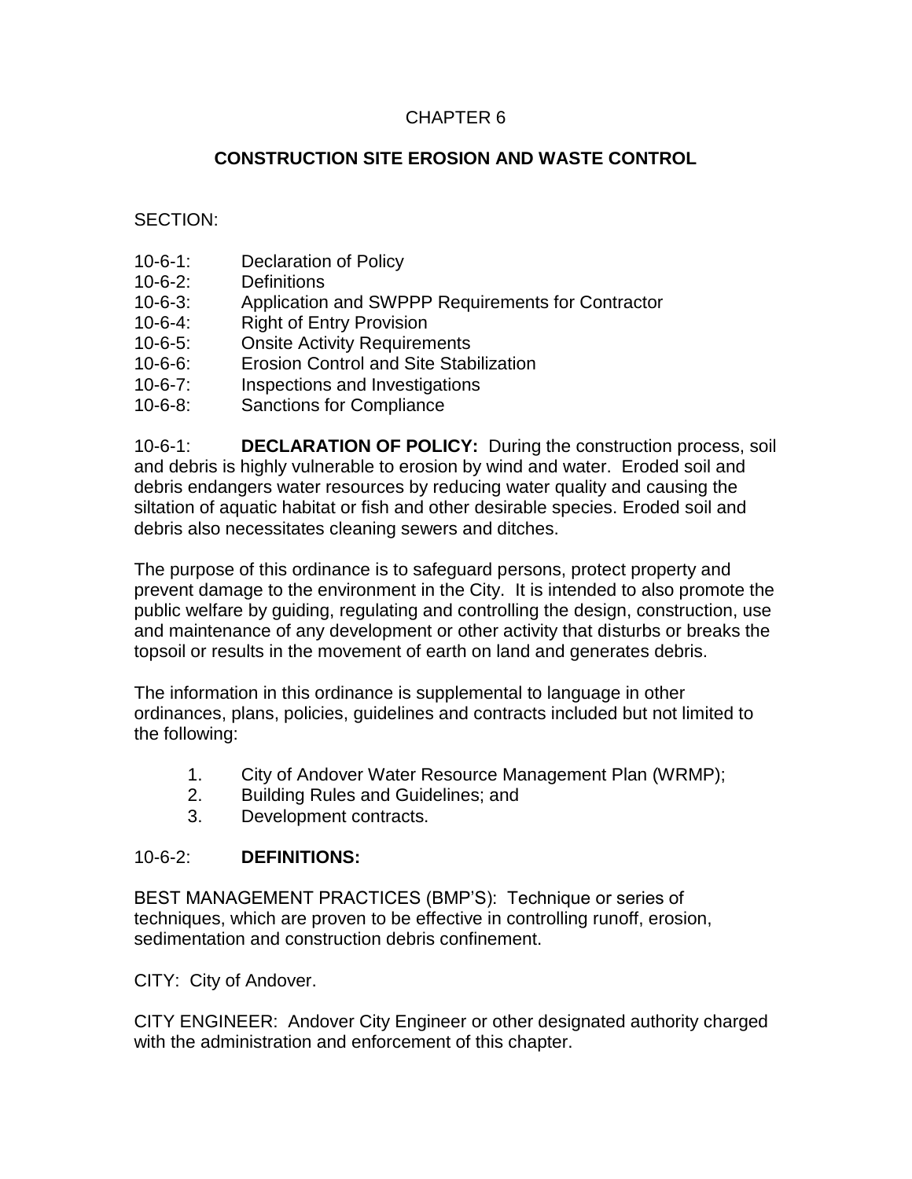# CHAPTER 6

## CONSTRUCTION SITE EROSION AND WASTE CONTROL

SECTION:

10-6-1: Declaration of Policy
10-6-2: Definitions
10-6-3: Application and SWPPP Requirements for Contractor
10-6-4: Right of Entry Provision
10-6-5: Onsite Activity Requirements
10-6-6: Erosion Control and Site Stabilization
10-6-7: Inspections and Investigations
10-6-8: Sanctions for Compliance

10-6-1: **DECLARATION OF POLICY:** During the construction process, soil and debris is highly vulnerable to erosion by wind and water. Eroded soil and debris endangers water resources by reducing water quality and causing the siltation of aquatic habitat or fish and other desirable species. Eroded soil and debris also necessitates cleaning sewers and ditches.

The purpose of this ordinance is to safeguard persons, protect property and prevent damage to the environment in the City. It is intended to also promote the public welfare by guiding, regulating and controlling the design, construction, use and maintenance of any development or other activity that disturbs or breaks the topsoil or results in the movement of earth on land and generates debris.

The information in this ordinance is supplemental to language in other ordinances, plans, policies, guidelines and contracts included but not limited to the following:

1. City of Andover Water Resource Management Plan (WRMP);
2. Building Rules and Guidelines; and
3. Development contracts.

10-6-2: **DEFINITIONS:**

BEST MANAGEMENT PRACTICES (BMP'S): Technique or series of techniques, which are proven to be effective in controlling runoff, erosion, sedimentation and construction debris confinement.

CITY: City of Andover.

CITY ENGINEER: Andover City Engineer or other designated authority charged with the administration and enforcement of this chapter.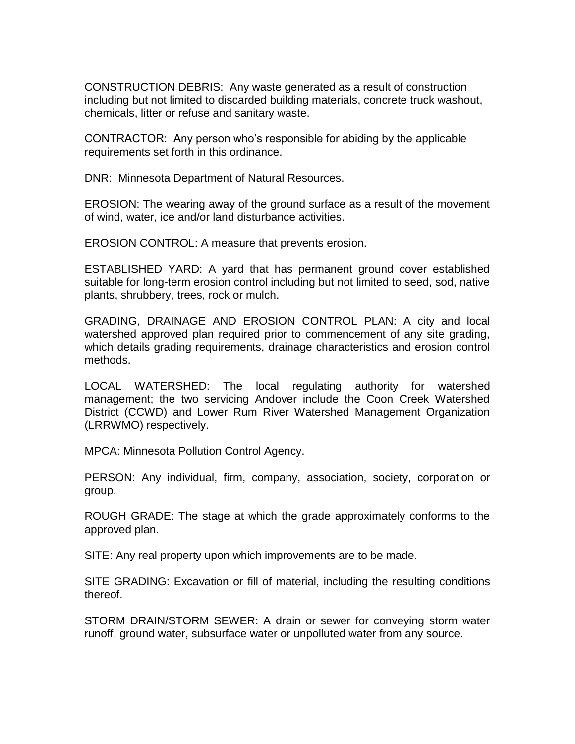CONSTRUCTION DEBRIS: Any waste generated as a result of construction including but not limited to discarded building materials, concrete truck washout, chemicals, litter or refuse and sanitary waste.

CONTRACTOR: Any person who's responsible for abiding by the applicable requirements set forth in this ordinance.

DNR: Minnesota Department of Natural Resources.

EROSION: The wearing away of the ground surface as a result of the movement of wind, water, ice and/or land disturbance activities.

EROSION CONTROL: A measure that prevents erosion.

ESTABLISHED YARD: A yard that has permanent ground cover established suitable for long-term erosion control including but not limited to seed, sod, native plants, shrubbery, trees, rock or mulch.

GRADING, DRAINAGE AND EROSION CONTROL PLAN: A city and local watershed approved plan required prior to commencement of any site grading, which details grading requirements, drainage characteristics and erosion control methods.

LOCAL WATERSHED: The local regulating authority for watershed management; the two servicing Andover include the Coon Creek Watershed District (CCWD) and Lower Rum River Watershed Management Organization (LRRWMO) respectively.

MPCA: Minnesota Pollution Control Agency.

PERSON: Any individual, firm, company, association, society, corporation or group.

ROUGH GRADE: The stage at which the grade approximately conforms to the approved plan.

SITE: Any real property upon which improvements are to be made.

SITE GRADING: Excavation or fill of material, including the resulting conditions thereof.

STORM DRAIN/STORM SEWER: A drain or sewer for conveying storm water runoff, ground water, subsurface water or unpolluted water from any source.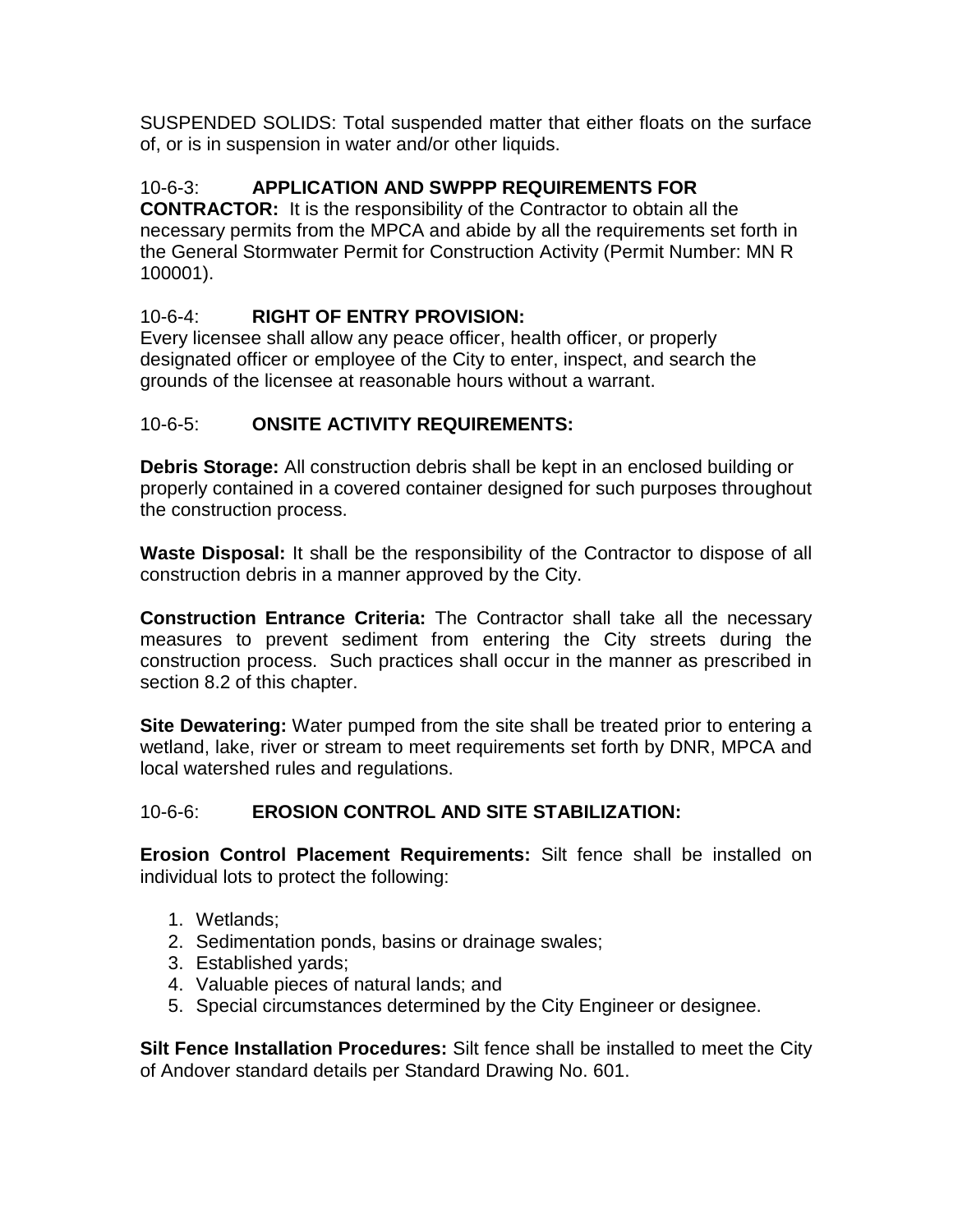SUSPENDED SOLIDS: Total suspended matter that either floats on the surface of, or is in suspension in water and/or other liquids.

10-6-3: **APPLICATION AND SWPPP REQUIREMENTS FOR CONTRACTOR:** It is the responsibility of the Contractor to obtain all the necessary permits from the MPCA and abide by all the requirements set forth in the General Stormwater Permit for Construction Activity (Permit Number: MN R 100001).

10-6-4: **RIGHT OF ENTRY PROVISION:**
Every licensee shall allow any peace officer, health officer, or properly designated officer or employee of the City to enter, inspect, and search the grounds of the licensee at reasonable hours without a warrant.

10-6-5: **ONSITE ACTIVITY REQUIREMENTS:**

**Debris Storage:** All construction debris shall be kept in an enclosed building or properly contained in a covered container designed for such purposes throughout the construction process.

**Waste Disposal:** It shall be the responsibility of the Contractor to dispose of all construction debris in a manner approved by the City.

**Construction Entrance Criteria:** The Contractor shall take all the necessary measures to prevent sediment from entering the City streets during the construction process. Such practices shall occur in the manner as prescribed in section 8.2 of this chapter.

**Site Dewatering:** Water pumped from the site shall be treated prior to entering a wetland, lake, river or stream to meet requirements set forth by DNR, MPCA and local watershed rules and regulations.

10-6-6: **EROSION CONTROL AND SITE STABILIZATION:**

**Erosion Control Placement Requirements:** Silt fence shall be installed on individual lots to protect the following:

1. Wetlands;
2. Sedimentation ponds, basins or drainage swales;
3. Established yards;
4. Valuable pieces of natural lands; and
5. Special circumstances determined by the City Engineer or designee.

**Silt Fence Installation Procedures:** Silt fence shall be installed to meet the City of Andover standard details per Standard Drawing No. 601.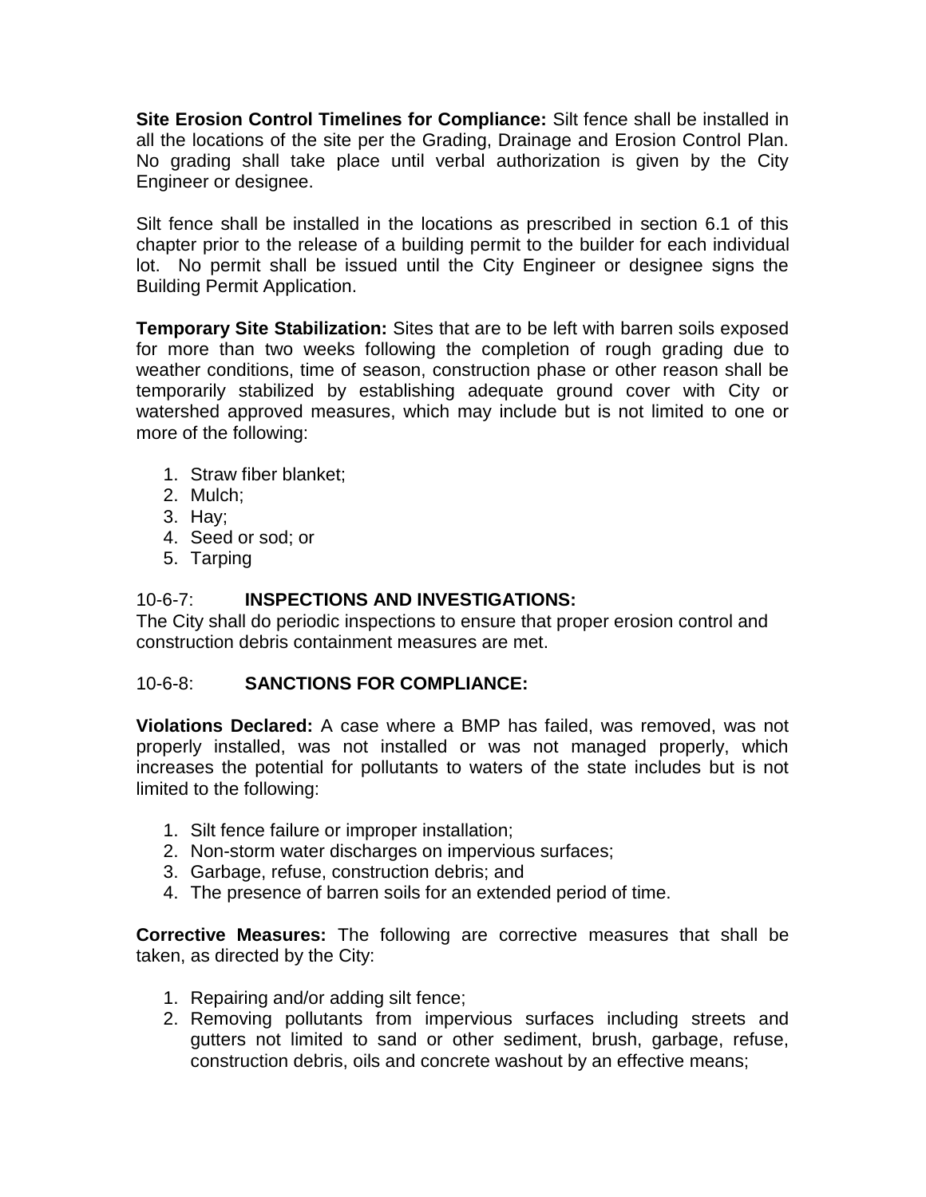**Site Erosion Control Timelines for Compliance:** Silt fence shall be installed in all the locations of the site per the Grading, Drainage and Erosion Control Plan. No grading shall take place until verbal authorization is given by the City Engineer or designee.

Silt fence shall be installed in the locations as prescribed in section 6.1 of this chapter prior to the release of a building permit to the builder for each individual lot. No permit shall be issued until the City Engineer or designee signs the Building Permit Application.

**Temporary Site Stabilization:** Sites that are to be left with barren soils exposed for more than two weeks following the completion of rough grading due to weather conditions, time of season, construction phase or other reason shall be temporarily stabilized by establishing adequate ground cover with City or watershed approved measures, which may include but is not limited to one or more of the following:

1. Straw fiber blanket;
2. Mulch;
3. Hay;
4. Seed or sod; or
5. Tarping

## 10-6-7: **INSPECTIONS AND INVESTIGATIONS:**

The City shall do periodic inspections to ensure that proper erosion control and construction debris containment measures are met.

## 10-6-8: **SANCTIONS FOR COMPLIANCE:**

**Violations Declared:** A case where a BMP has failed, was removed, was not properly installed, was not installed or was not managed properly, which increases the potential for pollutants to waters of the state includes but is not limited to the following:

1. Silt fence failure or improper installation;
2. Non-storm water discharges on impervious surfaces;
3. Garbage, refuse, construction debris; and
4. The presence of barren soils for an extended period of time.

**Corrective Measures:** The following are corrective measures that shall be taken, as directed by the City:

1. Repairing and/or adding silt fence;
2. Removing pollutants from impervious surfaces including streets and gutters not limited to sand or other sediment, brush, garbage, refuse, construction debris, oils and concrete washout by an effective means;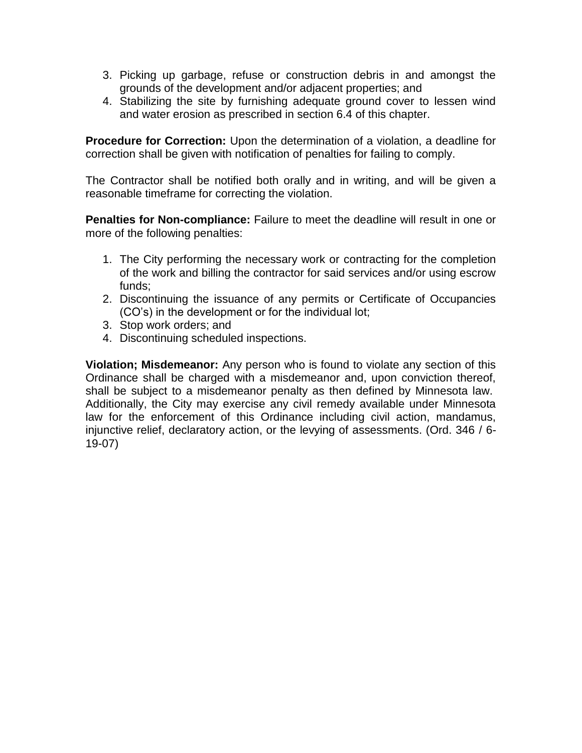3. Picking up garbage, refuse or construction debris in and amongst the grounds of the development and/or adjacent properties; and
4. Stabilizing the site by furnishing adequate ground cover to lessen wind and water erosion as prescribed in section 6.4 of this chapter.

**Procedure for Correction:** Upon the determination of a violation, a deadline for correction shall be given with notification of penalties for failing to comply.

The Contractor shall be notified both orally and in writing, and will be given a reasonable timeframe for correcting the violation.

**Penalties for Non-compliance:** Failure to meet the deadline will result in one or more of the following penalties:

1. The City performing the necessary work or contracting for the completion of the work and billing the contractor for said services and/or using escrow funds;
2. Discontinuing the issuance of any permits or Certificate of Occupancies (CO's) in the development or for the individual lot;
3. Stop work orders; and
4. Discontinuing scheduled inspections.

**Violation; Misdemeanor:** Any person who is found to violate any section of this Ordinance shall be charged with a misdemeanor and, upon conviction thereof, shall be subject to a misdemeanor penalty as then defined by Minnesota law. Additionally, the City may exercise any civil remedy available under Minnesota law for the enforcement of this Ordinance including civil action, mandamus, injunctive relief, declaratory action, or the levying of assessments. (Ord. 346 / 6-19-07)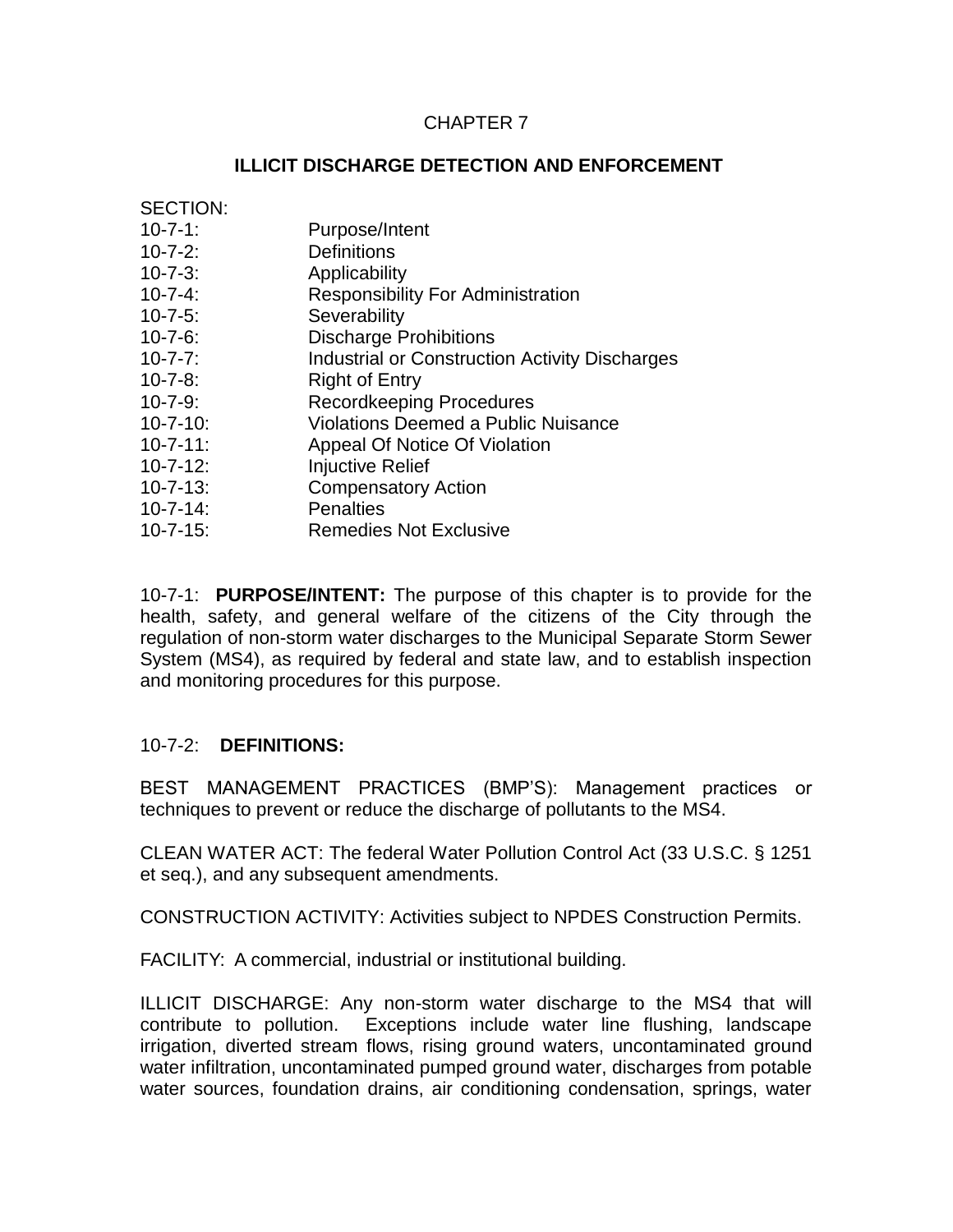CHAPTER 7

## ILLICIT DISCHARGE DETECTION AND ENFORCEMENT

SECTION:

| | |
|---|---|
| 10-7-1: | Purpose/Intent |
| 10-7-2: | Definitions |
| 10-7-3: | Applicability |
| 10-7-4: | Responsibility For Administration |
| 10-7-5: | Severability |
| 10-7-6: | Discharge Prohibitions |
| 10-7-7: | Industrial or Construction Activity Discharges |
| 10-7-8: | Right of Entry |
| 10-7-9: | Recordkeeping Procedures |
| 10-7-10: | Violations Deemed a Public Nuisance |
| 10-7-11: | Appeal Of Notice Of Violation |
| 10-7-12: | Injuctive Relief |
| 10-7-13: | Compensatory Action |
| 10-7-14: | Penalties |
| 10-7-15: | Remedies Not Exclusive |

10-7-1: **PURPOSE/INTENT:** The purpose of this chapter is to provide for the health, safety, and general welfare of the citizens of the City through the regulation of non-storm water discharges to the Municipal Separate Storm Sewer System (MS4), as required by federal and state law, and to establish inspection and monitoring procedures for this purpose.

10-7-2: **DEFINITIONS:**

BEST MANAGEMENT PRACTICES (BMP'S): Management practices or techniques to prevent or reduce the discharge of pollutants to the MS4.

CLEAN WATER ACT: The federal Water Pollution Control Act (33 U.S.C. § 1251 et seq.), and any subsequent amendments.

CONSTRUCTION ACTIVITY: Activities subject to NPDES Construction Permits.

FACILITY: A commercial, industrial or institutional building.

ILLICIT DISCHARGE: Any non-storm water discharge to the MS4 that will contribute to pollution. Exceptions include water line flushing, landscape irrigation, diverted stream flows, rising ground waters, uncontaminated ground water infiltration, uncontaminated pumped ground water, discharges from potable water sources, foundation drains, air conditioning condensation, springs, water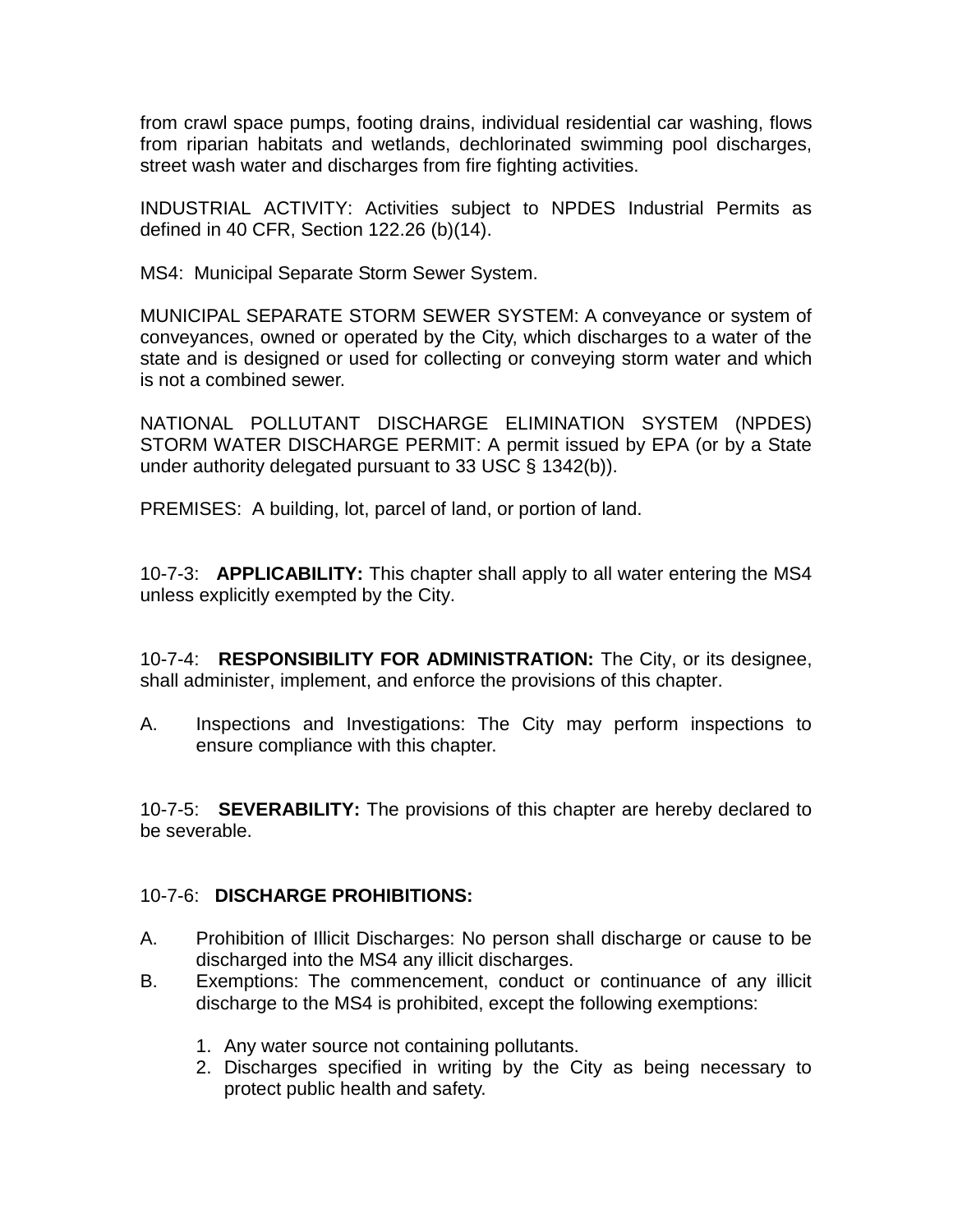from crawl space pumps, footing drains, individual residential car washing, flows from riparian habitats and wetlands, dechlorinated swimming pool discharges, street wash water and discharges from fire fighting activities.

INDUSTRIAL ACTIVITY: Activities subject to NPDES Industrial Permits as defined in 40 CFR, Section 122.26 (b)(14).

MS4: Municipal Separate Storm Sewer System.

MUNICIPAL SEPARATE STORM SEWER SYSTEM: A conveyance or system of conveyances, owned or operated by the City, which discharges to a water of the state and is designed or used for collecting or conveying storm water and which is not a combined sewer.

NATIONAL POLLUTANT DISCHARGE ELIMINATION SYSTEM (NPDES) STORM WATER DISCHARGE PERMIT: A permit issued by EPA (or by a State under authority delegated pursuant to 33 USC § 1342(b)).

PREMISES: A building, lot, parcel of land, or portion of land.

10-7-3: **APPLICABILITY:** This chapter shall apply to all water entering the MS4 unless explicitly exempted by the City.

10-7-4: **RESPONSIBILITY FOR ADMINISTRATION:** The City, or its designee, shall administer, implement, and enforce the provisions of this chapter.

A. Inspections and Investigations: The City may perform inspections to ensure compliance with this chapter.

10-7-5: **SEVERABILITY:** The provisions of this chapter are hereby declared to be severable.

10-7-6: **DISCHARGE PROHIBITIONS:**

A. Prohibition of Illicit Discharges: No person shall discharge or cause to be discharged into the MS4 any illicit discharges.

B. Exemptions: The commencement, conduct or continuance of any illicit discharge to the MS4 is prohibited, except the following exemptions:

   1. Any water source not containing pollutants.
   2. Discharges specified in writing by the City as being necessary to protect public health and safety.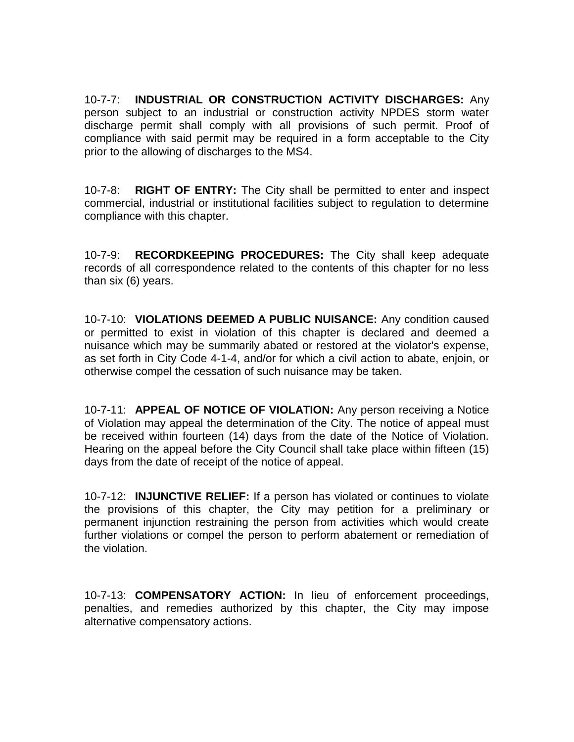10-7-7: **INDUSTRIAL OR CONSTRUCTION ACTIVITY DISCHARGES:** Any person subject to an industrial or construction activity NPDES storm water discharge permit shall comply with all provisions of such permit. Proof of compliance with said permit may be required in a form acceptable to the City prior to the allowing of discharges to the MS4.

10-7-8: **RIGHT OF ENTRY:** The City shall be permitted to enter and inspect commercial, industrial or institutional facilities subject to regulation to determine compliance with this chapter.

10-7-9: **RECORDKEEPING PROCEDURES:** The City shall keep adequate records of all correspondence related to the contents of this chapter for no less than six (6) years.

10-7-10: **VIOLATIONS DEEMED A PUBLIC NUISANCE:** Any condition caused or permitted to exist in violation of this chapter is declared and deemed a nuisance which may be summarily abated or restored at the violator's expense, as set forth in City Code 4-1-4, and/or for which a civil action to abate, enjoin, or otherwise compel the cessation of such nuisance may be taken.

10-7-11: **APPEAL OF NOTICE OF VIOLATION:** Any person receiving a Notice of Violation may appeal the determination of the City. The notice of appeal must be received within fourteen (14) days from the date of the Notice of Violation. Hearing on the appeal before the City Council shall take place within fifteen (15) days from the date of receipt of the notice of appeal.

10-7-12: **INJUNCTIVE RELIEF:** If a person has violated or continues to violate the provisions of this chapter, the City may petition for a preliminary or permanent injunction restraining the person from activities which would create further violations or compel the person to perform abatement or remediation of the violation.

10-7-13: **COMPENSATORY ACTION:** In lieu of enforcement proceedings, penalties, and remedies authorized by this chapter, the City may impose alternative compensatory actions.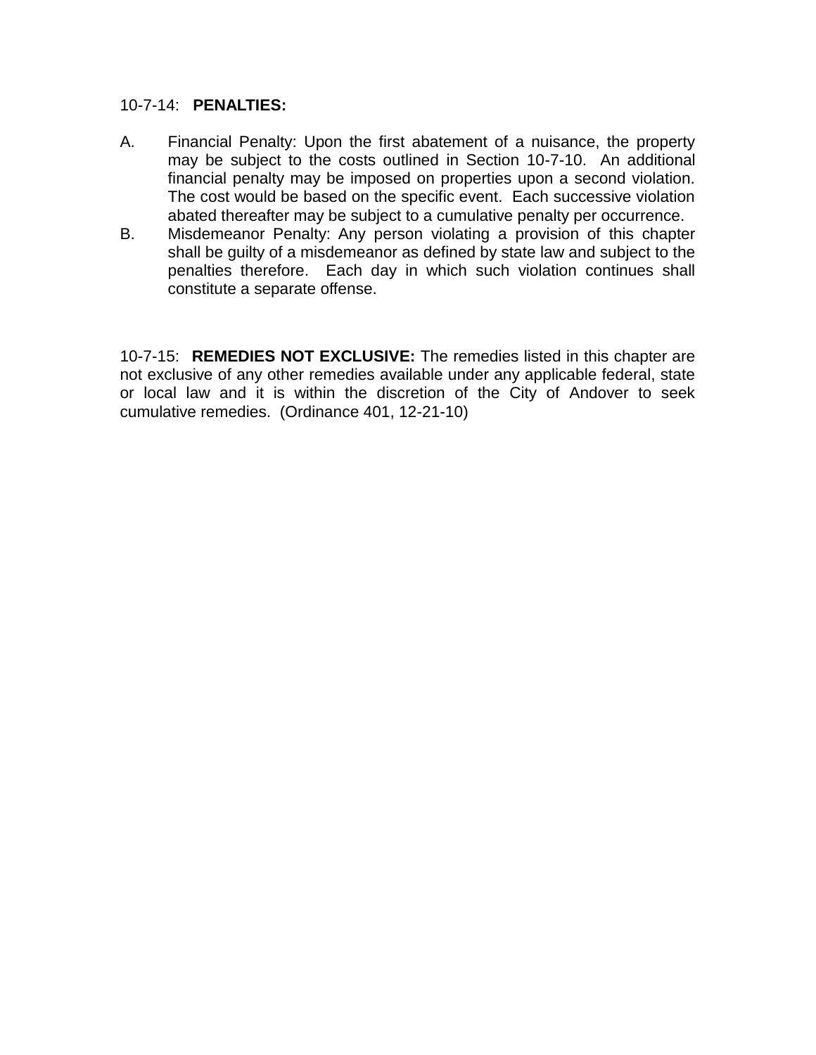10-7-14: **PENALTIES:**

A. Financial Penalty: Upon the first abatement of a nuisance, the property may be subject to the costs outlined in Section 10-7-10. An additional financial penalty may be imposed on properties upon a second violation. The cost would be based on the specific event. Each successive violation abated thereafter may be subject to a cumulative penalty per occurrence.

B. Misdemeanor Penalty: Any person violating a provision of this chapter shall be guilty of a misdemeanor as defined by state law and subject to the penalties therefore. Each day in which such violation continues shall constitute a separate offense.

10-7-15: **REMEDIES NOT EXCLUSIVE:** The remedies listed in this chapter are not exclusive of any other remedies available under any applicable federal, state or local law and it is within the discretion of the City of Andover to seek cumulative remedies. (Ordinance 401, 12-21-10)